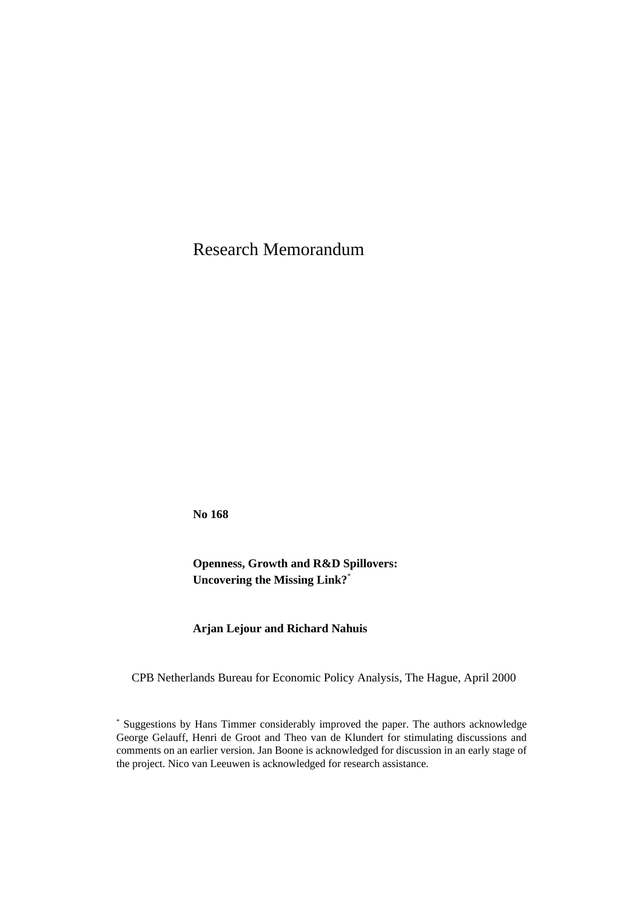Research Memorandum

**No 168**

**Openness, Growth and R&D Spillovers: Uncovering the Missing Link?**[*]

**Arjan Lejour and Richard Nahuis**

CPB Netherlands Bureau for Economic Policy Analysis, The Hague, April 2000

[*] Suggestions by Hans Timmer considerably improved the paper. The authors acknowledge George Gelauff, Henri de Groot and Theo van de Klundert for stimulating discussions and comments on an earlier version. Jan Boone is acknowledged for discussion in an early stage of the project. Nico van Leeuwen is acknowledged for research assistance.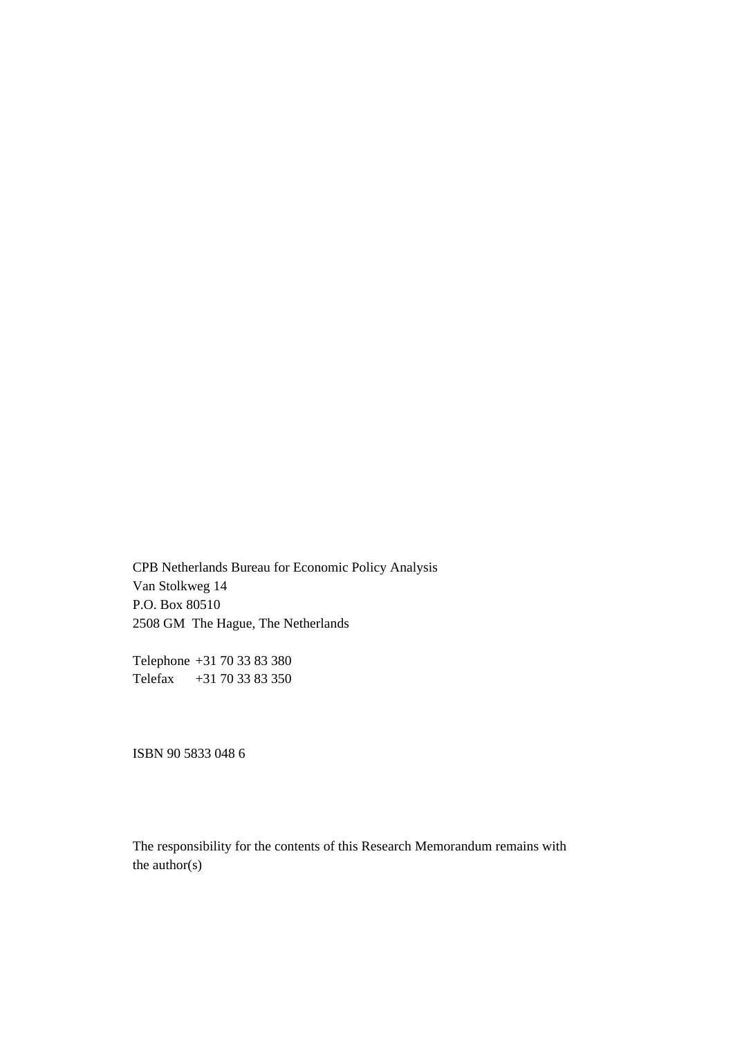CPB Netherlands Bureau for Economic Policy Analysis
Van Stolkweg 14
P.O. Box 80510
2508 GM The Hague, The Netherlands

Telephone +31 70 33 83 380
Telefax +31 70 33 83 350

ISBN 90 5833 048 6

The responsibility for the contents of this Research Memorandum remains with the author(s)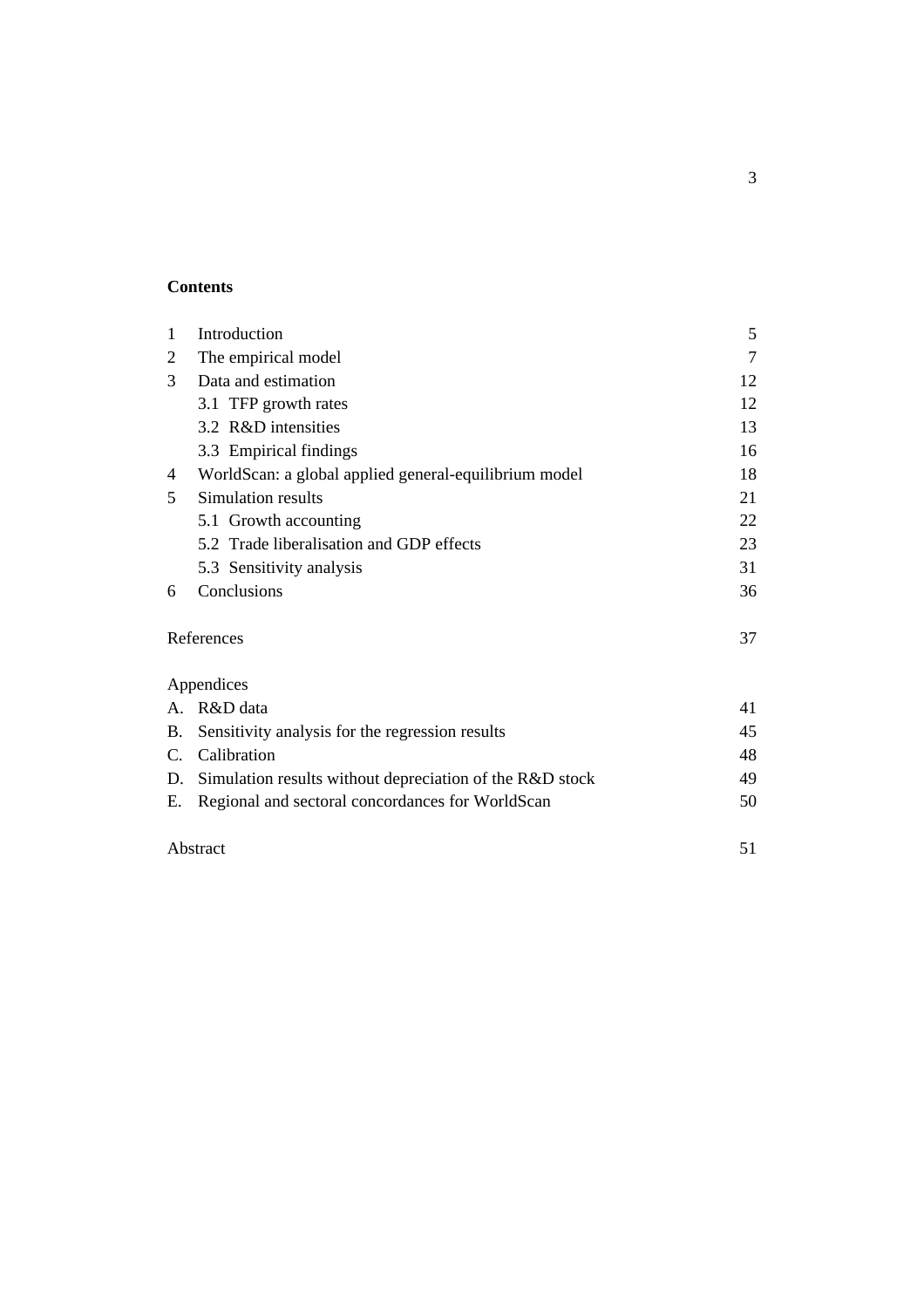## Contents

| | | |
|---|---|---|
| 1 | Introduction | 5 |
| 2 | The empirical model | 7 |
| 3 | Data and estimation | 12 |
| | 3.1 TFP growth rates | 12 |
| | 3.2 R&D intensities | 13 |
| | 3.3 Empirical findings | 16 |
| 4 | WorldScan: a global applied general-equilibrium model | 18 |
| 5 | Simulation results | 21 |
| | 5.1 Growth accounting | 22 |
| | 5.2 Trade liberalisation and GDP effects | 23 |
| | 5.3 Sensitivity analysis | 31 |
| 6 | Conclusions | 36 |
| | | |
| References | | 37 |
| | | |
| Appendices | | |
| A. | R&D data | 41 |
| B. | Sensitivity analysis for the regression results | 45 |
| C. | Calibration | 48 |
| D. | Simulation results without depreciation of the R&D stock | 49 |
| E. | Regional and sectoral concordances for WorldScan | 50 |
| | | |
| Abstract | | 51 |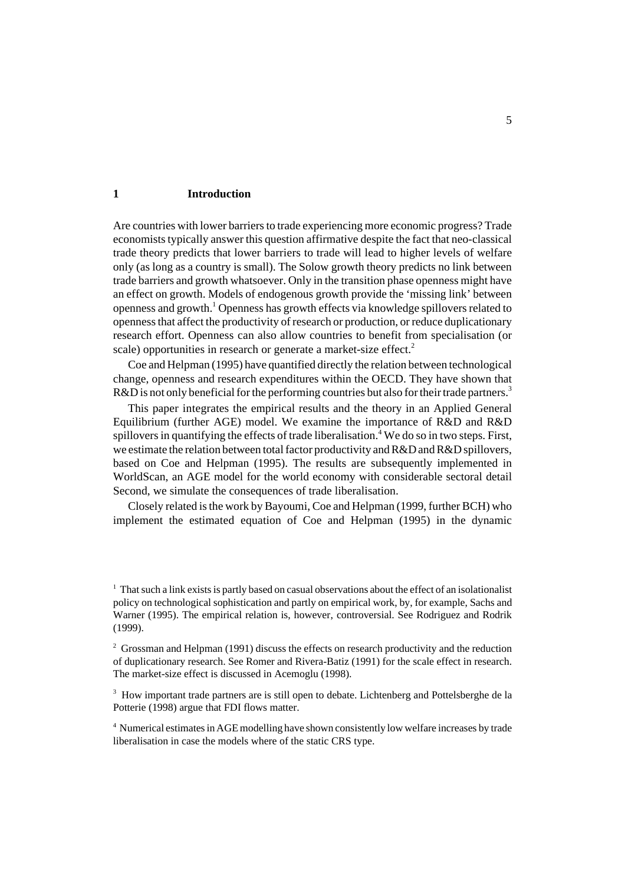# 1 Introduction

Are countries with lower barriers to trade experiencing more economic progress? Trade economists typically answer this question affirmative despite the fact that neo-classical trade theory predicts that lower barriers to trade will lead to higher levels of welfare only (as long as a country is small). The Solow growth theory predicts no link between trade barriers and growth whatsoever. Only in the transition phase openness might have an effect on growth. Models of endogenous growth provide the 'missing link' between openness and growth.[1] Openness has growth effects via knowledge spillovers related to openness that affect the productivity of research or production, or reduce duplicationary research effort. Openness can also allow countries to benefit from specialisation (or scale) opportunities in research or generate a market-size effect.[2]

Coe and Helpman (1995) have quantified directly the relation between technological change, openness and research expenditures within the OECD. They have shown that R&D is not only beneficial for the performing countries but also for their trade partners.[3]

This paper integrates the empirical results and the theory in an Applied General Equilibrium (further AGE) model. We examine the importance of R&D and R&D spillovers in quantifying the effects of trade liberalisation.[4] We do so in two steps. First, we estimate the relation between total factor productivity and R&D and R&D spillovers, based on Coe and Helpman (1995). The results are subsequently implemented in WorldScan, an AGE model for the world economy with considerable sectoral detail Second, we simulate the consequences of trade liberalisation.

Closely related is the work by Bayoumi, Coe and Helpman (1999, further BCH) who implement the estimated equation of Coe and Helpman (1995) in the dynamic

[1] That such a link exists is partly based on casual observations about the effect of an isolationalist policy on technological sophistication and partly on empirical work, by, for example, Sachs and Warner (1995). The empirical relation is, however, controversial. See Rodriguez and Rodrik (1999).

[2] Grossman and Helpman (1991) discuss the effects on research productivity and the reduction of duplicationary research. See Romer and Rivera-Batiz (1991) for the scale effect in research. The market-size effect is discussed in Acemoglu (1998).

[3] How important trade partners is is still open to debate. Lichtenberg and Pottelsberghe de la Potterie (1998) argue that FDI flows matter.

[4] Numerical estimates in AGE modelling have shown consistently low welfare increases by trade liberalisation in case the models where of the static CRS type.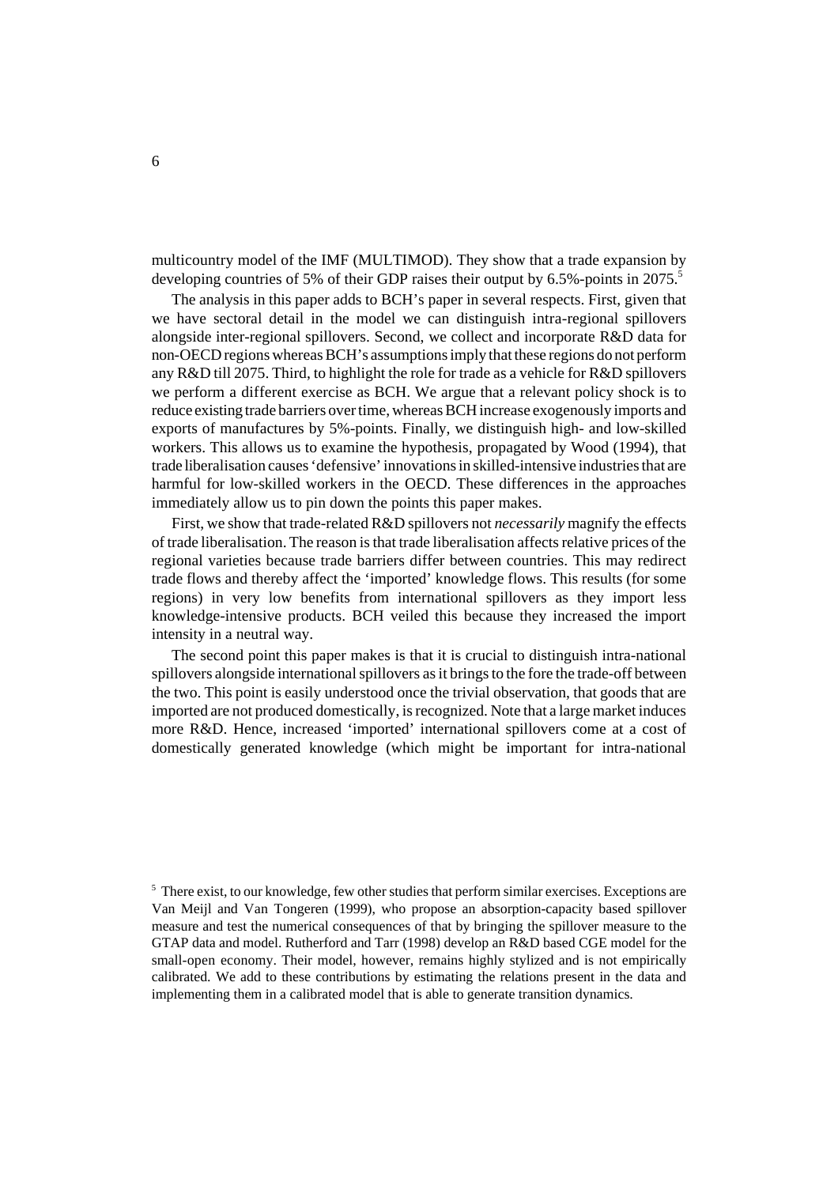multicountry model of the IMF (MULTIMOD). They show that a trade expansion by developing countries of 5% of their GDP raises their output by 6.5%-points in 2075.[5]

The analysis in this paper adds to BCH's paper in several respects. First, given that we have sectoral detail in the model we can distinguish intra-regional spillovers alongside inter-regional spillovers. Second, we collect and incorporate R&D data for non-OECD regions whereas BCH's assumptions imply that these regions do not perform any R&D till 2075. Third, to highlight the role for trade as a vehicle for R&D spillovers we perform a different exercise as BCH. We argue that a relevant policy shock is to reduce existing trade barriers over time, whereas BCH increase exogenously imports and exports of manufactures by 5%-points. Finally, we distinguish high- and low-skilled workers. This allows us to examine the hypothesis, propagated by Wood (1994), that trade liberalisation causes 'defensive' innovations in skilled-intensive industries that are harmful for low-skilled workers in the OECD. These differences in the approaches immediately allow us to pin down the points this paper makes.

First, we show that trade-related R&D spillovers not *necessarily* magnify the effects of trade liberalisation. The reason is that trade liberalisation affects relative prices of the regional varieties because trade barriers differ between countries. This may redirect trade flows and thereby affect the 'imported' knowledge flows. This results (for some regions) in very low benefits from international spillovers as they import less knowledge-intensive products. BCH veiled this because they increased the import intensity in a neutral way.

The second point this paper makes is that it is crucial to distinguish intra-national spillovers alongside international spillovers as it brings to the fore the trade-off between the two. This point is easily understood once the trivial observation, that goods that are imported are not produced domestically, is recognized. Note that a large market induces more R&D. Hence, increased 'imported' international spillovers come at a cost of domestically generated knowledge (which might be important for intra-national

[5] There exist, to our knowledge, few other studies that perform similar exercises. Exceptions are Van Meijl and Van Tongeren (1999), who propose an absorption-capacity based spillover measure and test the numerical consequences of that by bringing the spillover measure to the GTAP data and model. Rutherford and Tarr (1998) develop an R&D based CGE model for the small-open economy. Their model, however, remains highly stylized and is not empirically calibrated. We add to these contributions by estimating the relations present in the data and implementing them in a calibrated model that is able to generate transition dynamics.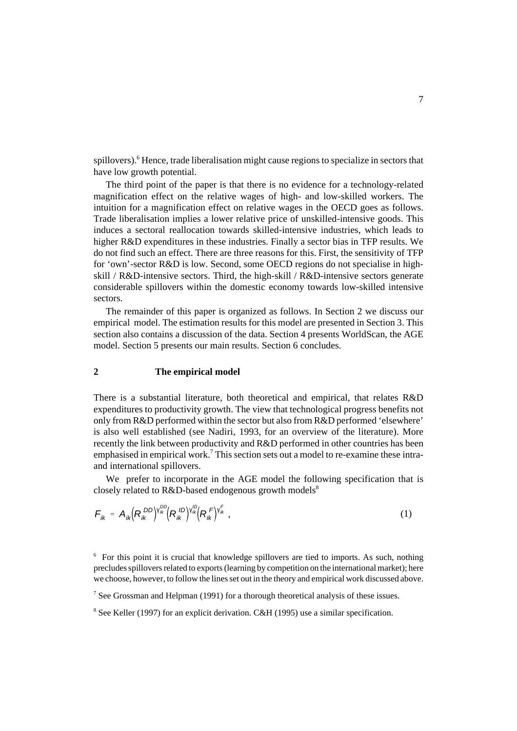spillovers).[6] Hence, trade liberalisation might cause regions to specialize in sectors that have low growth potential.

The third point of the paper is that there is no evidence for a technology-related magnification effect on the relative wages of high- and low-skilled workers. The intuition for a magnification effect on relative wages in the OECD goes as follows. Trade liberalisation implies a lower relative price of unskilled-intensive goods. This induces a sectoral reallocation towards skilled-intensive industries, which leads to higher R&D expenditures in these industries. Finally a sector bias in TFP results. We do not find such an effect. There are three reasons for this. First, the sensitivity of TFP for 'own'-sector R&D is low. Second, some OECD regions do not specialise in high-skill / R&D-intensive sectors. Third, the high-skill / R&D-intensive sectors generate considerable spillovers within the domestic economy towards low-skilled intensive sectors.

The remainder of this paper is organized as follows. In Section 2 we discuss our empirical model. The estimation results for this model are presented in Section 3. This section also contains a discussion of the data. Section 4 presents WorldScan, the AGE model. Section 5 presents our main results. Section 6 concludes.

## 2 The empirical model

There is a substantial literature, both theoretical and empirical, that relates R&D expenditures to productivity growth. The view that technological progress benefits not only from R&D performed within the sector but also from R&D performed 'elsewhere' is also well established (see Nadiri, 1993, for an overview of the literature). More recently the link between productivity and R&D performed in other countries has been emphasised in empirical work.[7] This section sets out a model to re-examine these intra- and international spillovers.

We prefer to incorporate in the AGE model the following specification that is closely related to R&D-based endogenous growth models[8]

$$F_{ik} = A_{ik}\left(R_{ik}^{DD}\right)^{\gamma_{ik}^{DD}}\left(R_{ik}^{ID}\right)^{\gamma_{ik}^{ID}}\left(R_{ik}^{F}\right)^{\gamma_{ik}^{F}}, \tag{1}$$

[6] For this point it is crucial that knowledge spillovers are tied to imports. As such, nothing precludes spillovers related to exports (learning by competition on the international market); here we choose, however, to follow the lines set out in the theory and empirical work discussed above.

[7] See Grossman and Helpman (1991) for a thorough theoretical analysis of these issues.

[8] See Keller (1997) for an explicit derivation. C&H (1995) use a similar specification.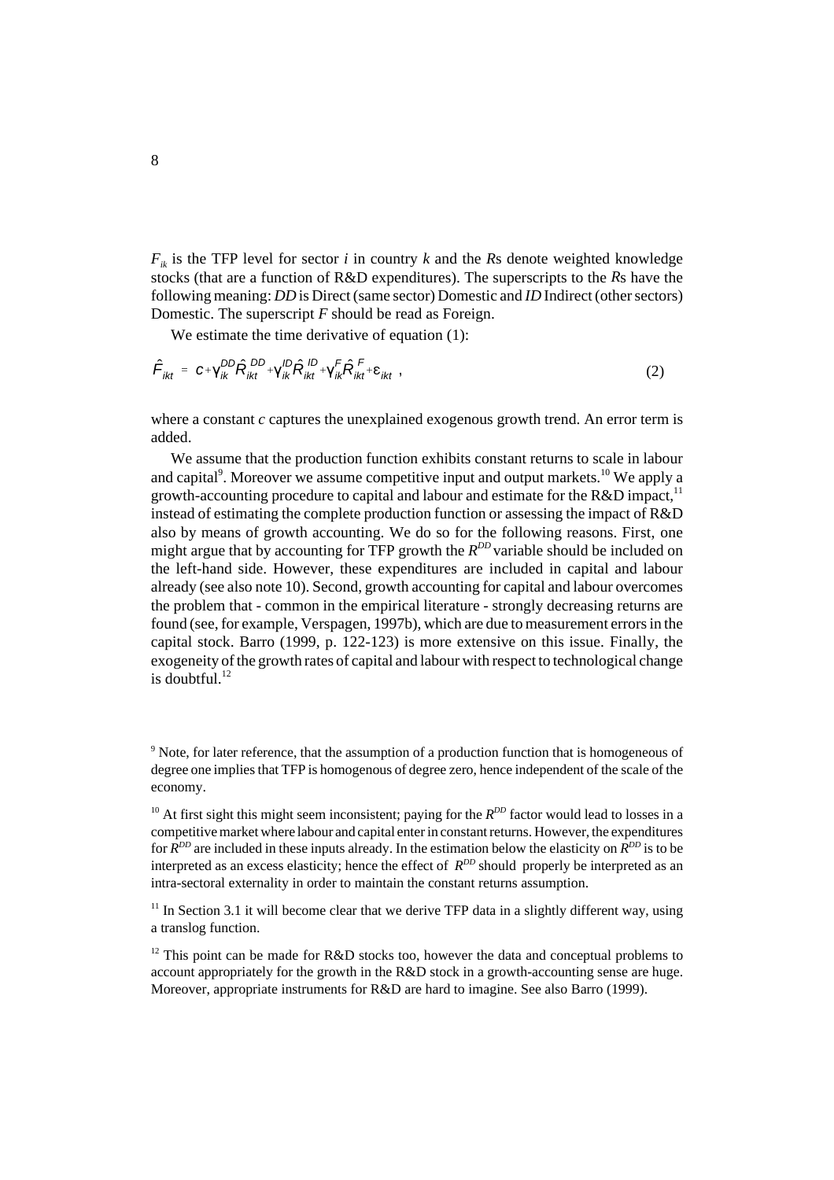$F_{ik}$ is the TFP level for sector $i$ in country $k$ and the $R$s denote weighted knowledge stocks (that are a function of R&D expenditures). The superscripts to the $R$s have the following meaning: *DD* is Direct (same sector) Domestic and *ID* Indirect (other sectors) Domestic. The superscript $F$ should be read as Foreign.

We estimate the time derivative of equation (1):

$$\hat{F}_{ikt} = c + \gamma_{ik}^{DD}\hat{R}_{ikt}^{DD} + \gamma_{ik}^{ID}\hat{R}_{ikt}^{ID} + \gamma_{ik}^{F}\hat{R}_{ikt}^{F} + \varepsilon_{ikt} \, , \tag{2}$$

where a constant $c$ captures the unexplained exogenous growth trend. An error term is added.

We assume that the production function exhibits constant returns to scale in labour and capital[9]. Moreover we assume competitive input and output markets.[10] We apply a growth-accounting procedure to capital and labour and estimate for the R&D impact,[11] instead of estimating the complete production function or assessing the impact of R&D also by means of growth accounting. We do so for the following reasons. First, one might argue that by accounting for TFP growth the $R^{DD}$ variable should be included on the left-hand side. However, these expenditures are included in capital and labour already (see also note 10). Second, growth accounting for capital and labour overcomes the problem that - common in the empirical literature - strongly decreasing returns are found (see, for example, Verspagen, 1997b), which are due to measurement errors in the capital stock. Barro (1999, p. 122-123) is more extensive on this issue. Finally, the exogeneity of the growth rates of capital and labour with respect to technological change is doubtful.[12]

---

[9] Note, for later reference, that the assumption of a production function that is homogeneous of degree one implies that TFP is homogenous of degree zero, hence independent of the scale of the economy.

[10] At first sight this might seem inconsistent; paying for the $R^{DD}$ factor would lead to losses in a competitive market where labour and capital enter in constant returns. However, the expenditures for $R^{DD}$ are included in these inputs already. In the estimation below the elasticity on $R^{DD}$ is to be interpreted as an excess elasticity; hence the effect of $R^{DD}$ should properly be interpreted as an intra-sectoral externality in order to maintain the constant returns assumption.

[11] In Section 3.1 it will become clear that we derive TFP data in a slightly different way, using a translog function.

[12] This point can be made for R&D stocks too, however the data and conceptual problems to account appropriately for the growth in the R&D stock in a growth-accounting sense are huge. Moreover, appropriate instruments for R&D are hard to imagine. See also Barro (1999).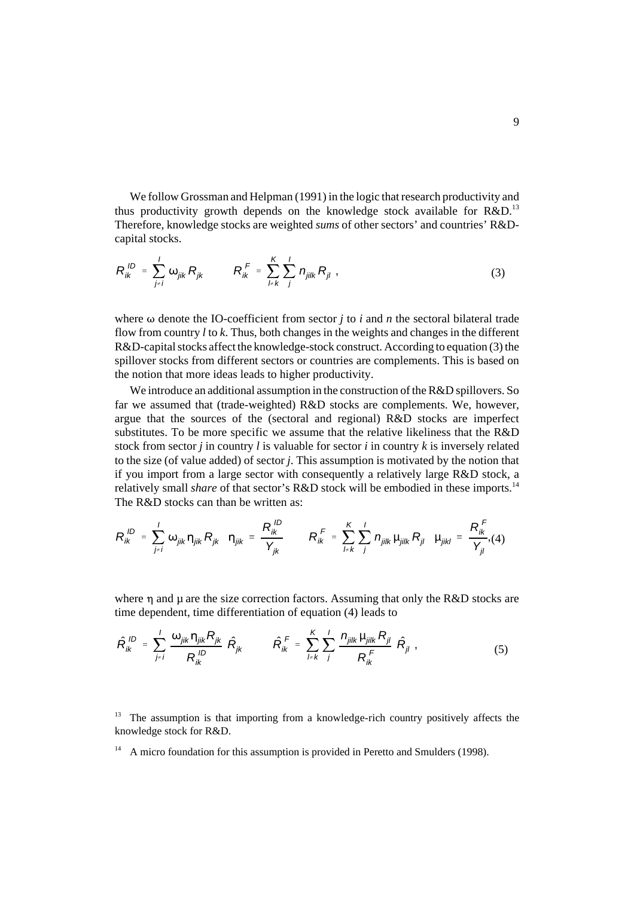We follow Grossman and Helpman (1991) in the logic that research productivity and thus productivity growth depends on the knowledge stock available for R&D.[13] Therefore, knowledge stocks are weighted *sums* of other sectors' and countries' R&D-capital stocks.

$$R_{ik}^{ID} = \sum_{j \neq i}^{I} \omega_{jik} R_{jk} \qquad R_{ik}^{F} = \sum_{l \neq k}^{K} \sum_{j}^{I} n_{jilk} R_{jl} \ , \tag{3}$$

where $\omega$ denote the IO-coefficient from sector $j$ to $i$ and $n$ the sectoral bilateral trade flow from country $l$ to $k$. Thus, both changes in the weights and changes in the different R&D-capital stocks affect the knowledge-stock construct. According to equation (3) the spillover stocks from different sectors or countries are complements. This is based on the notion that more ideas leads to higher productivity.

We introduce an additional assumption in the construction of the R&D spillovers. So far we assumed that (trade-weighted) R&D stocks are complements. We, however, argue that the sources of the (sectoral and regional) R&D stocks are imperfect substitutes. To be more specific we assume that the relative likeliness that the R&D stock from sector $j$ in country $l$ is valuable for sector $i$ in country $k$ is inversely related to the size (of value added) of sector $j$. This assumption is motivated by the notion that if you import from a large sector with consequently a relatively large R&D stock, a relatively small *share* of that sector's R&D stock will be embodied in these imports.[14] The R&D stocks can than be written as:

$$R_{ik}^{ID} = \sum_{j \neq i}^{I} \omega_{jik} \eta_{jik} R_{jk} \quad \eta_{jik} \equiv \frac{R_{ik}^{ID}}{Y_{jk}} \qquad R_{ik}^{F} = \sum_{l \neq k}^{K} \sum_{j}^{I} n_{jilk} \mu_{jilk} R_{jl} \quad \mu_{jikl} \equiv \frac{R_{ik}^{F}}{Y_{jl}}, \tag{4}$$

where $\eta$ and $\mu$ are the size correction factors. Assuming that only the R&D stocks are time dependent, time differentiation of equation (4) leads to

$$\hat{R}_{ik}^{ID} = \sum_{j \neq i}^{I} \frac{\omega_{jik} \eta_{jik} R_{jk}}{R_{ik}^{ID}} \hat{R}_{jk} \qquad \hat{R}_{ik}^{F} = \sum_{l \neq k}^{K} \sum_{j}^{I} \frac{n_{jilk} \mu_{jilk} R_{jl}}{R_{ik}^{F}} \hat{R}_{jl} \ , \tag{5}$$

[13] The assumption is that importing from a knowledge-rich country positively affects the knowledge stock for R&D.

[14] A micro foundation for this assumption is provided in Peretto and Smulders (1998).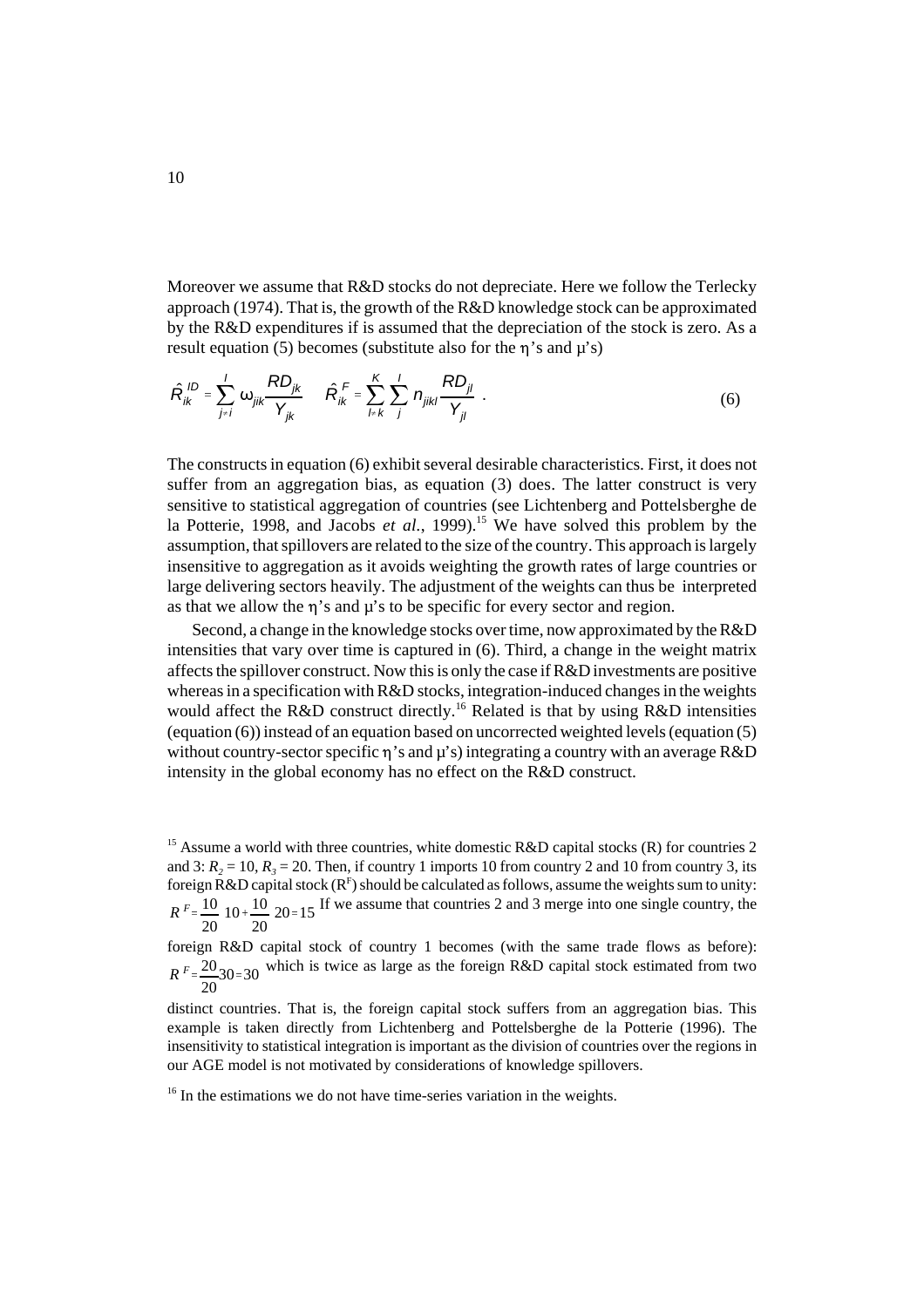Moreover we assume that R&D stocks do not depreciate. Here we follow the Terlecky approach (1974). That is, the growth of the R&D knowledge stock can be approximated by the R&D expenditures if is assumed that the depreciation of the stock is zero. As a result equation (5) becomes (substitute also for the η's and µ's)

$$\hat{R}_{ik}^{ID} = \sum_{j \neq i}^{I} \omega_{jik} \frac{RD_{jk}}{Y_{jk}} \quad \hat{R}_{ik}^{F} = \sum_{l \neq k}^{K} \sum_{j}^{I} n_{jikl} \frac{RD_{jl}}{Y_{jl}} \; . \tag{6}$$

The constructs in equation (6) exhibit several desirable characteristics. First, it does not suffer from an aggregation bias, as equation (3) does. The latter construct is very sensitive to statistical aggregation of countries (see Lichtenberg and Pottelsberghe de la Potterie, 1998, and Jacobs *et al.*, 1999).[15] We have solved this problem by the assumption, that spillovers are related to the size of the country. This approach is largely insensitive to aggregation as it avoids weighting the growth rates of large countries or large delivering sectors heavily. The adjustment of the weights can thus be interpreted as that we allow the η's and µ's to be specific for every sector and region.

Second, a change in the knowledge stocks over time, now approximated by the R&D intensities that vary over time is captured in (6). Third, a change in the weight matrix affects the spillover construct. Now this is only the case if R&D investments are positive whereas in a specification with R&D stocks, integration-induced changes in the weights would affect the R&D construct directly.[16] Related is that by using R&D intensities (equation (6)) instead of an equation based on uncorrected weighted levels (equation (5) without country-sector specific η's and µ's) integrating a country with an average R&D intensity in the global economy has no effect on the R&D construct.

[15] Assume a world with three countries, white domestic R&D capital stocks (R) for countries 2 and 3: $R_2 = 10$, $R_3 = 20$. Then, if country 1 imports 10 from country 2 and 10 from country 3, its foreign R&D capital stock ($R^F$) should be calculated as follows, assume the weights sum to unity: $R^F = \frac{10}{20}\,10 + \frac{10}{20}\,20 = 15$ If we assume that countries 2 and 3 merge into one single country, the foreign R&D capital stock of country 1 becomes (with the same trade flows as before): $R^F = \frac{20}{20} 30 = 30$ which is twice as large as the foreign R&D capital stock estimated from two distinct countries. That is, the foreign capital stock suffers from an aggregation bias. This example is taken directly from Lichtenberg and Pottelsberghe de la Potterie (1996). The insensitivity to statistical integration is important as the division of countries over the regions in our AGE model is not motivated by considerations of knowledge spillovers.

[16] In the estimations we do not have time-series variation in the weights.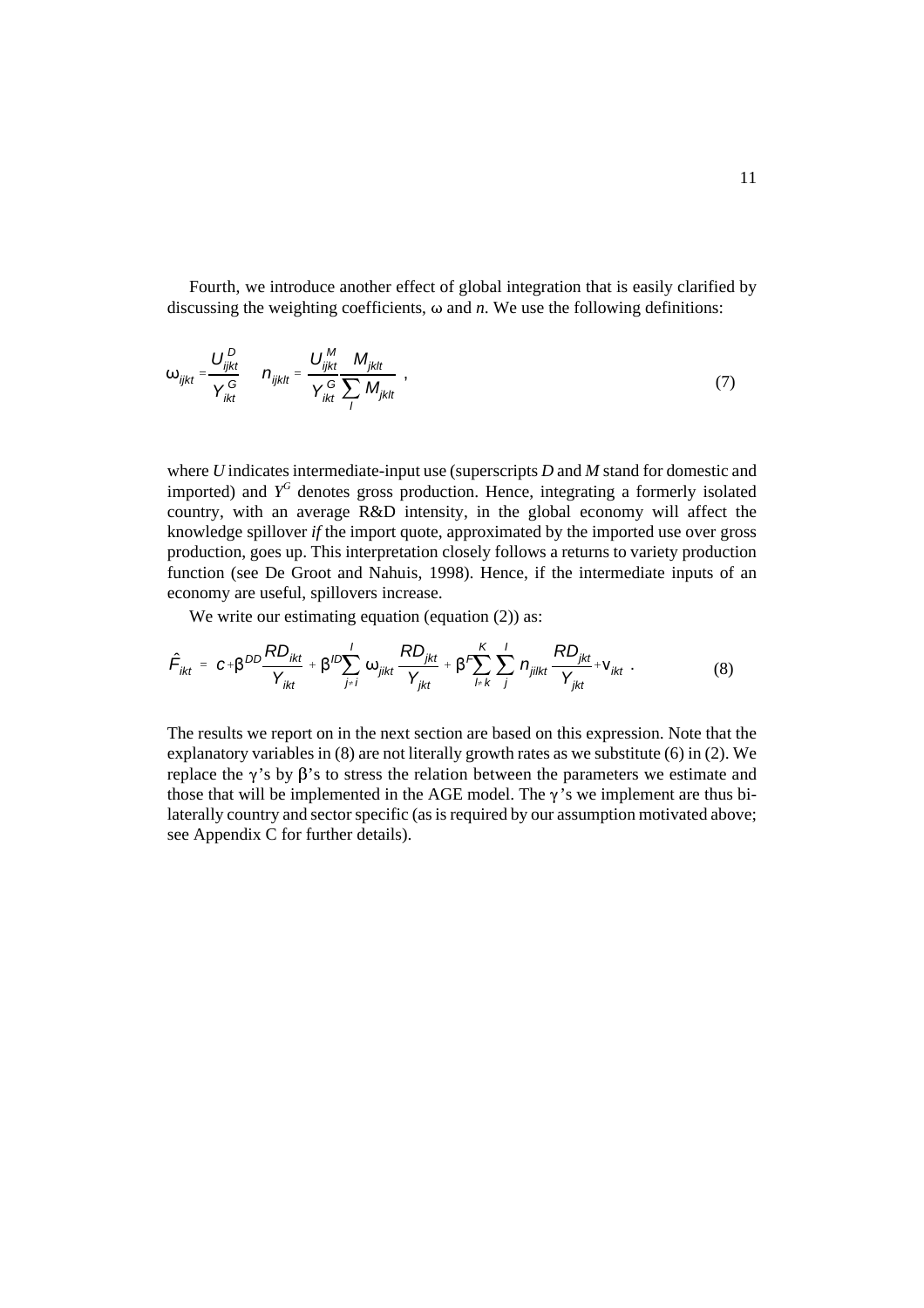Fourth, we introduce another effect of global integration that is easily clarified by discussing the weighting coefficients, $\omega$ and $n$. We use the following definitions:

$$\omega_{ijkt} = \frac{U^{D}_{ijkt}}{Y^{G}_{ikt}} \qquad n_{ijklt} = \frac{U^{M}_{ijkt}}{Y^{G}_{ikt}} \frac{M_{jklt}}{\sum_{l} M_{jklt}} \ , \tag{7}$$

where $U$ indicates intermediate-input use (superscripts $D$ and $M$ stand for domestic and imported) and $Y^G$ denotes gross production. Hence, integrating a formerly isolated country, with an average R&D intensity, in the global economy will affect the knowledge spillover *if* the import quote, approximated by the imported use over gross production, goes up. This interpretation closely follows a returns to variety production function (see De Groot and Nahuis, 1998). Hence, if the intermediate inputs of an economy are useful, spillovers increase.

We write our estimating equation (equation (2)) as:

$$\hat{F}_{ikt} = c + \beta^{DD} \frac{RD_{ikt}}{Y_{ikt}} + \beta^{ID} \sum_{j \neq i}^{I} \omega_{jikt} \frac{RD_{jkt}}{Y_{jkt}} + \beta^{F} \sum_{l \neq k}^{K} \sum_{j}^{I} n_{jilkt} \frac{RD_{jkt}}{Y_{jkt}} + \nu_{ikt} \ . \tag{8}$$

The results we report on in the next section are based on this expression. Note that the explanatory variables in (8) are not literally growth rates as we substitute (6) in (2). We replace the $\gamma$'s by $\beta$'s to stress the relation between the parameters we estimate and those that will be implemented in the AGE model. The $\gamma$'s we implement are thus bi-laterally country and sector specific (as is required by our assumption motivated above; see Appendix C for further details).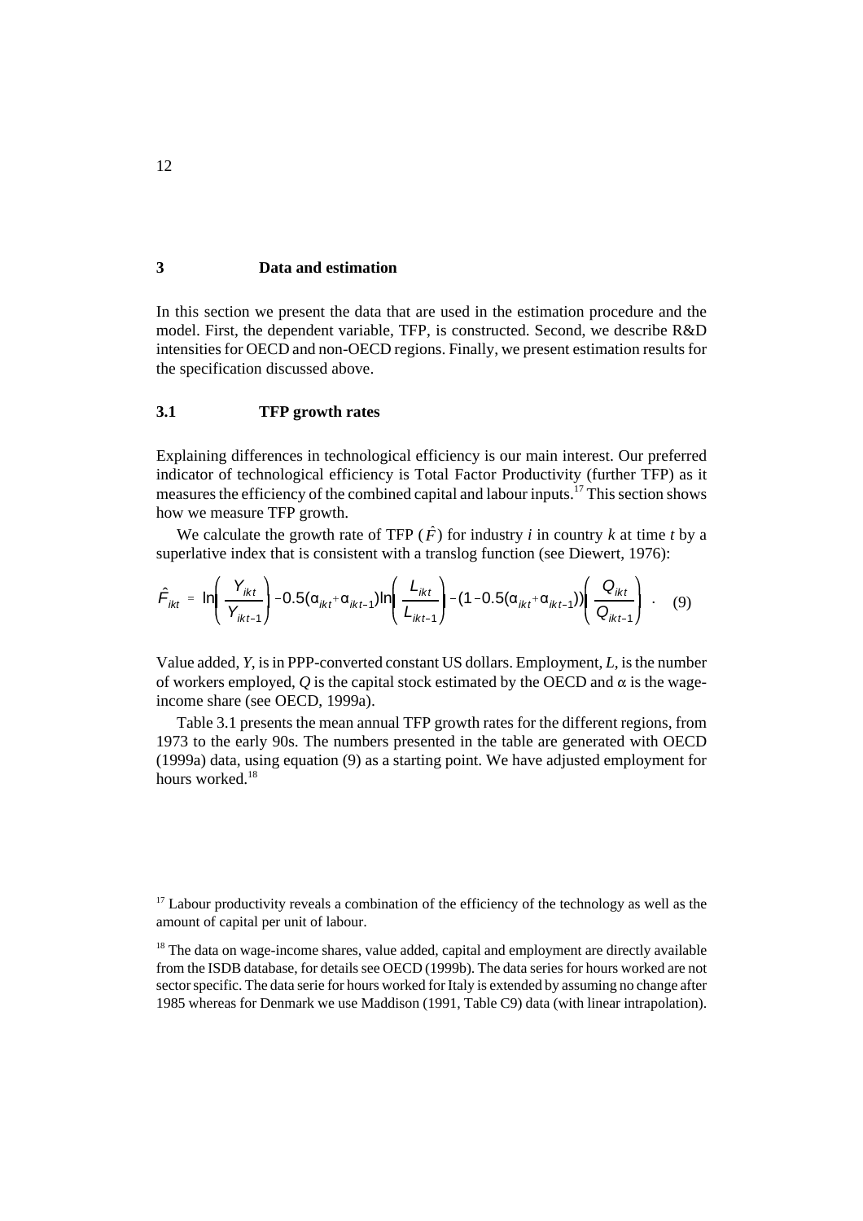# 3 Data and estimation

In this section we present the data that are used in the estimation procedure and the model. First, the dependent variable, TFP, is constructed. Second, we describe R&D intensities for OECD and non-OECD regions. Finally, we present estimation results for the specification discussed above.

## 3.1 TFP growth rates

Explaining differences in technological efficiency is our main interest. Our preferred indicator of technological efficiency is Total Factor Productivity (further TFP) as it measures the efficiency of the combined capital and labour inputs.[17] This section shows how we measure TFP growth.

We calculate the growth rate of TFP ($\hat{F}$) for industry $i$ in country $k$ at time $t$ by a superlative index that is consistent with a translog function (see Diewert, 1976):

$$\hat{F}_{ikt} = \ln\left(\frac{Y_{ikt}}{Y_{ikt-1}}\right) - 0.5(\alpha_{ikt}+\alpha_{ikt-1})\ln\left(\frac{L_{ikt}}{L_{ikt-1}}\right) - (1-0.5(\alpha_{ikt}+\alpha_{ikt-1}))\left(\frac{Q_{ikt}}{Q_{ikt-1}}\right) \quad . \qquad (9)$$

Value added, $Y$, is in PPP-converted constant US dollars. Employment, $L$, is the number of workers employed, $Q$ is the capital stock estimated by the OECD and $\alpha$ is the wage-income share (see OECD, 1999a).

Table 3.1 presents the mean annual TFP growth rates for the different regions, from 1973 to the early 90s. The numbers presented in the table are generated with OECD (1999a) data, using equation (9) as a starting point. We have adjusted employment for hours worked.[18]

[17] Labour productivity reveals a combination of the efficiency of the technology as well as the amount of capital per unit of labour.

[18] The data on wage-income shares, value added, capital and employment are directly available from the ISDB database, for details see OECD (1999b). The data series for hours worked are not sector specific. The data serie for hours worked for Italy is extended by assuming no change after 1985 whereas for Denmark we use Maddison (1991, Table C9) data (with linear intrapolation).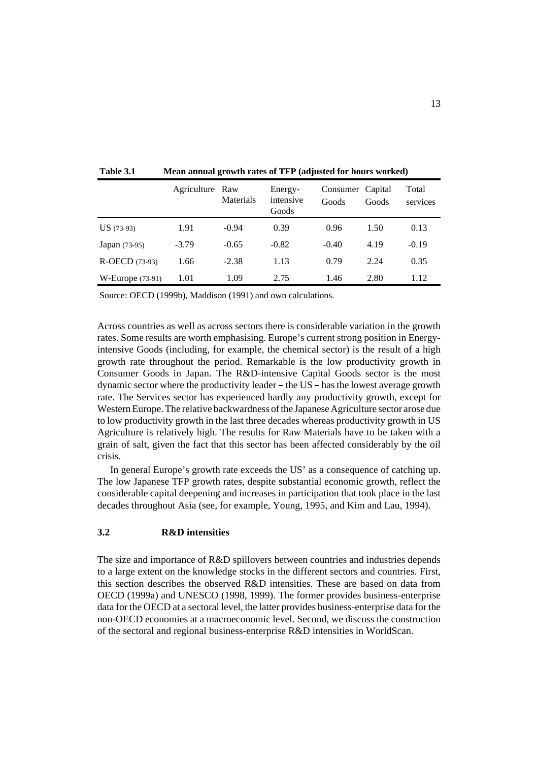**Table 3.1 Mean annual growth rates of TFP (adjusted for hours worked)**

| | Agriculture | Raw Materials | Energy-intensive Goods | Consumer Goods | Capital Goods | Total services |
|---|---|---|---|---|---|---|
| US (73-93) | 1.91 | -0.94 | 0.39 | 0.96 | 1.50 | 0.13 |
| Japan (73-95) | -3.79 | -0.65 | -0.82 | -0.40 | 4.19 | -0.19 |
| R-OECD (73-93) | 1.66 | -2.38 | 1.13 | 0.79 | 2.24 | 0.35 |
| W-Europe (73-91) | 1.01 | 1.09 | 2.75 | 1.46 | 2.80 | 1.12 |

Source: OECD (1999b), Maddison (1991) and own calculations.

Across countries as well as across sectors there is considerable variation in the growth rates. Some results are worth emphasising. Europe's current strong position in Energy-intensive Goods (including, for example, the chemical sector) is the result of a high growth rate throughout the period. Remarkable is the low productivity growth in Consumer Goods in Japan. The R&D-intensive Capital Goods sector is the most dynamic sector where the productivity leader – the US – has the lowest average growth rate. The Services sector has experienced hardly any productivity growth, except for Western Europe. The relative backwardness of the Japanese Agriculture sector arose due to low productivity growth in the last three decades whereas productivity growth in US Agriculture is relatively high. The results for Raw Materials have to be taken with a grain of salt, given the fact that this sector has been affected considerably by the oil crisis.

In general Europe's growth rate exceeds the US' as a consequence of catching up. The low Japanese TFP growth rates, despite substantial economic growth, reflect the considerable capital deepening and increases in participation that took place in the last decades throughout Asia (see, for example, Young, 1995, and Kim and Lau, 1994).

### 3.2 R&D intensities

The size and importance of R&D spillovers between countries and industries depends to a large extent on the knowledge stocks in the different sectors and countries. First, this section describes the observed R&D intensities. These are based on data from OECD (1999a) and UNESCO (1998, 1999). The former provides business-enterprise data for the OECD at a sectoral level, the latter provides business-enterprise data for the non-OECD economies at a macroeconomic level. Second, we discuss the construction of the sectoral and regional business-enterprise R&D intensities in WorldScan.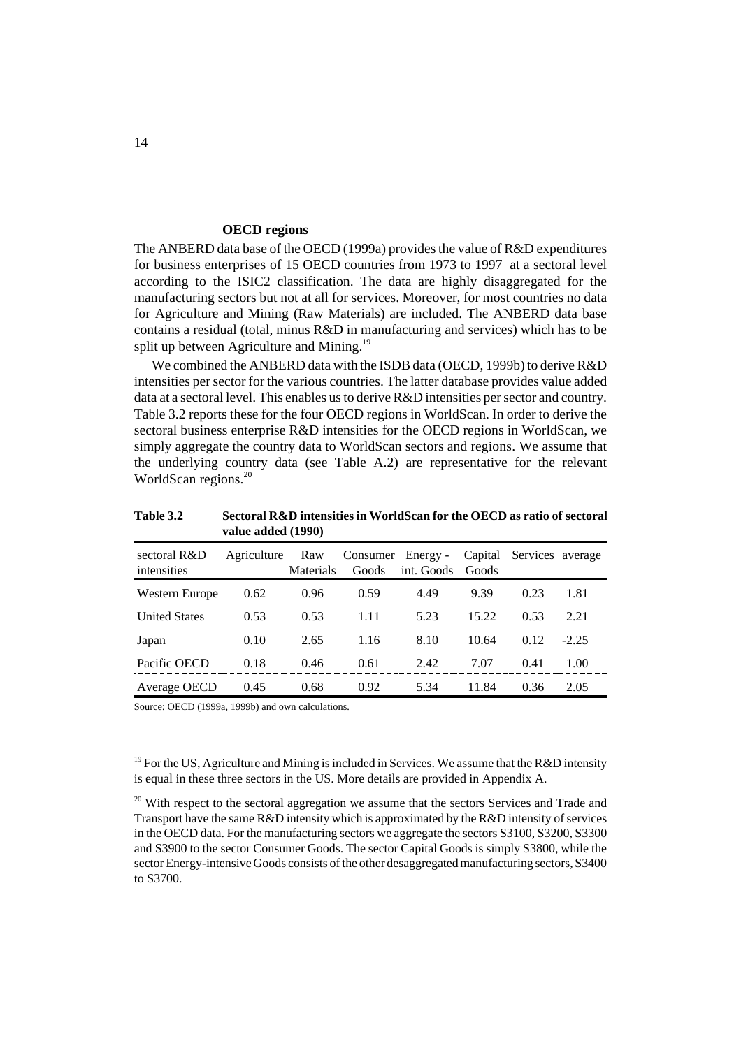**OECD regions**

The ANBERD data base of the OECD (1999a) provides the value of R&D expenditures for business enterprises of 15 OECD countries from 1973 to 1997 at a sectoral level according to the ISIC2 classification. The data are highly disaggregated for the manufacturing sectors but not at all for services. Moreover, for most countries no data for Agriculture and Mining (Raw Materials) are included. The ANBERD data base contains a residual (total, minus R&D in manufacturing and services) which has to be split up between Agriculture and Mining.[19]

We combined the ANBERD data with the ISDB data (OECD, 1999b) to derive R&D intensities per sector for the various countries. The latter database provides value added data at a sectoral level. This enables us to derive R&D intensities per sector and country. Table 3.2 reports these for the four OECD regions in WorldScan. In order to derive the sectoral business enterprise R&D intensities for the OECD regions in WorldScan, we simply aggregate the country data to WorldScan sectors and regions. We assume that the underlying country data (see Table A.2) are representative for the relevant WorldScan regions.[20]

**Table 3.2 Sectoral R&D intensities in WorldScan for the OECD as ratio of sectoral value added (1990)**

| sectoral R&D intensities | Agriculture | Raw Materials | Consumer Goods | Energy - int. Goods | Capital Goods | Services | average |
|---|---|---|---|---|---|---|---|
| Western Europe | 0.62 | 0.96 | 0.59 | 4.49 | 9.39 | 0.23 | 1.81 |
| United States | 0.53 | 0.53 | 1.11 | 5.23 | 15.22 | 0.53 | 2.21 |
| Japan | 0.10 | 2.65 | 1.16 | 8.10 | 10.64 | 0.12 | -2.25 |
| Pacific OECD | 0.18 | 0.46 | 0.61 | 2.42 | 7.07 | 0.41 | 1.00 |
| Average OECD | 0.45 | 0.68 | 0.92 | 5.34 | 11.84 | 0.36 | 2.05 |

Source: OECD (1999a, 1999b) and own calculations.

[19] For the US, Agriculture and Mining is included in Services. We assume that the R&D intensity is equal in these three sectors in the US. More details are provided in Appendix A.

[20] With respect to the sectoral aggregation we assume that the sectors Services and Trade and Transport have the same R&D intensity which is approximated by the R&D intensity of services in the OECD data. For the manufacturing sectors we aggregate the sectors S3100, S3200, S3300 and S3900 to the sector Consumer Goods. The sector Capital Goods is simply S3800, while the sector Energy-intensive Goods consists of the other desaggregated manufacturing sectors, S3400 to S3700.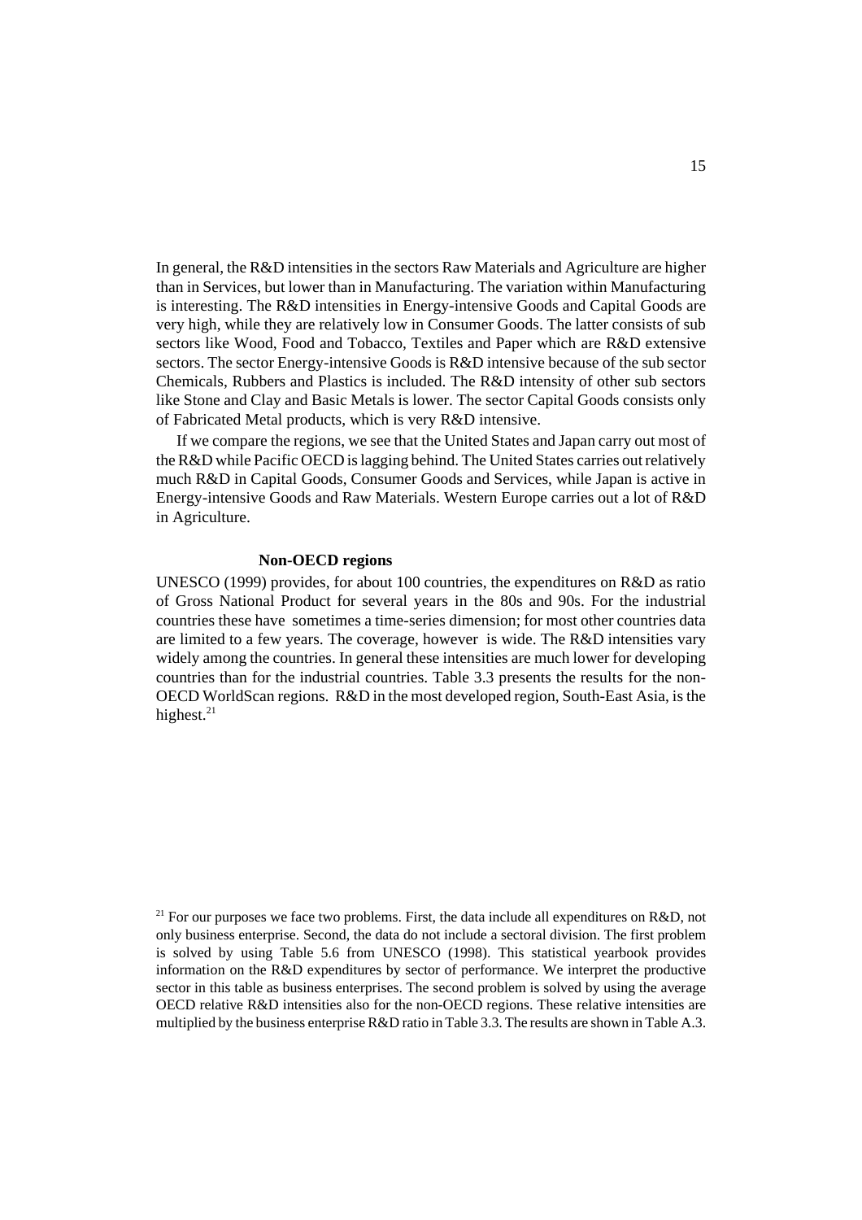In general, the R&D intensities in the sectors Raw Materials and Agriculture are higher than in Services, but lower than in Manufacturing. The variation within Manufacturing is interesting. The R&D intensities in Energy-intensive Goods and Capital Goods are very high, while they are relatively low in Consumer Goods. The latter consists of sub sectors like Wood, Food and Tobacco, Textiles and Paper which are R&D extensive sectors. The sector Energy-intensive Goods is R&D intensive because of the sub sector Chemicals, Rubbers and Plastics is included. The R&D intensity of other sub sectors like Stone and Clay and Basic Metals is lower. The sector Capital Goods consists only of Fabricated Metal products, which is very R&D intensive.

If we compare the regions, we see that the United States and Japan carry out most of the R&D while Pacific OECD is lagging behind. The United States carries out relatively much R&D in Capital Goods, Consumer Goods and Services, while Japan is active in Energy-intensive Goods and Raw Materials. Western Europe carries out a lot of R&D in Agriculture.

**Non-OECD regions**

UNESCO (1999) provides, for about 100 countries, the expenditures on R&D as ratio of Gross National Product for several years in the 80s and 90s. For the industrial countries these have sometimes a time-series dimension; for most other countries data are limited to a few years. The coverage, however is wide. The R&D intensities vary widely among the countries. In general these intensities are much lower for developing countries than for the industrial countries. Table 3.3 presents the results for the non-OECD WorldScan regions. R&D in the most developed region, South-East Asia, is the highest.[21]

[21] For our purposes we face two problems. First, the data include all expenditures on R&D, not only business enterprise. Second, the data do not include a sectoral division. The first problem is solved by using Table 5.6 from UNESCO (1998). This statistical yearbook provides information on the R&D expenditures by sector of performance. We interpret the productive sector in this table as business enterprises. The second problem is solved by using the average OECD relative R&D intensities also for the non-OECD regions. These relative intensities are multiplied by the business enterprise R&D ratio in Table 3.3. The results are shown in Table A.3.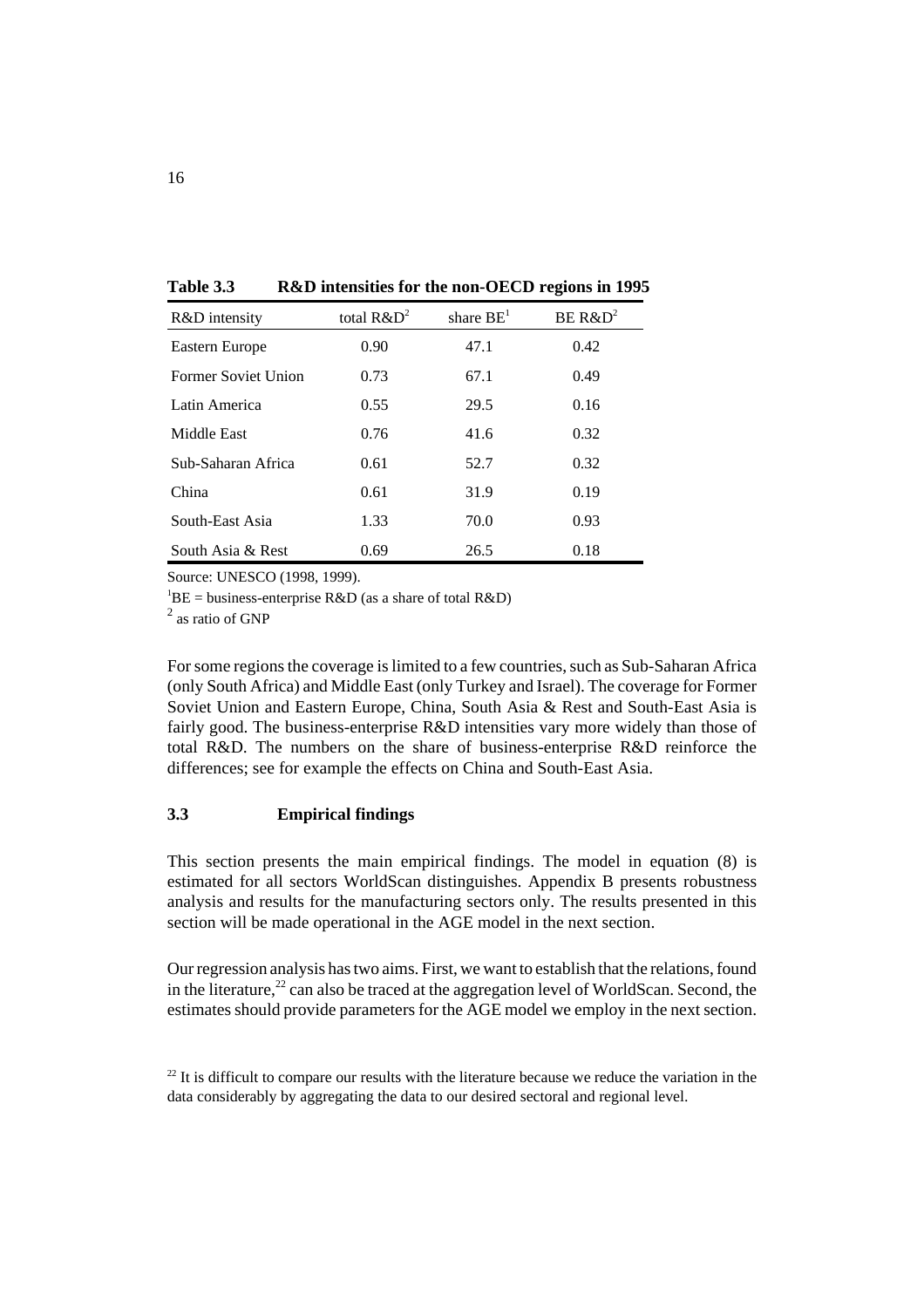**Table 3.3 R&D intensities for the non-OECD regions in 1995**

| R&D intensity | total R&D[2] | share BE[1] | BE R&D[2] |
|---|---|---|---|
| Eastern Europe | 0.90 | 47.1 | 0.42 |
| Former Soviet Union | 0.73 | 67.1 | 0.49 |
| Latin America | 0.55 | 29.5 | 0.16 |
| Middle East | 0.76 | 41.6 | 0.32 |
| Sub-Saharan Africa | 0.61 | 52.7 | 0.32 |
| China | 0.61 | 31.9 | 0.19 |
| South-East Asia | 1.33 | 70.0 | 0.93 |
| South Asia & Rest | 0.69 | 26.5 | 0.18 |

Source: UNESCO (1998, 1999).

[1]BE = business-enterprise R&D (as a share of total R&D)

[2] as ratio of GNP

For some regions the coverage is limited to a few countries, such as Sub-Saharan Africa (only South Africa) and Middle East (only Turkey and Israel). The coverage for Former Soviet Union and Eastern Europe, China, South Asia & Rest and South-East Asia is fairly good. The business-enterprise R&D intensities vary more widely than those of total R&D. The numbers on the share of business-enterprise R&D reinforce the differences; see for example the effects on China and South-East Asia.

### 3.3 Empirical findings

This section presents the main empirical findings. The model in equation (8) is estimated for all sectors WorldScan distinguishes. Appendix B presents robustness analysis and results for the manufacturing sectors only. The results presented in this section will be made operational in the AGE model in the next section.

Our regression analysis has two aims. First, we want to establish that the relations, found in the literature,[22] can also be traced at the aggregation level of WorldScan. Second, the estimates should provide parameters for the AGE model we employ in the next section.

[22] It is difficult to compare our results with the literature because we reduce the variation in the data considerably by aggregating the data to our desired sectoral and regional level.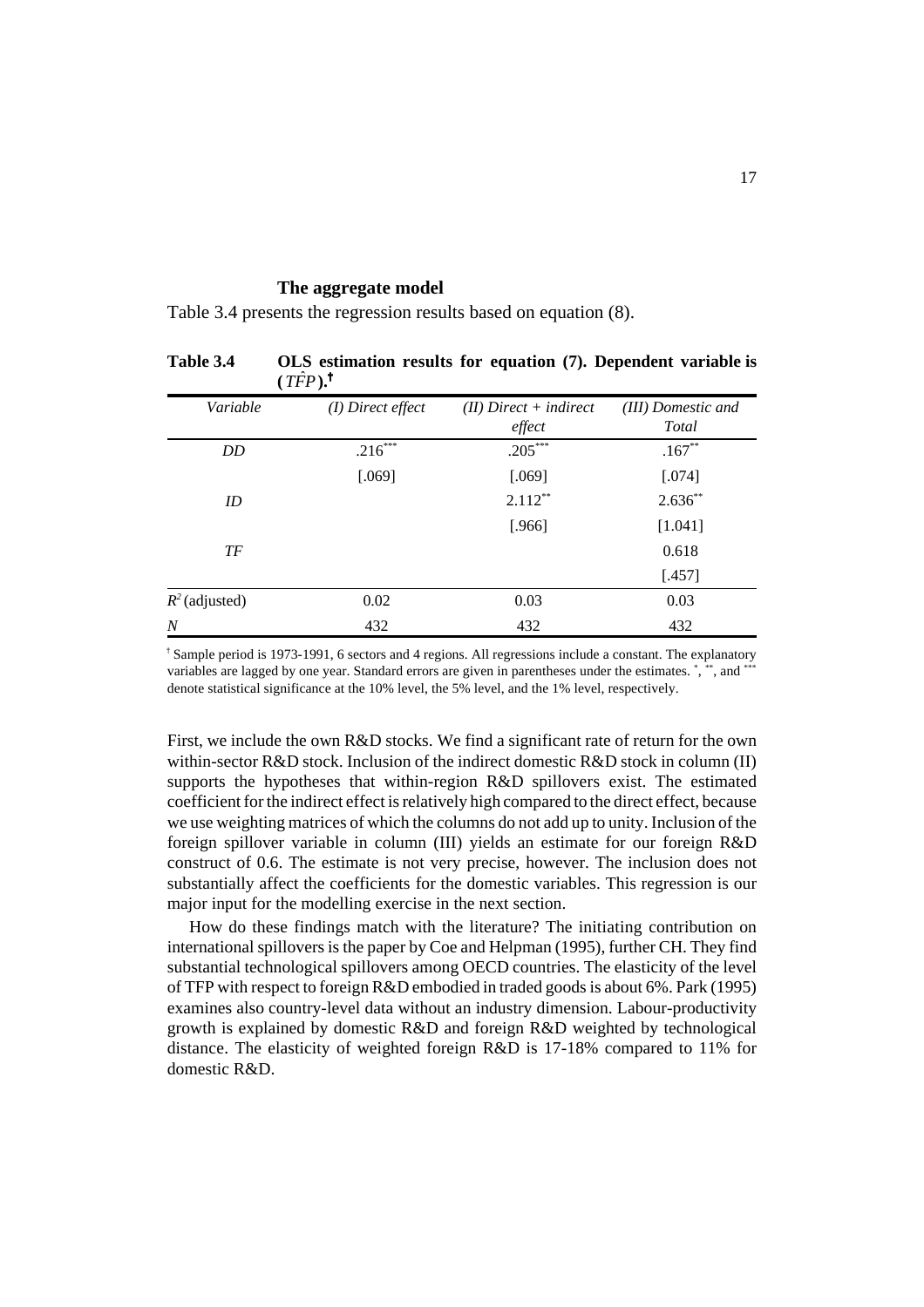**The aggregate model**

Table 3.4 presents the regression results based on equation (8).

**Table 3.4 OLS estimation results for equation (7). Dependent variable is ($T\hat{F}P$).†**

| *Variable* | *(I) Direct effect* | *(II) Direct + indirect effect* | *(III) Domestic and Total* |
|---|---|---|---|
| *DD* | $.216^{***}$ | $.205^{***}$ | $.167^{**}$ |
| | [.069] | [.069] | [.074] |
| *ID* | | $2.112^{**}$ | $2.636^{**}$ |
| | | [.966] | [1.041] |
| *TF* | | | 0.618 |
| | | | [.457] |
| $R^2$ (adjusted) | 0.02 | 0.03 | 0.03 |
| *N* | 432 | 432 | 432 |

† Sample period is 1973-1991, 6 sectors and 4 regions. All regressions include a constant. The explanatory variables are lagged by one year. Standard errors are given in parentheses under the estimates. *, **, and *** denote statistical significance at the 10% level, the 5% level, and the 1% level, respectively.

First, we include the own R&D stocks. We find a significant rate of return for the own within-sector R&D stock. Inclusion of the indirect domestic R&D stock in column (II) supports the hypotheses that within-region R&D spillovers exist. The estimated coefficient for the indirect effect is relatively high compared to the direct effect, because we use weighting matrices of which the columns do not add up to unity. Inclusion of the foreign spillover variable in column (III) yields an estimate for our foreign R&D construct of 0.6. The estimate is not very precise, however. The inclusion does not substantially affect the coefficients for the domestic variables. This regression is our major input for the modelling exercise in the next section.

How do these findings match with the literature? The initiating contribution on international spillovers is the paper by Coe and Helpman (1995), further CH. They find substantial technological spillovers among OECD countries. The elasticity of the level of TFP with respect to foreign R&D embodied in traded goods is about 6%. Park (1995) examines also country-level data without an industry dimension. Labour-productivity growth is explained by domestic R&D and foreign R&D weighted by technological distance. The elasticity of weighted foreign R&D is 17-18% compared to 11% for domestic R&D.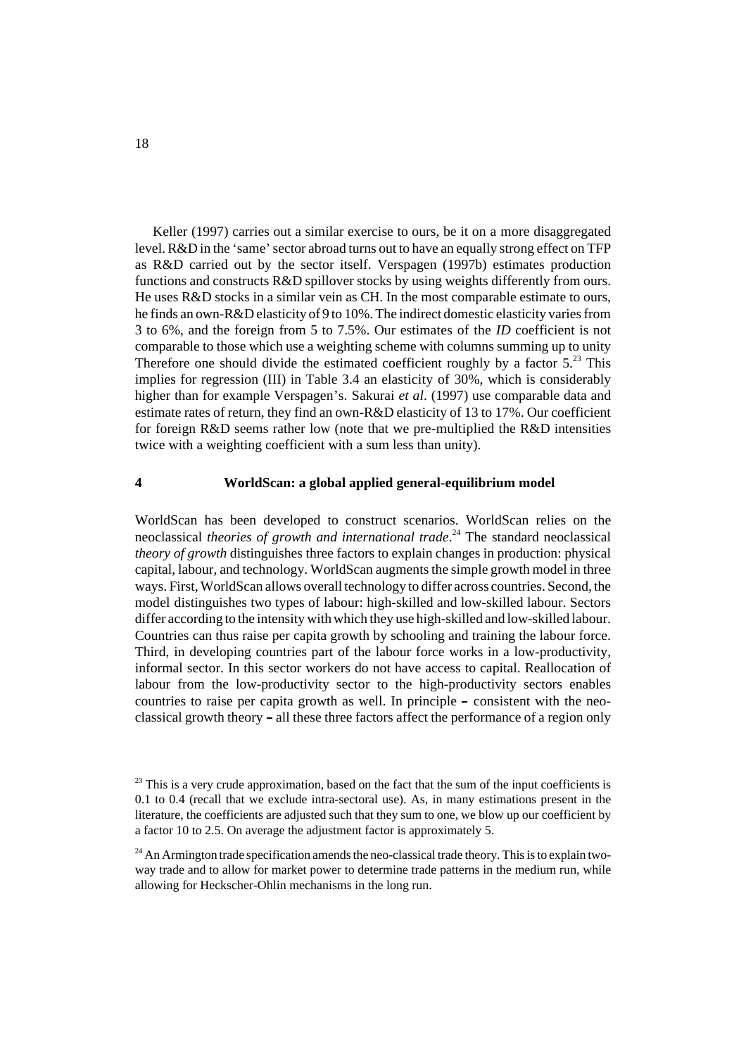Keller (1997) carries out a similar exercise to ours, be it on a more disaggregated level. R&D in the 'same' sector abroad turns out to have an equally strong effect on TFP as R&D carried out by the sector itself. Verspagen (1997b) estimates production functions and constructs R&D spillover stocks by using weights differently from ours. He uses R&D stocks in a similar vein as CH. In the most comparable estimate to ours, he finds an own-R&D elasticity of 9 to 10%. The indirect domestic elasticity varies from 3 to 6%, and the foreign from 5 to 7.5%. Our estimates of the *ID* coefficient is not comparable to those which use a weighting scheme with columns summing up to unity Therefore one should divide the estimated coefficient roughly by a factor 5.[23] This implies for regression (III) in Table 3.4 an elasticity of 30%, which is considerably higher than for example Verspagen's. Sakurai *et al*. (1997) use comparable data and estimate rates of return, they find an own-R&D elasticity of 13 to 17%. Our coefficient for foreign R&D seems rather low (note that we pre-multiplied the R&D intensities twice with a weighting coefficient with a sum less than unity).

# 4 WorldScan: a global applied general-equilibrium model

WorldScan has been developed to construct scenarios. WorldScan relies on the neoclassical *theories of growth and international trade*.[24] The standard neoclassical *theory of growth* distinguishes three factors to explain changes in production: physical capital, labour, and technology. WorldScan augments the simple growth model in three ways. First, WorldScan allows overall technology to differ across countries. Second, the model distinguishes two types of labour: high-skilled and low-skilled labour. Sectors differ according to the intensity with which they use high-skilled and low-skilled labour. Countries can thus raise per capita growth by schooling and training the labour force. Third, in developing countries part of the labour force works in a low-productivity, informal sector. In this sector workers do not have access to capital. Reallocation of labour from the low-productivity sector to the high-productivity sectors enables countries to raise per capita growth as well. In principle – consistent with the neo-classical growth theory – all these three factors affect the performance of a region only

[23] This is a very crude approximation, based on the fact that the sum of the input coefficients is 0.1 to 0.4 (recall that we exclude intra-sectoral use). As, in many estimations present in the literature, the coefficients are adjusted such that they sum to one, we blow up our coefficient by a factor 10 to 2.5. On average the adjustment factor is approximately 5.

[24] An Armington trade specification amends the neo-classical trade theory. This is to explain two-way trade and to allow for market power to determine trade patterns in the medium run, while allowing for Heckscher-Ohlin mechanisms in the long run.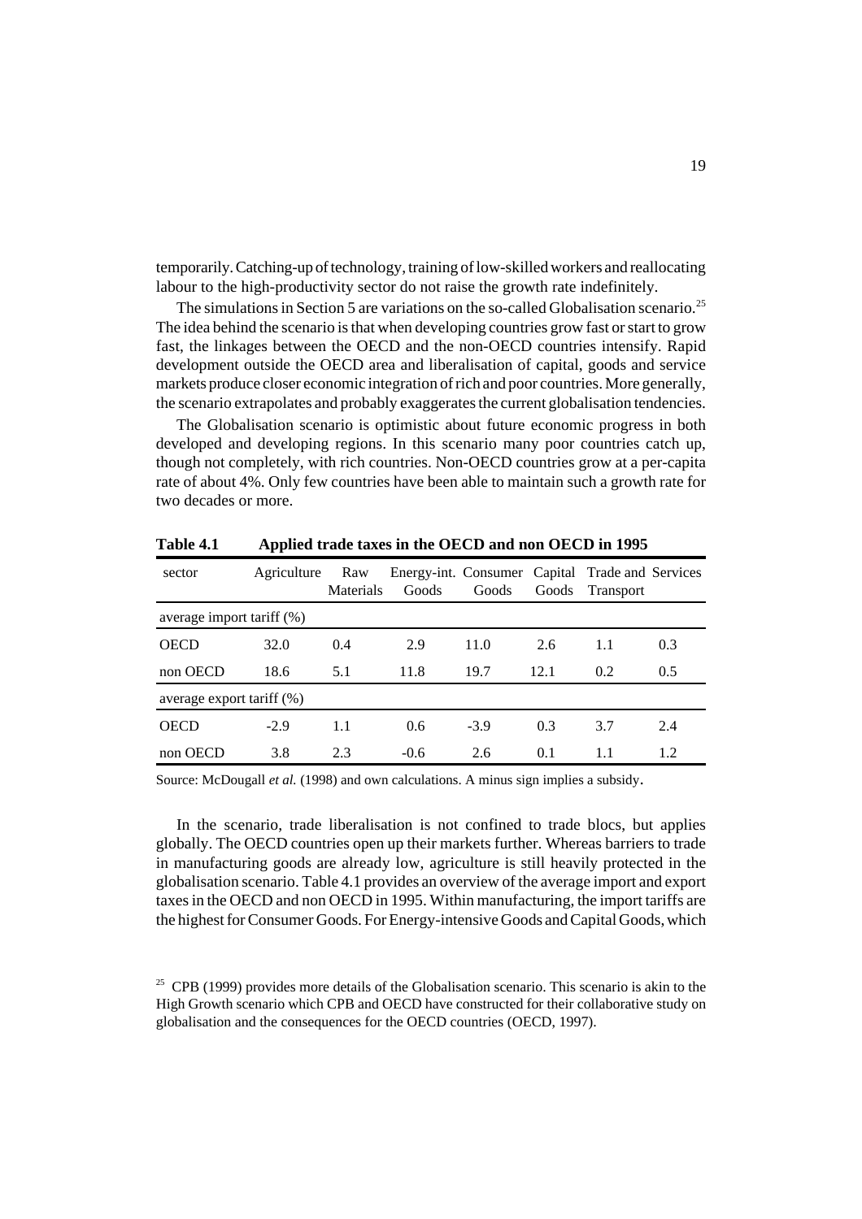temporarily. Catching-up of technology, training of low-skilled workers and reallocating labour to the high-productivity sector do not raise the growth rate indefinitely.

The simulations in Section 5 are variations on the so-called Globalisation scenario.[25] The idea behind the scenario is that when developing countries grow fast or start to grow fast, the linkages between the OECD and the non-OECD countries intensify. Rapid development outside the OECD area and liberalisation of capital, goods and service markets produce closer economic integration of rich and poor countries. More generally, the scenario extrapolates and probably exaggerates the current globalisation tendencies.

The Globalisation scenario is optimistic about future economic progress in both developed and developing regions. In this scenario many poor countries catch up, though not completely, with rich countries. Non-OECD countries grow at a per-capita rate of about 4%. Only few countries have been able to maintain such a growth rate for two decades or more.

**Table 4.1 Applied trade taxes in the OECD and non OECD in 1995**

| sector | Agriculture | Raw Materials | Energy-int. Goods | Consumer Goods | Capital Goods | Trade and Transport | Services |
|---|---|---|---|---|---|---|---|
| average import tariff (%) | | | | | | | |
| OECD | 32.0 | 0.4 | 2.9 | 11.0 | 2.6 | 1.1 | 0.3 |
| non OECD | 18.6 | 5.1 | 11.8 | 19.7 | 12.1 | 0.2 | 0.5 |
| average export tariff (%) | | | | | | | |
| OECD | -2.9 | 1.1 | 0.6 | -3.9 | 0.3 | 3.7 | 2.4 |
| non OECD | 3.8 | 2.3 | -0.6 | 2.6 | 0.1 | 1.1 | 1.2 |

Source: McDougall *et al.* (1998) and own calculations. A minus sign implies a subsidy.

In the scenario, trade liberalisation is not confined to trade blocs, but applies globally. The OECD countries open up their markets further. Whereas barriers to trade in manufacturing goods are already low, agriculture is still heavily protected in the globalisation scenario. Table 4.1 provides an overview of the average import and export taxes in the OECD and non OECD in 1995. Within manufacturing, the import tariffs are the highest for Consumer Goods. For Energy-intensive Goods and Capital Goods, which

[25] CPB (1999) provides more details of the Globalisation scenario. This scenario is akin to the High Growth scenario which CPB and OECD have constructed for their collaborative study on globalisation and the consequences for the OECD countries (OECD, 1997).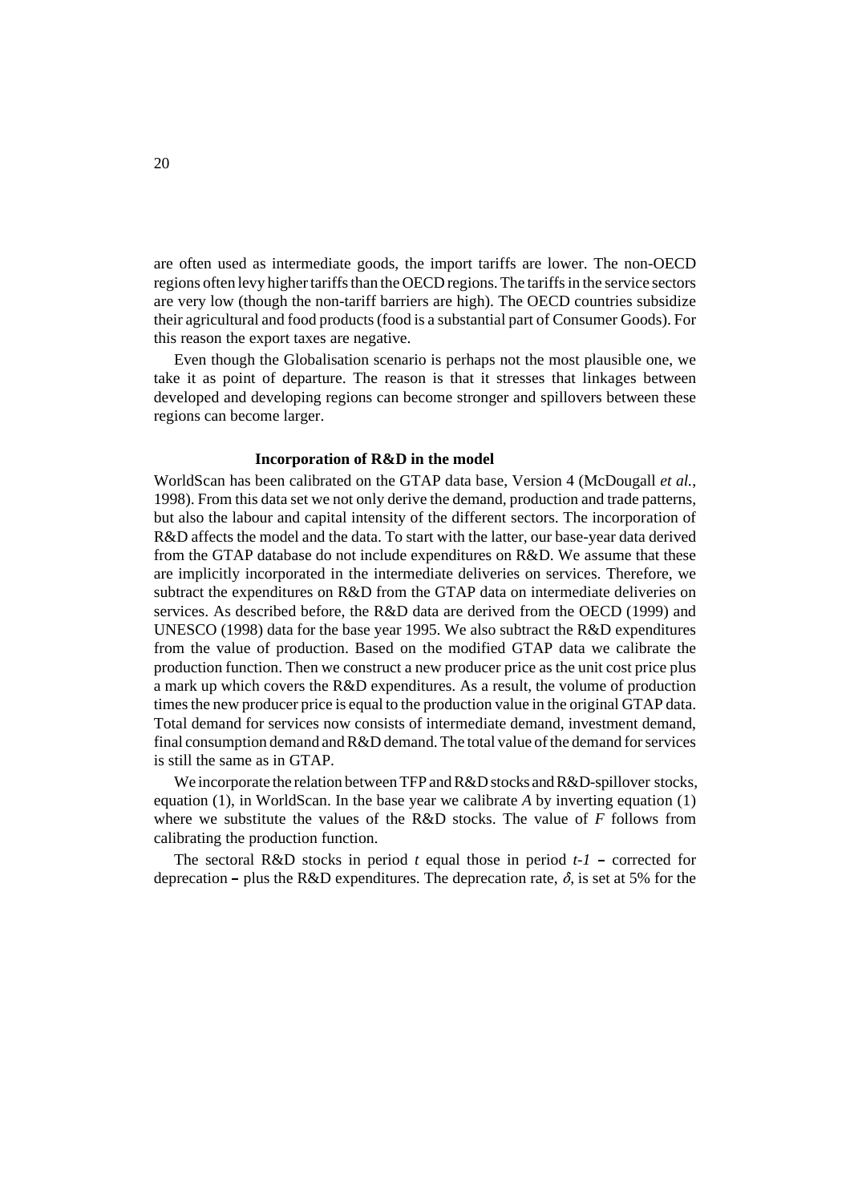are often used as intermediate goods, the import tariffs are lower. The non-OECD regions often levy higher tariffs than the OECD regions. The tariffs in the service sectors are very low (though the non-tariff barriers are high). The OECD countries subsidize their agricultural and food products (food is a substantial part of Consumer Goods). For this reason the export taxes are negative.

Even though the Globalisation scenario is perhaps not the most plausible one, we take it as point of departure. The reason is that it stresses that linkages between developed and developing regions can become stronger and spillovers between these regions can become larger.

### Incorporation of R&D in the model

WorldScan has been calibrated on the GTAP data base, Version 4 (McDougall *et al.*, 1998). From this data set we not only derive the demand, production and trade patterns, but also the labour and capital intensity of the different sectors. The incorporation of R&D affects the model and the data. To start with the latter, our base-year data derived from the GTAP database do not include expenditures on R&D. We assume that these are implicitly incorporated in the intermediate deliveries on services. Therefore, we subtract the expenditures on R&D from the GTAP data on intermediate deliveries on services. As described before, the R&D data are derived from the OECD (1999) and UNESCO (1998) data for the base year 1995. We also subtract the R&D expenditures from the value of production. Based on the modified GTAP data we calibrate the production function. Then we construct a new producer price as the unit cost price plus a mark up which covers the R&D expenditures. As a result, the volume of production times the new producer price is equal to the production value in the original GTAP data. Total demand for services now consists of intermediate demand, investment demand, final consumption demand and R&D demand. The total value of the demand for services is still the same as in GTAP.

We incorporate the relation between TFP and R&D stocks and R&D-spillover stocks, equation (1), in WorldScan. In the base year we calibrate $A$ by inverting equation (1) where we substitute the values of the R&D stocks. The value of $F$ follows from calibrating the production function.

The sectoral R&D stocks in period $t$ equal those in period $t-1$ – corrected for deprecation – plus the R&D expenditures. The deprecation rate, $\delta$, is set at 5% for the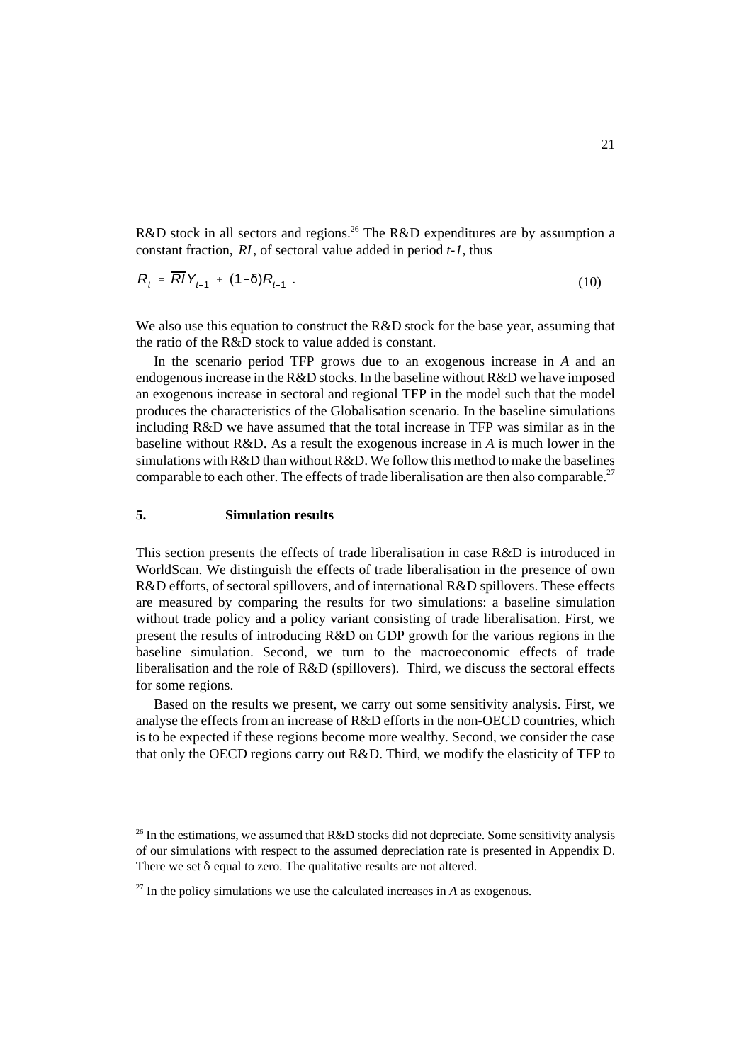R&D stock in all sectors and regions.[26] The R&D expenditures are by assumption a constant fraction, $\overline{RI}$, of sectoral value added in period *t-1*, thus

$$R_t = \overline{RI}\, Y_{t-1} + (1-\delta) R_{t-1} \ . \tag{10}$$

We also use this equation to construct the R&D stock for the base year, assuming that the ratio of the R&D stock to value added is constant.

In the scenario period TFP grows due to an exogenous increase in *A* and an endogenous increase in the R&D stocks. In the baseline without R&D we have imposed an exogenous increase in sectoral and regional TFP in the model such that the model produces the characteristics of the Globalisation scenario. In the baseline simulations including R&D we have assumed that the total increase in TFP was similar as in the baseline without R&D. As a result the exogenous increase in *A* is much lower in the simulations with R&D than without R&D. We follow this method to make the baselines comparable to each other. The effects of trade liberalisation are then also comparable.[27]

## 5. Simulation results

This section presents the effects of trade liberalisation in case R&D is introduced in WorldScan. We distinguish the effects of trade liberalisation in the presence of own R&D efforts, of sectoral spillovers, and of international R&D spillovers. These effects are measured by comparing the results for two simulations: a baseline simulation without trade policy and a policy variant consisting of trade liberalisation. First, we present the results of introducing R&D on GDP growth for the various regions in the baseline simulation. Second, we turn to the macroeconomic effects of trade liberalisation and the role of R&D (spillovers). Third, we discuss the sectoral effects for some regions.

Based on the results we present, we carry out some sensitivity analysis. First, we analyse the effects from an increase of R&D efforts in the non-OECD countries, which is to be expected if these regions become more wealthy. Second, we consider the case that only the OECD regions carry out R&D. Third, we modify the elasticity of TFP to

[26] In the estimations, we assumed that R&D stocks did not depreciate. Some sensitivity analysis of our simulations with respect to the assumed depreciation rate is presented in Appendix D. There we set $\delta$ equal to zero. The qualitative results are not altered.

[27] In the policy simulations we use the calculated increases in *A* as exogenous.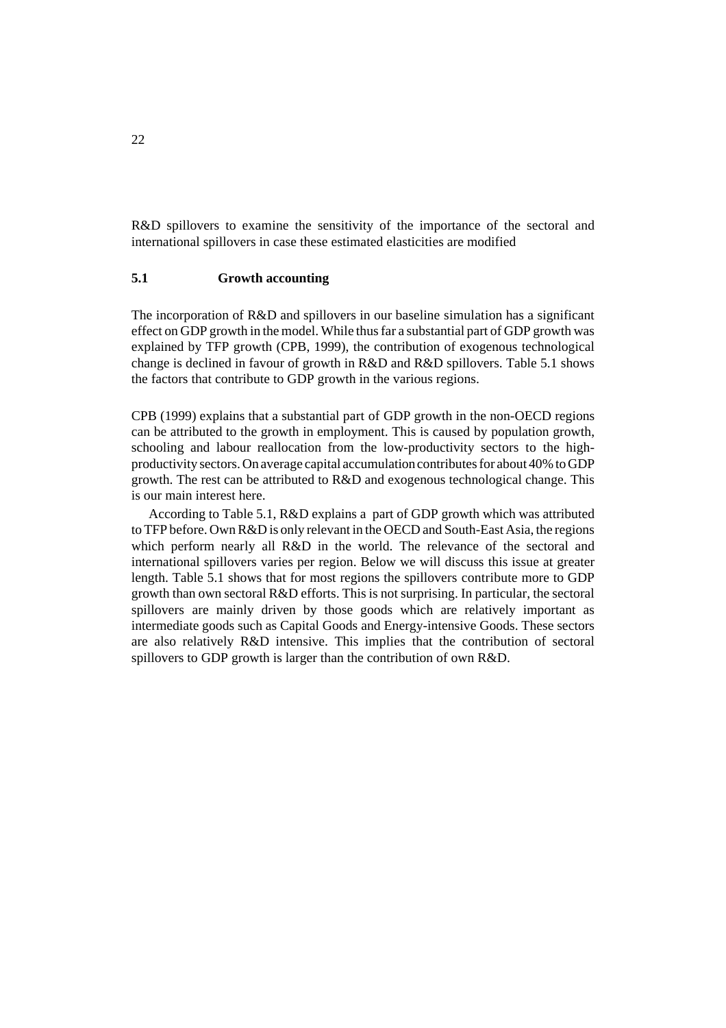R&D spillovers to examine the sensitivity of the importance of the sectoral and international spillovers in case these estimated elasticities are modified

## 5.1 Growth accounting

The incorporation of R&D and spillovers in our baseline simulation has a significant effect on GDP growth in the model. While thus far a substantial part of GDP growth was explained by TFP growth (CPB, 1999), the contribution of exogenous technological change is declined in favour of growth in R&D and R&D spillovers. Table 5.1 shows the factors that contribute to GDP growth in the various regions.

CPB (1999) explains that a substantial part of GDP growth in the non-OECD regions can be attributed to the growth in employment. This is caused by population growth, schooling and labour reallocation from the low-productivity sectors to the high-productivity sectors. On average capital accumulation contributes for about 40% to GDP growth. The rest can be attributed to R&D and exogenous technological change. This is our main interest here.

According to Table 5.1, R&D explains a part of GDP growth which was attributed to TFP before. Own R&D is only relevant in the OECD and South-East Asia, the regions which perform nearly all R&D in the world. The relevance of the sectoral and international spillovers varies per region. Below we will discuss this issue at greater length. Table 5.1 shows that for most regions the spillovers contribute more to GDP growth than own sectoral R&D efforts. This is not surprising. In particular, the sectoral spillovers are mainly driven by those goods which are relatively important as intermediate goods such as Capital Goods and Energy-intensive Goods. These sectors are also relatively R&D intensive. This implies that the contribution of sectoral spillovers to GDP growth is larger than the contribution of own R&D.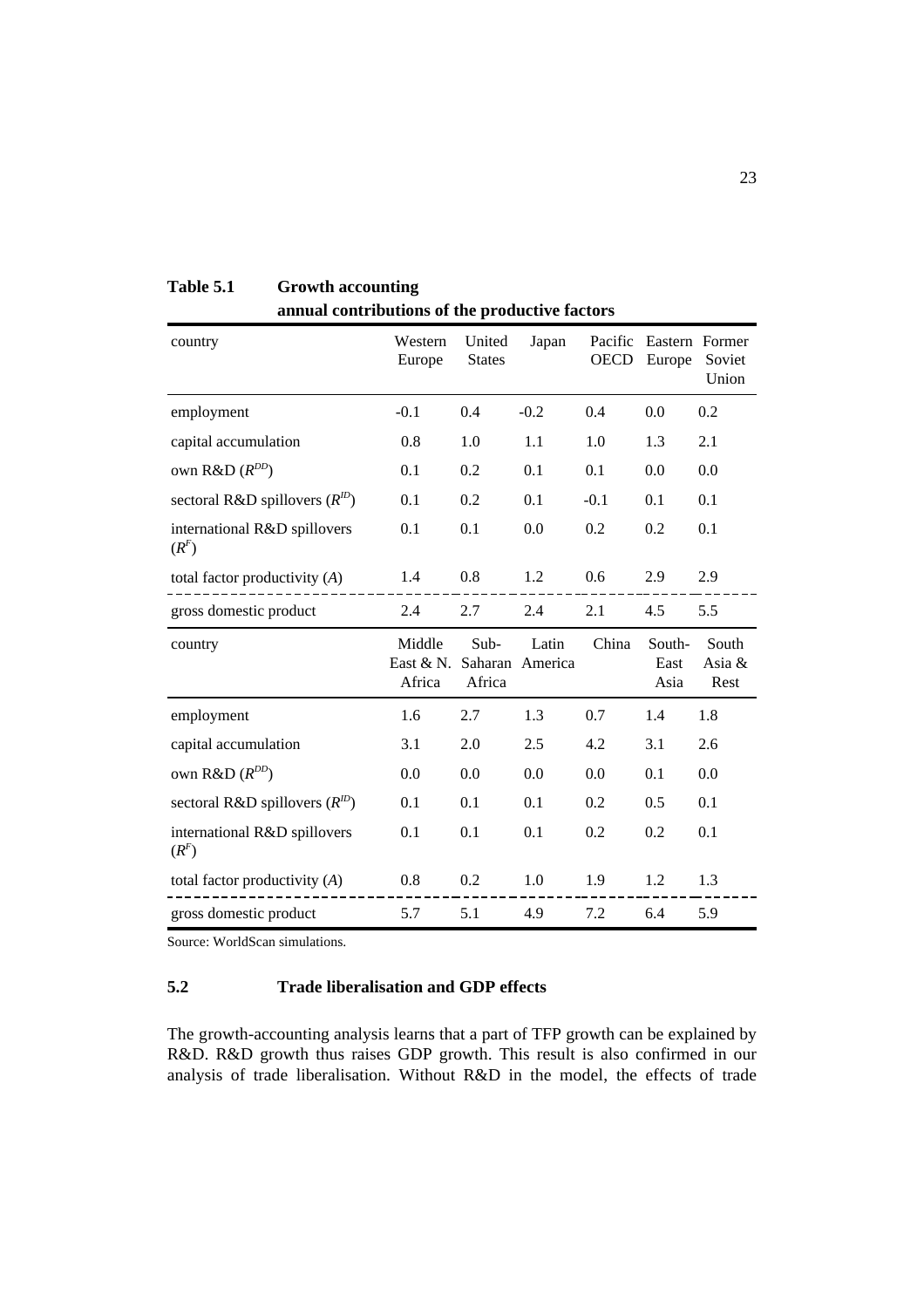**Table 5.1 Growth accounting**
**annual contributions of the productive factors**

| country | Western Europe | United States | Japan | Pacific OECD | Eastern Europe | Former Soviet Union |
|---|---|---|---|---|---|---|
| employment | -0.1 | 0.4 | -0.2 | 0.4 | 0.0 | 0.2 |
| capital accumulation | 0.8 | 1.0 | 1.1 | 1.0 | 1.3 | 2.1 |
| own R&D ($R^{DD}$) | 0.1 | 0.2 | 0.1 | 0.1 | 0.0 | 0.0 |
| sectoral R&D spillovers ($R^{ID}$) | 0.1 | 0.2 | 0.1 | -0.1 | 0.1 | 0.1 |
| international R&D spillovers ($R^{F}$) | 0.1 | 0.1 | 0.0 | 0.2 | 0.2 | 0.1 |
| total factor productivity ($A$) | 1.4 | 0.8 | 1.2 | 0.6 | 2.9 | 2.9 |
| gross domestic product | 2.4 | 2.7 | 2.4 | 2.1 | 4.5 | 5.5 |
| **country** | **Middle East & N. Africa** | **Sub-Saharan Africa** | **Latin America** | **China** | **South-East Asia** | **South Asia & Rest** |
| employment | 1.6 | 2.7 | 1.3 | 0.7 | 1.4 | 1.8 |
| capital accumulation | 3.1 | 2.0 | 2.5 | 4.2 | 3.1 | 2.6 |
| own R&D ($R^{DD}$) | 0.0 | 0.0 | 0.0 | 0.0 | 0.1 | 0.0 |
| sectoral R&D spillovers ($R^{ID}$) | 0.1 | 0.1 | 0.1 | 0.2 | 0.5 | 0.1 |
| international R&D spillovers ($R^{F}$) | 0.1 | 0.1 | 0.1 | 0.2 | 0.2 | 0.1 |
| total factor productivity ($A$) | 0.8 | 0.2 | 1.0 | 1.9 | 1.2 | 1.3 |
| gross domestic product | 5.7 | 5.1 | 4.9 | 7.2 | 6.4 | 5.9 |

Source: WorldScan simulations.

## 5.2 Trade liberalisation and GDP effects

The growth-accounting analysis learns that a part of TFP growth can be explained by R&D. R&D growth thus raises GDP growth. This result is also confirmed in our analysis of trade liberalisation. Without R&D in the model, the effects of trade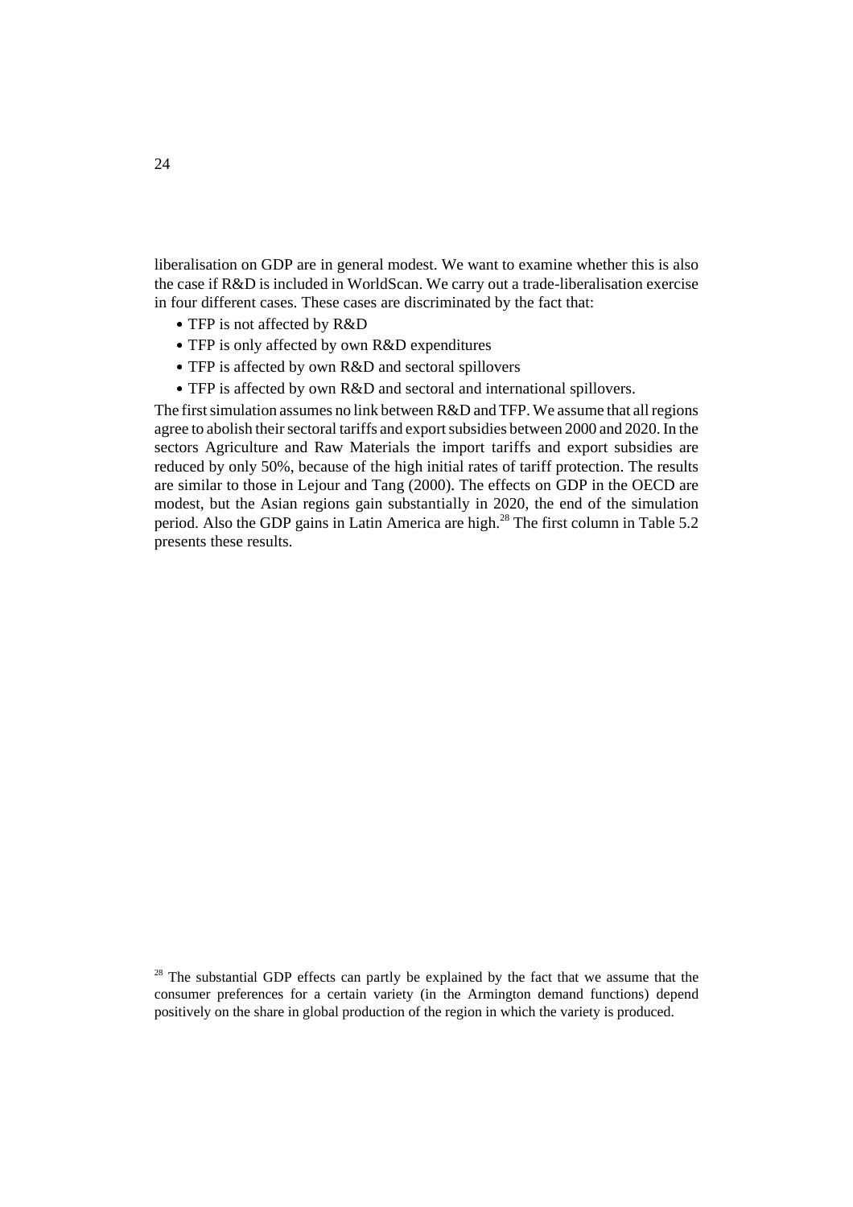liberalisation on GDP are in general modest. We want to examine whether this is also the case if R&D is included in WorldScan. We carry out a trade-liberalisation exercise in four different cases. These cases are discriminated by the fact that:

- TFP is not affected by R&D
- TFP is only affected by own R&D expenditures
- TFP is affected by own R&D and sectoral spillovers
- TFP is affected by own R&D and sectoral and international spillovers.

The first simulation assumes no link between R&D and TFP. We assume that all regions agree to abolish their sectoral tariffs and export subsidies between 2000 and 2020. In the sectors Agriculture and Raw Materials the import tariffs and export subsidies are reduced by only 50%, because of the high initial rates of tariff protection. The results are similar to those in Lejour and Tang (2000). The effects on GDP in the OECD are modest, but the Asian regions gain substantially in 2020, the end of the simulation period. Also the GDP gains in Latin America are high.[28] The first column in Table 5.2 presents these results.

[28] The substantial GDP effects can partly be explained by the fact that we assume that the consumer preferences for a certain variety (in the Armington demand functions) depend positively on the share in global production of the region in which the variety is produced.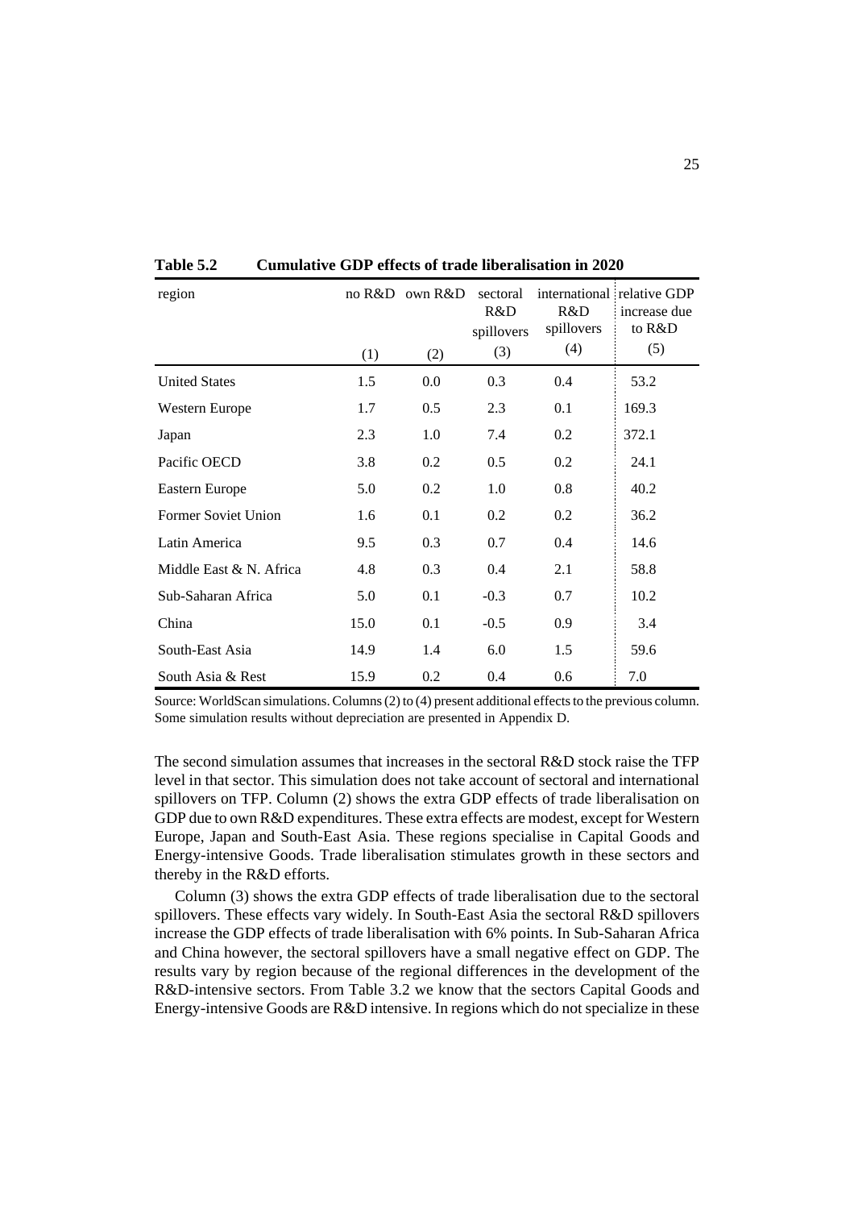**Table 5.2 Cumulative GDP effects of trade liberalisation in 2020**

| region | no R&D (1) | own R&D (2) | sectoral R&D spillovers (3) | international R&D spillovers (4) | relative GDP increase due to R&D (5) |
|---|---|---|---|---|---|
| United States | 1.5 | 0.0 | 0.3 | 0.4 | 53.2 |
| Western Europe | 1.7 | 0.5 | 2.3 | 0.1 | 169.3 |
| Japan | 2.3 | 1.0 | 7.4 | 0.2 | 372.1 |
| Pacific OECD | 3.8 | 0.2 | 0.5 | 0.2 | 24.1 |
| Eastern Europe | 5.0 | 0.2 | 1.0 | 0.8 | 40.2 |
| Former Soviet Union | 1.6 | 0.1 | 0.2 | 0.2 | 36.2 |
| Latin America | 9.5 | 0.3 | 0.7 | 0.4 | 14.6 |
| Middle East & N. Africa | 4.8 | 0.3 | 0.4 | 2.1 | 58.8 |
| Sub-Saharan Africa | 5.0 | 0.1 | -0.3 | 0.7 | 10.2 |
| China | 15.0 | 0.1 | -0.5 | 0.9 | 3.4 |
| South-East Asia | 14.9 | 1.4 | 6.0 | 1.5 | 59.6 |
| South Asia & Rest | 15.9 | 0.2 | 0.4 | 0.6 | 7.0 |

Source: WorldScan simulations. Columns (2) to (4) present additional effects to the previous column. Some simulation results without depreciation are presented in Appendix D.

The second simulation assumes that increases in the sectoral R&D stock raise the TFP level in that sector. This simulation does not take account of sectoral and international spillovers on TFP. Column (2) shows the extra GDP effects of trade liberalisation on GDP due to own R&D expenditures. These extra effects are modest, except for Western Europe, Japan and South-East Asia. These regions specialise in Capital Goods and Energy-intensive Goods. Trade liberalisation stimulates growth in these sectors and thereby in the R&D efforts.

Column (3) shows the extra GDP effects of trade liberalisation due to the sectoral spillovers. These effects vary widely. In South-East Asia the sectoral R&D spillovers increase the GDP effects of trade liberalisation with 6% points. In Sub-Saharan Africa and China however, the sectoral spillovers have a small negative effect on GDP. The results vary by region because of the regional differences in the development of the R&D-intensive sectors. From Table 3.2 we know that the sectors Capital Goods and Energy-intensive Goods are R&D intensive. In regions which do not specialize in these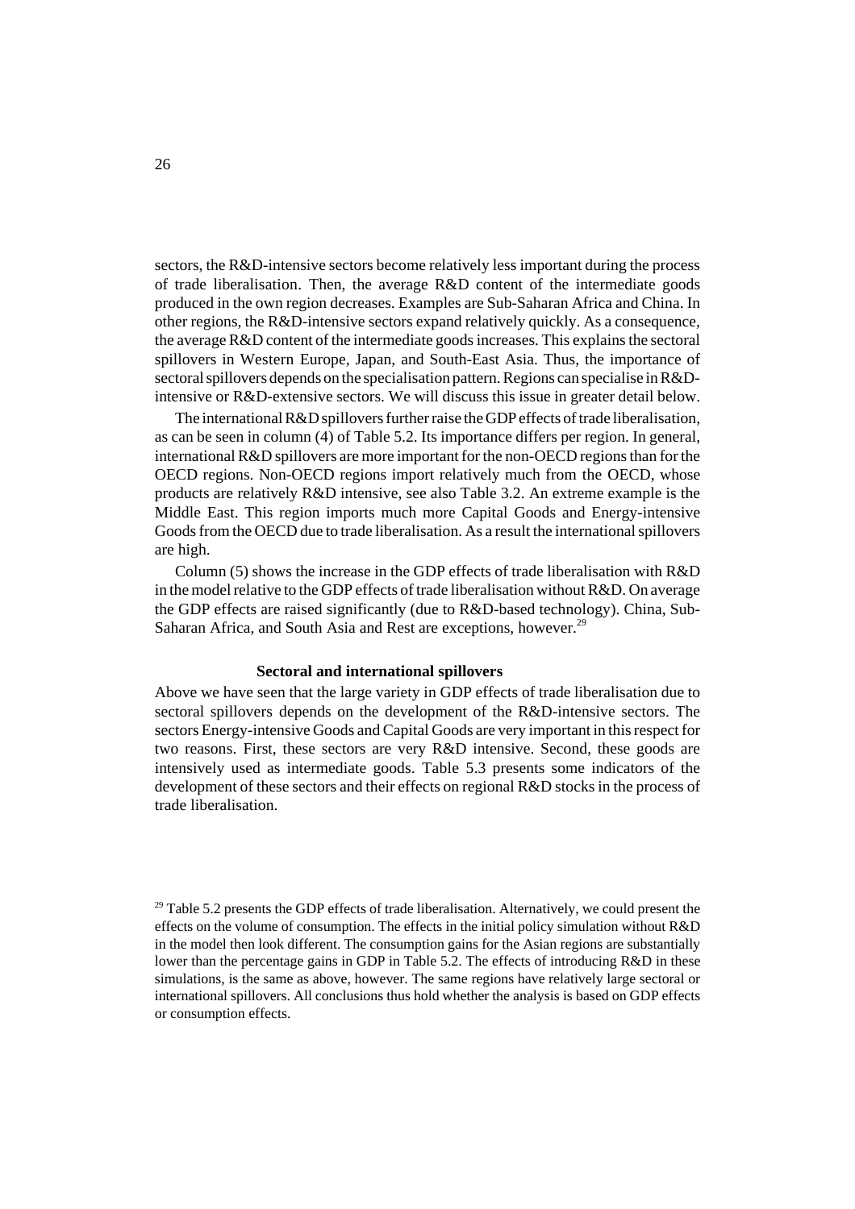sectors, the R&D-intensive sectors become relatively less important during the process of trade liberalisation. Then, the average R&D content of the intermediate goods produced in the own region decreases. Examples are Sub-Saharan Africa and China. In other regions, the R&D-intensive sectors expand relatively quickly. As a consequence, the average R&D content of the intermediate goods increases. This explains the sectoral spillovers in Western Europe, Japan, and South-East Asia. Thus, the importance of sectoral spillovers depends on the specialisation pattern. Regions can specialise in R&D-intensive or R&D-extensive sectors. We will discuss this issue in greater detail below.

The international R&D spillovers further raise the GDP effects of trade liberalisation, as can be seen in column (4) of Table 5.2. Its importance differs per region. In general, international R&D spillovers are more important for the non-OECD regions than for the OECD regions. Non-OECD regions import relatively much from the OECD, whose products are relatively R&D intensive, see also Table 3.2. An extreme example is the Middle East. This region imports much more Capital Goods and Energy-intensive Goods from the OECD due to trade liberalisation. As a result the international spillovers are high.

Column (5) shows the increase in the GDP effects of trade liberalisation with R&D in the model relative to the GDP effects of trade liberalisation without R&D. On average the GDP effects are raised significantly (due to R&D-based technology). China, Sub-Saharan Africa, and South Asia and Rest are exceptions, however.[29]

### Sectoral and international spillovers

Above we have seen that the large variety in GDP effects of trade liberalisation due to sectoral spillovers depends on the development of the R&D-intensive sectors. The sectors Energy-intensive Goods and Capital Goods are very important in this respect for two reasons. First, these sectors are very R&D intensive. Second, these goods are intensively used as intermediate goods. Table 5.3 presents some indicators of the development of these sectors and their effects on regional R&D stocks in the process of trade liberalisation.

[29] Table 5.2 presents the GDP effects of trade liberalisation. Alternatively, we could present the effects on the volume of consumption. The effects in the initial policy simulation without R&D in the model then look different. The consumption gains for the Asian regions are substantially lower than the percentage gains in GDP in Table 5.2. The effects of introducing R&D in these simulations, is the same as above, however. The same regions have relatively large sectoral or international spillovers. All conclusions thus hold whether the analysis is based on GDP effects or consumption effects.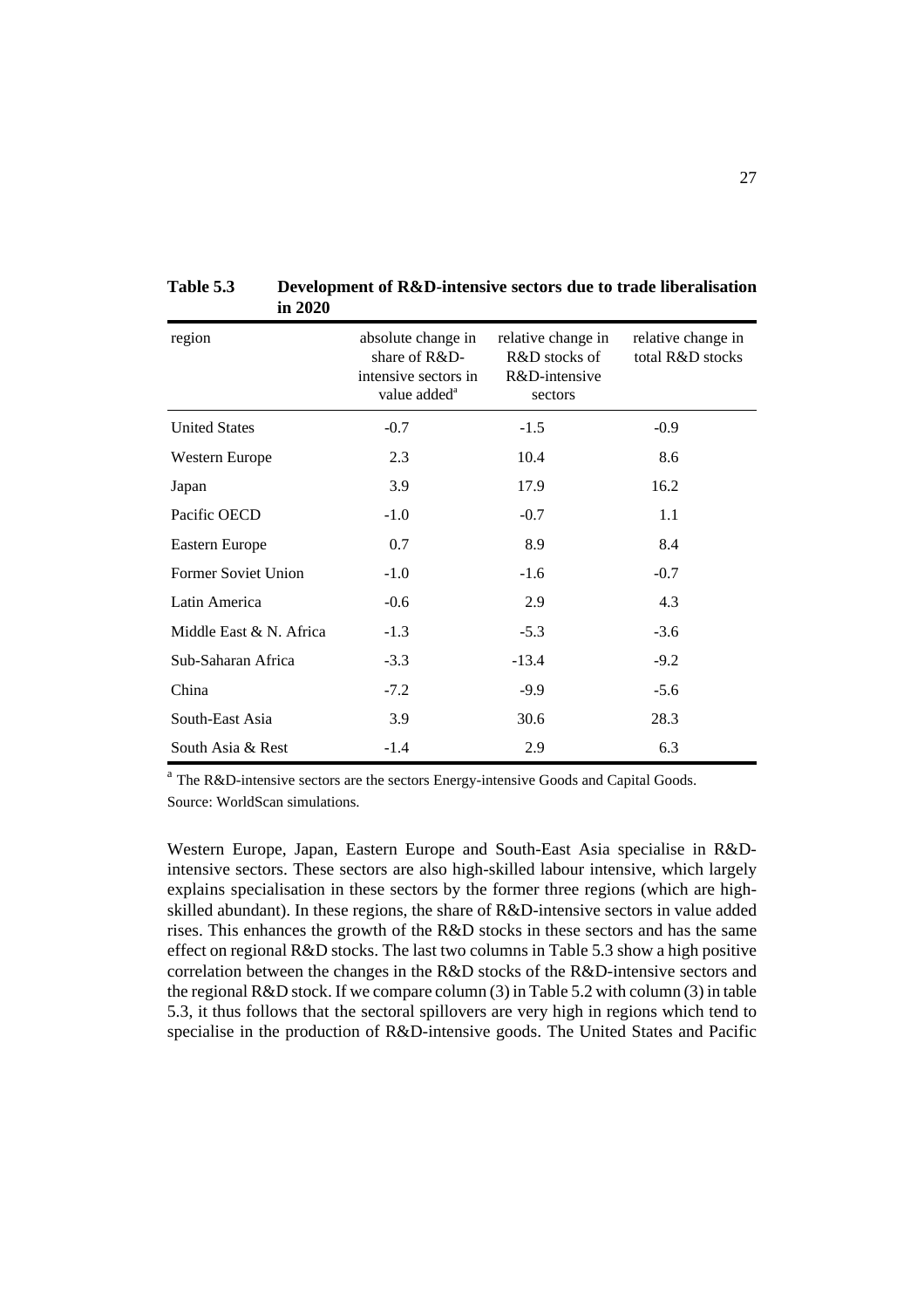**Table 5.3 Development of R&D-intensive sectors due to trade liberalisation in 2020**

| region | absolute change in share of R&D-intensive sectors in value added[a] | relative change in R&D stocks of R&D-intensive sectors | relative change in total R&D stocks |
|---|---|---|---|
| United States | -0.7 | -1.5 | -0.9 |
| Western Europe | 2.3 | 10.4 | 8.6 |
| Japan | 3.9 | 17.9 | 16.2 |
| Pacific OECD | -1.0 | -0.7 | 1.1 |
| Eastern Europe | 0.7 | 8.9 | 8.4 |
| Former Soviet Union | -1.0 | -1.6 | -0.7 |
| Latin America | -0.6 | 2.9 | 4.3 |
| Middle East & N. Africa | -1.3 | -5.3 | -3.6 |
| Sub-Saharan Africa | -3.3 | -13.4 | -9.2 |
| China | -7.2 | -9.9 | -5.6 |
| South-East Asia | 3.9 | 30.6 | 28.3 |
| South Asia & Rest | -1.4 | 2.9 | 6.3 |

[a] The R&D-intensive sectors are the sectors Energy-intensive Goods and Capital Goods.

Source: WorldScan simulations.

Western Europe, Japan, Eastern Europe and South-East Asia specialise in R&D-intensive sectors. These sectors are also high-skilled labour intensive, which largely explains specialisation in these sectors by the former three regions (which are high-skilled abundant). In these regions, the share of R&D-intensive sectors in value added rises. This enhances the growth of the R&D stocks in these sectors and has the same effect on regional R&D stocks. The last two columns in Table 5.3 show a high positive correlation between the changes in the R&D stocks of the R&D-intensive sectors and the regional R&D stock. If we compare column (3) in Table 5.2 with column (3) in table 5.3, it thus follows that the sectoral spillovers are very high in regions which tend to specialise in the production of R&D-intensive goods. The United States and Pacific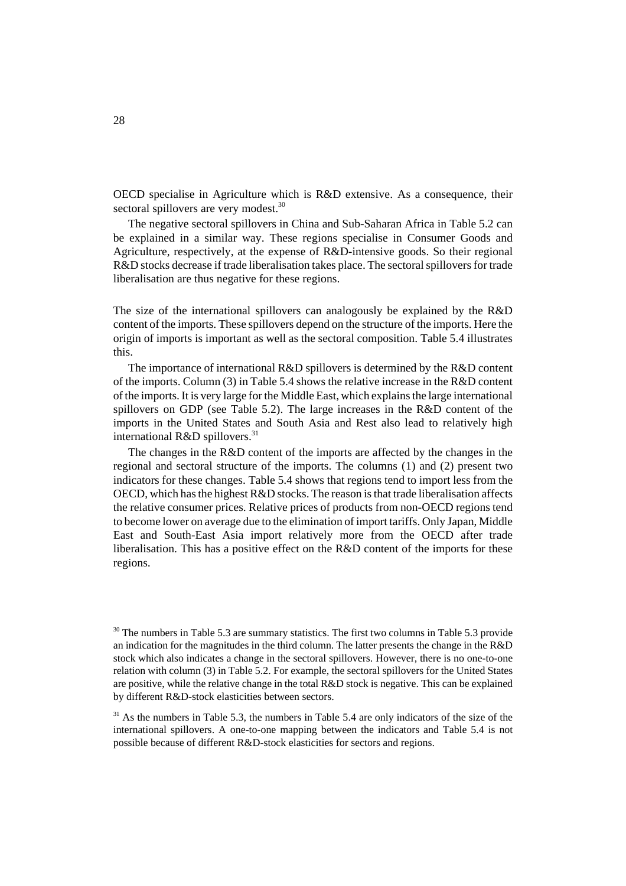OECD specialise in Agriculture which is R&D extensive. As a consequence, their sectoral spillovers are very modest.[30]

The negative sectoral spillovers in China and Sub-Saharan Africa in Table 5.2 can be explained in a similar way. These regions specialise in Consumer Goods and Agriculture, respectively, at the expense of R&D-intensive goods. So their regional R&D stocks decrease if trade liberalisation takes place. The sectoral spillovers for trade liberalisation are thus negative for these regions.

The size of the international spillovers can analogously be explained by the R&D content of the imports. These spillovers depend on the structure of the imports. Here the origin of imports is important as well as the sectoral composition. Table 5.4 illustrates this.

The importance of international R&D spillovers is determined by the R&D content of the imports. Column (3) in Table 5.4 shows the relative increase in the R&D content of the imports. It is very large for the Middle East, which explains the large international spillovers on GDP (see Table 5.2). The large increases in the R&D content of the imports in the United States and South Asia and Rest also lead to relatively high international R&D spillovers.[31]

The changes in the R&D content of the imports are affected by the changes in the regional and sectoral structure of the imports. The columns (1) and (2) present two indicators for these changes. Table 5.4 shows that regions tend to import less from the OECD, which has the highest R&D stocks. The reason is that trade liberalisation affects the relative consumer prices. Relative prices of products from non-OECD regions tend to become lower on average due to the elimination of import tariffs. Only Japan, Middle East and South-East Asia import relatively more from the OECD after trade liberalisation. This has a positive effect on the R&D content of the imports for these regions.

[30] The numbers in Table 5.3 are summary statistics. The first two columns in Table 5.3 provide an indication for the magnitudes in the third column. The latter presents the change in the R&D stock which also indicates a change in the sectoral spillovers. However, there is no one-to-one relation with column (3) in Table 5.2. For example, the sectoral spillovers for the United States are positive, while the relative change in the total R&D stock is negative. This can be explained by different R&D-stock elasticities between sectors.

[31] As the numbers in Table 5.3, the numbers in Table 5.4 are only indicators of the size of the international spillovers. A one-to-one mapping between the indicators and Table 5.4 is not possible because of different R&D-stock elasticities for sectors and regions.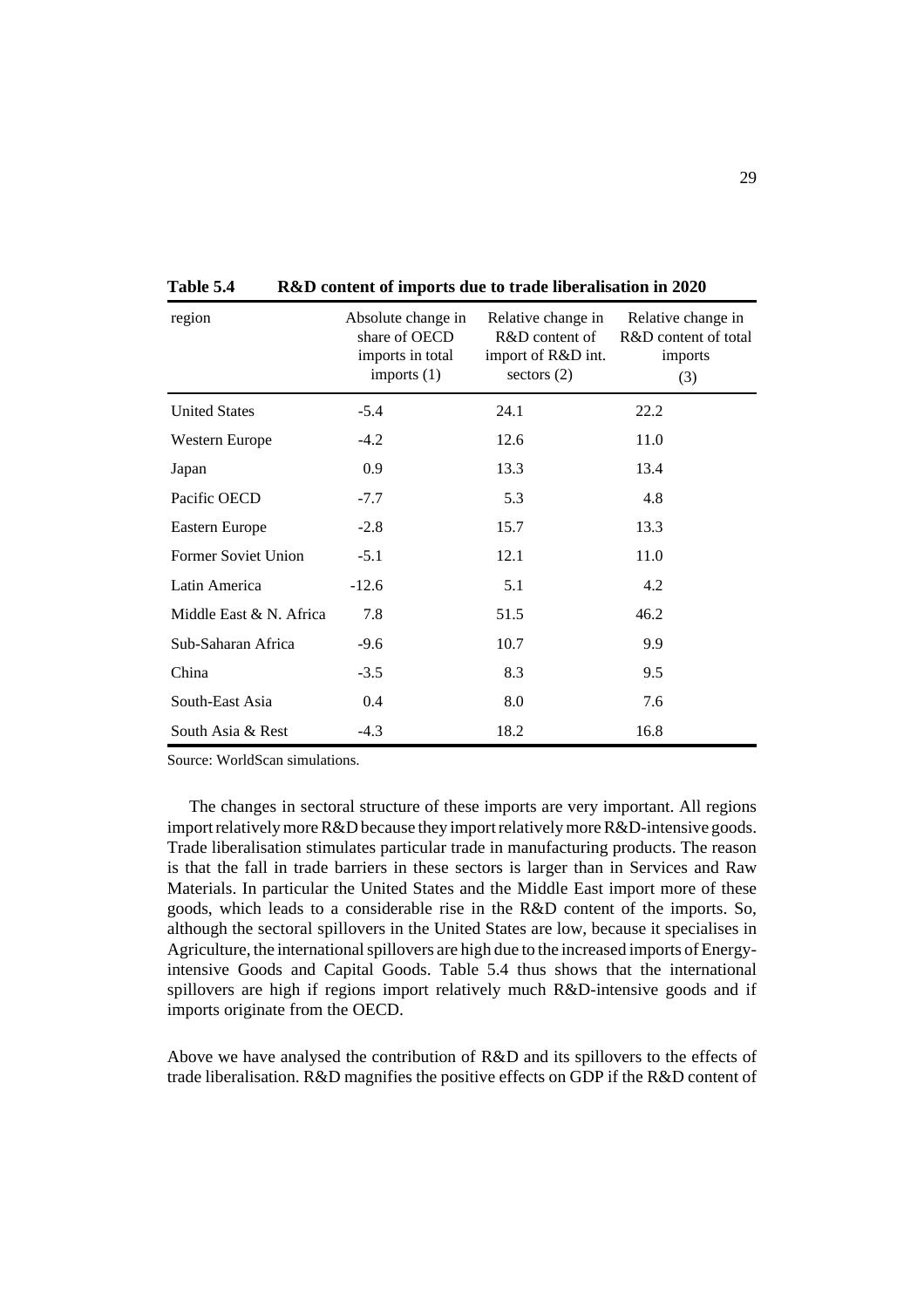**Table 5.4 R&D content of imports due to trade liberalisation in 2020**

| region | Absolute change in share of OECD imports in total imports (1) | Relative change in R&D content of import of R&D int. sectors (2) | Relative change in R&D content of total imports (3) |
|---|---|---|---|
| United States | -5.4 | 24.1 | 22.2 |
| Western Europe | -4.2 | 12.6 | 11.0 |
| Japan | 0.9 | 13.3 | 13.4 |
| Pacific OECD | -7.7 | 5.3 | 4.8 |
| Eastern Europe | -2.8 | 15.7 | 13.3 |
| Former Soviet Union | -5.1 | 12.1 | 11.0 |
| Latin America | -12.6 | 5.1 | 4.2 |
| Middle East & N. Africa | 7.8 | 51.5 | 46.2 |
| Sub-Saharan Africa | -9.6 | 10.7 | 9.9 |
| China | -3.5 | 8.3 | 9.5 |
| South-East Asia | 0.4 | 8.0 | 7.6 |
| South Asia & Rest | -4.3 | 18.2 | 16.8 |

Source: WorldScan simulations.

The changes in sectoral structure of these imports are very important. All regions import relatively more R&D because they import relatively more R&D-intensive goods. Trade liberalisation stimulates particular trade in manufacturing products. The reason is that the fall in trade barriers in these sectors is larger than in Services and Raw Materials. In particular the United States and the Middle East import more of these goods, which leads to a considerable rise in the R&D content of the imports. So, although the sectoral spillovers in the United States are low, because it specialises in Agriculture, the international spillovers are high due to the increased imports of Energy-intensive Goods and Capital Goods. Table 5.4 thus shows that the international spillovers are high if regions import relatively much R&D-intensive goods and if imports originate from the OECD.

Above we have analysed the contribution of R&D and its spillovers to the effects of trade liberalisation. R&D magnifies the positive effects on GDP if the R&D content of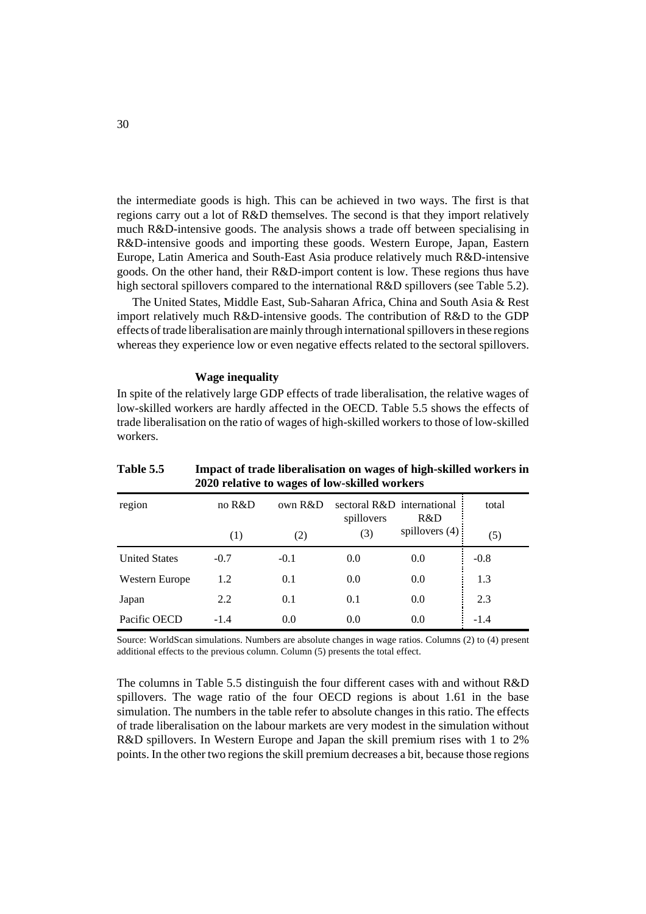the intermediate goods is high. This can be achieved in two ways. The first is that regions carry out a lot of R&D themselves. The second is that they import relatively much R&D-intensive goods. The analysis shows a trade off between specialising in R&D-intensive goods and importing these goods. Western Europe, Japan, Eastern Europe, Latin America and South-East Asia produce relatively much R&D-intensive goods. On the other hand, their R&D-import content is low. These regions thus have high sectoral spillovers compared to the international R&D spillovers (see Table 5.2).

The United States, Middle East, Sub-Saharan Africa, China and South Asia & Rest import relatively much R&D-intensive goods. The contribution of R&D to the GDP effects of trade liberalisation are mainly through international spillovers in these regions whereas they experience low or even negative effects related to the sectoral spillovers.

### Wage inequality

In spite of the relatively large GDP effects of trade liberalisation, the relative wages of low-skilled workers are hardly affected in the OECD. Table 5.5 shows the effects of trade liberalisation on the ratio of wages of high-skilled workers to those of low-skilled workers.

**Table 5.5 Impact of trade liberalisation on wages of high-skilled workers in 2020 relative to wages of low-skilled workers**

| region | no R&D | own R&D | sectoral R&D spillovers | international R&D spillovers | total |
|---|---|---|---|---|---|
| | (1) | (2) | (3) | (4) | (5) |
| United States | -0.7 | -0.1 | 0.0 | 0.0 | -0.8 |
| Western Europe | 1.2 | 0.1 | 0.0 | 0.0 | 1.3 |
| Japan | 2.2 | 0.1 | 0.1 | 0.0 | 2.3 |
| Pacific OECD | -1.4 | 0.0 | 0.0 | 0.0 | -1.4 |

Source: WorldScan simulations. Numbers are absolute changes in wage ratios. Columns (2) to (4) present additional effects to the previous column. Column (5) presents the total effect.

The columns in Table 5.5 distinguish the four different cases with and without R&D spillovers. The wage ratio of the four OECD regions is about 1.61 in the base simulation. The numbers in the table refer to absolute changes in this ratio. The effects of trade liberalisation on the labour markets are very modest in the simulation without R&D spillovers. In Western Europe and Japan the skill premium rises with 1 to 2% points. In the other two regions the skill premium decreases a bit, because those regions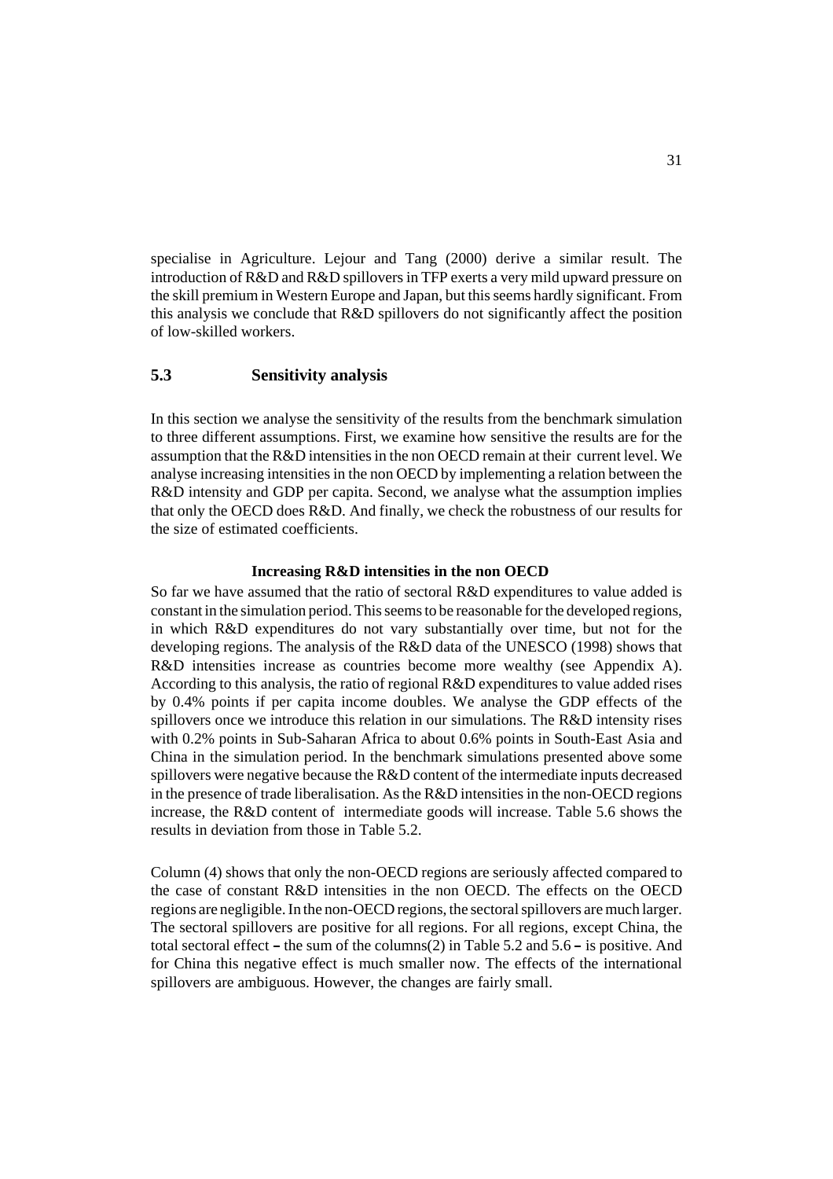specialise in Agriculture. Lejour and Tang (2000) derive a similar result. The introduction of R&D and R&D spillovers in TFP exerts a very mild upward pressure on the skill premium in Western Europe and Japan, but this seems hardly significant. From this analysis we conclude that R&D spillovers do not significantly affect the position of low-skilled workers.

## 5.3 Sensitivity analysis

In this section we analyse the sensitivity of the results from the benchmark simulation to three different assumptions. First, we examine how sensitive the results are for the assumption that the R&D intensities in the non OECD remain at their current level. We analyse increasing intensities in the non OECD by implementing a relation between the R&D intensity and GDP per capita. Second, we analyse what the assumption implies that only the OECD does R&D. And finally, we check the robustness of our results for the size of estimated coefficients.

### Increasing R&D intensities in the non OECD

So far we have assumed that the ratio of sectoral R&D expenditures to value added is constant in the simulation period. This seems to be reasonable for the developed regions, in which R&D expenditures do not vary substantially over time, but not for the developing regions. The analysis of the R&D data of the UNESCO (1998) shows that R&D intensities increase as countries become more wealthy (see Appendix A). According to this analysis, the ratio of regional R&D expenditures to value added rises by 0.4% points if per capita income doubles. We analyse the GDP effects of the spillovers once we introduce this relation in our simulations. The R&D intensity rises with 0.2% points in Sub-Saharan Africa to about 0.6% points in South-East Asia and China in the simulation period. In the benchmark simulations presented above some spillovers were negative because the R&D content of the intermediate inputs decreased in the presence of trade liberalisation. As the R&D intensities in the non-OECD regions increase, the R&D content of intermediate goods will increase. Table 5.6 shows the results in deviation from those in Table 5.2.

Column (4) shows that only the non-OECD regions are seriously affected compared to the case of constant R&D intensities in the non OECD. The effects on the OECD regions are negligible. In the non-OECD regions, the sectoral spillovers are much larger. The sectoral spillovers are positive for all regions. For all regions, except China, the total sectoral effect – the sum of the columns(2) in Table 5.2 and 5.6 – is positive. And for China this negative effect is much smaller now. The effects of the international spillovers are ambiguous. However, the changes are fairly small.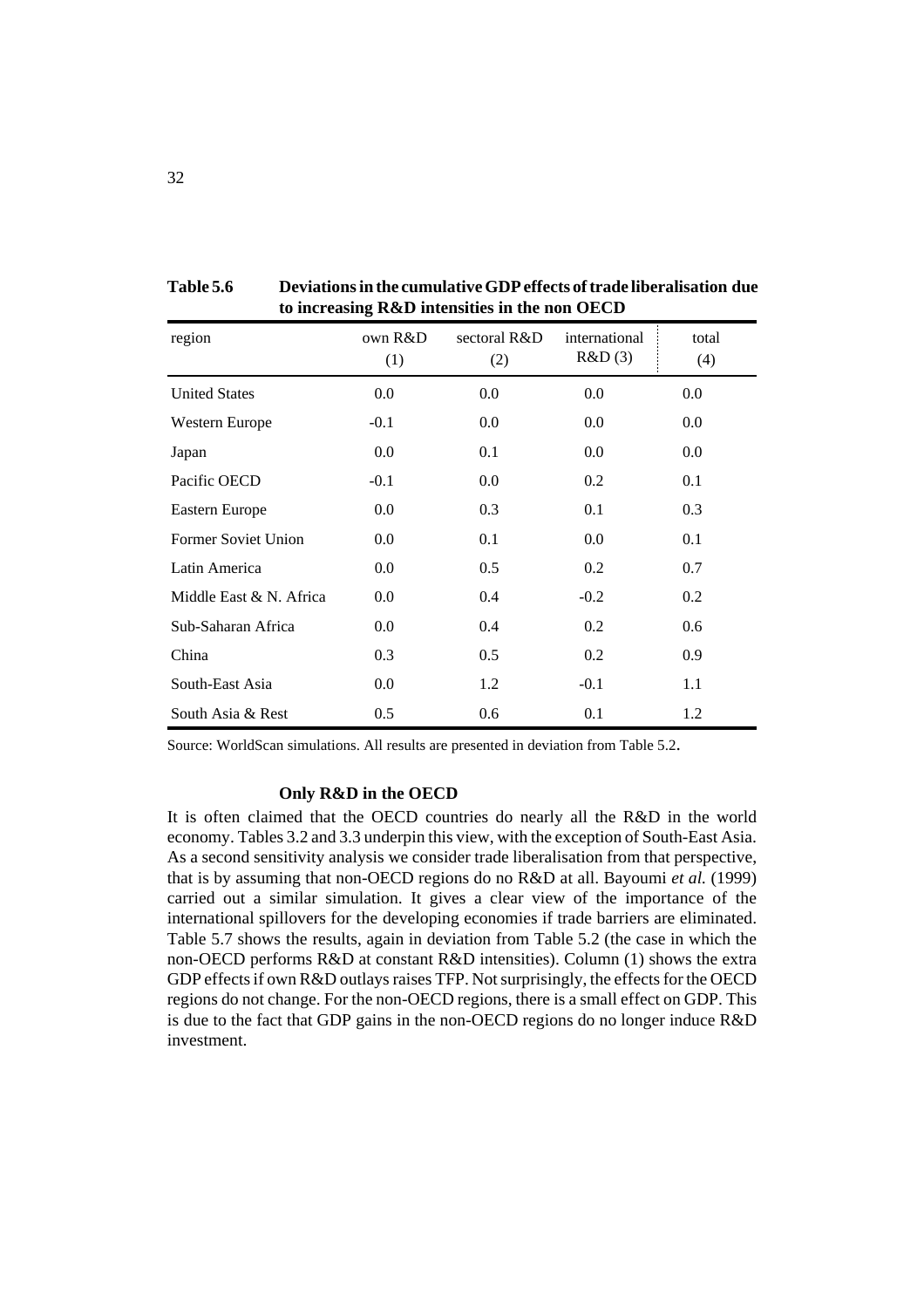**Table 5.6 Deviations in the cumulative GDP effects of trade liberalisation due to increasing R&D intensities in the non OECD**

| region | own R&D (1) | sectoral R&D (2) | international R&D (3) | total (4) |
|---|---|---|---|---|
| United States | 0.0 | 0.0 | 0.0 | 0.0 |
| Western Europe | -0.1 | 0.0 | 0.0 | 0.0 |
| Japan | 0.0 | 0.1 | 0.0 | 0.0 |
| Pacific OECD | -0.1 | 0.0 | 0.2 | 0.1 |
| Eastern Europe | 0.0 | 0.3 | 0.1 | 0.3 |
| Former Soviet Union | 0.0 | 0.1 | 0.0 | 0.1 |
| Latin America | 0.0 | 0.5 | 0.2 | 0.7 |
| Middle East & N. Africa | 0.0 | 0.4 | -0.2 | 0.2 |
| Sub-Saharan Africa | 0.0 | 0.4 | 0.2 | 0.6 |
| China | 0.3 | 0.5 | 0.2 | 0.9 |
| South-East Asia | 0.0 | 1.2 | -0.1 | 1.1 |
| South Asia & Rest | 0.5 | 0.6 | 0.1 | 1.2 |

Source: WorldScan simulations. All results are presented in deviation from Table 5.2.

### Only R&D in the OECD

It is often claimed that the OECD countries do nearly all the R&D in the world economy. Tables 3.2 and 3.3 underpin this view, with the exception of South-East Asia. As a second sensitivity analysis we consider trade liberalisation from that perspective, that is by assuming that non-OECD regions do no R&D at all. Bayoumi *et al.* (1999) carried out a similar simulation. It gives a clear view of the importance of the international spillovers for the developing economies if trade barriers are eliminated. Table 5.7 shows the results, again in deviation from Table 5.2 (the case in which the non-OECD performs R&D at constant R&D intensities). Column (1) shows the extra GDP effects if own R&D outlays raises TFP. Not surprisingly, the effects for the OECD regions do not change. For the non-OECD regions, there is a small effect on GDP. This is due to the fact that GDP gains in the non-OECD regions do no longer induce R&D investment.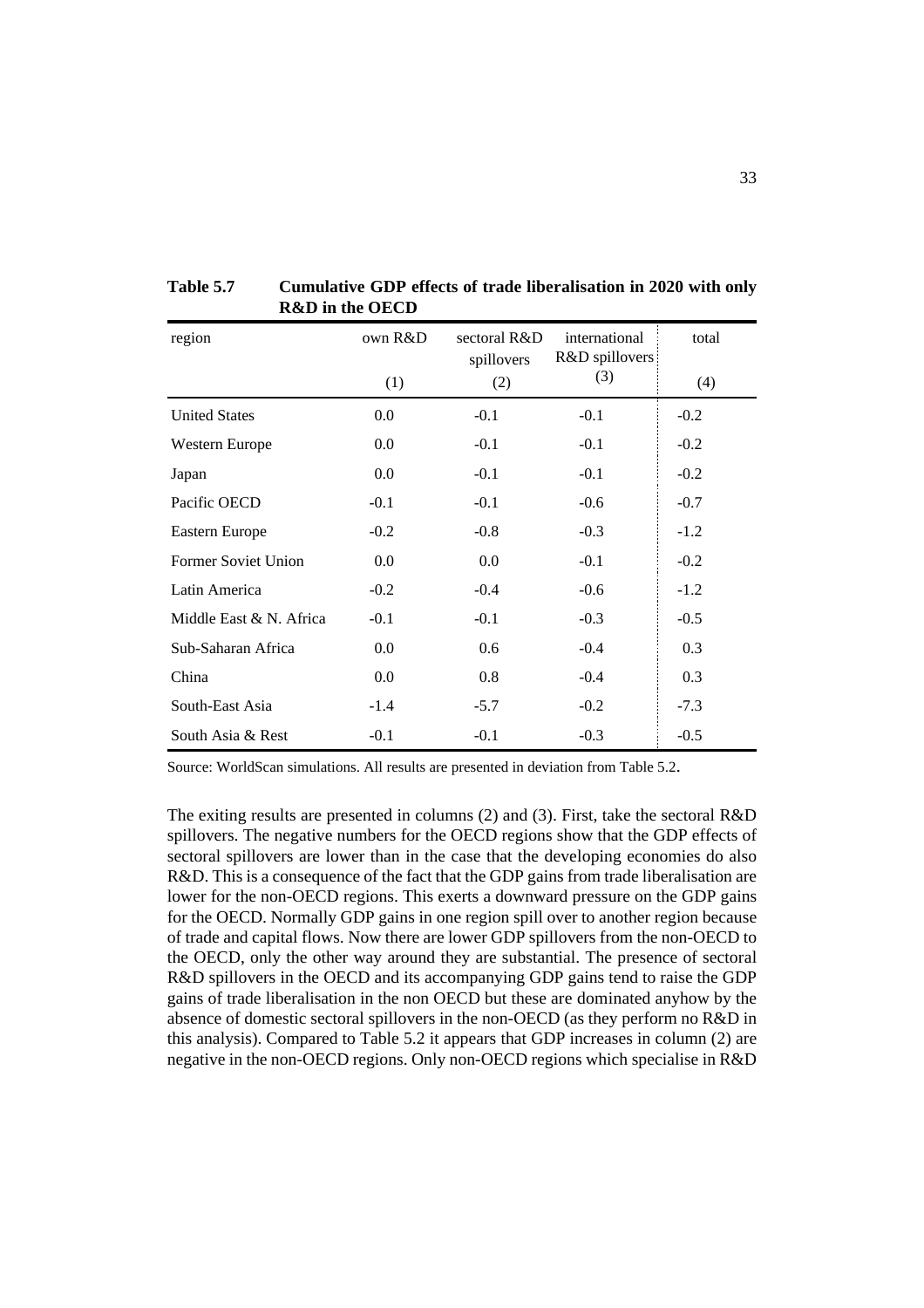**Table 5.7 Cumulative GDP effects of trade liberalisation in 2020 with only R&D in the OECD**

| region | own R&D (1) | sectoral R&D spillovers (2) | international R&D spillovers (3) | total (4) |
|---|---|---|---|---|
| United States | 0.0 | -0.1 | -0.1 | -0.2 |
| Western Europe | 0.0 | -0.1 | -0.1 | -0.2 |
| Japan | 0.0 | -0.1 | -0.1 | -0.2 |
| Pacific OECD | -0.1 | -0.1 | -0.6 | -0.7 |
| Eastern Europe | -0.2 | -0.8 | -0.3 | -1.2 |
| Former Soviet Union | 0.0 | 0.0 | -0.1 | -0.2 |
| Latin America | -0.2 | -0.4 | -0.6 | -1.2 |
| Middle East & N. Africa | -0.1 | -0.1 | -0.3 | -0.5 |
| Sub-Saharan Africa | 0.0 | 0.6 | -0.4 | 0.3 |
| China | 0.0 | 0.8 | -0.4 | 0.3 |
| South-East Asia | -1.4 | -5.7 | -0.2 | -7.3 |
| South Asia & Rest | -0.1 | -0.1 | -0.3 | -0.5 |

Source: WorldScan simulations. All results are presented in deviation from Table 5.2.

The exiting results are presented in columns (2) and (3). First, take the sectoral R&D spillovers. The negative numbers for the OECD regions show that the GDP effects of sectoral spillovers are lower than in the case that the developing economies do also R&D. This is a consequence of the fact that the GDP gains from trade liberalisation are lower for the non-OECD regions. This exerts a downward pressure on the GDP gains for the OECD. Normally GDP gains in one region spill over to another region because of trade and capital flows. Now there are lower GDP spillovers from the non-OECD to the OECD, only the other way around they are substantial. The presence of sectoral R&D spillovers in the OECD and its accompanying GDP gains tend to raise the GDP gains of trade liberalisation in the non OECD but these are dominated anyhow by the absence of domestic sectoral spillovers in the non-OECD (as they perform no R&D in this analysis). Compared to Table 5.2 it appears that GDP increases in column (2) are negative in the non-OECD regions. Only non-OECD regions which specialise in R&D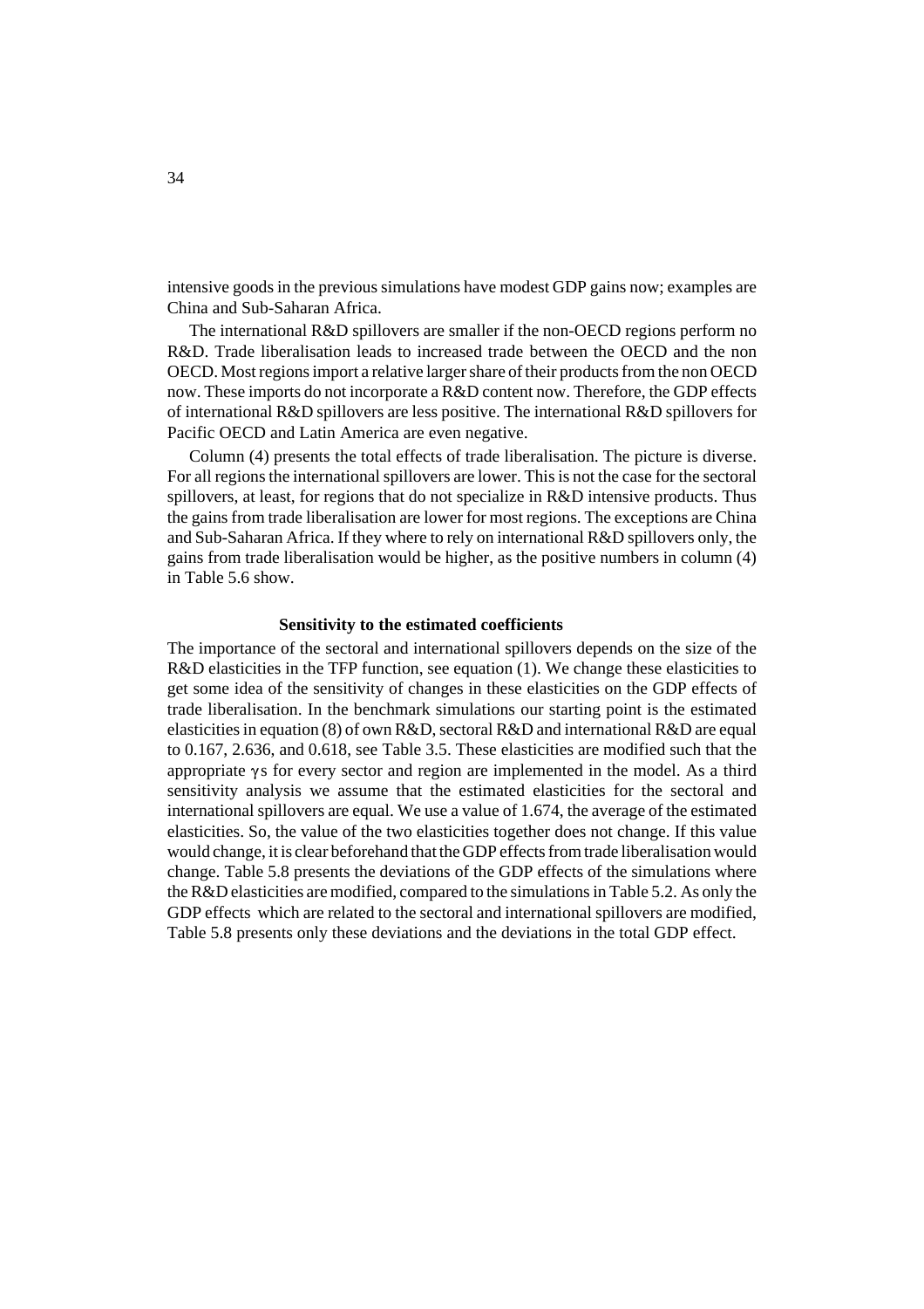intensive goods in the previous simulations have modest GDP gains now; examples are China and Sub-Saharan Africa.

The international R&D spillovers are smaller if the non-OECD regions perform no R&D. Trade liberalisation leads to increased trade between the OECD and the non OECD. Most regions import a relative larger share of their products from the non OECD now. These imports do not incorporate a R&D content now. Therefore, the GDP effects of international R&D spillovers are less positive. The international R&D spillovers for Pacific OECD and Latin America are even negative.

Column (4) presents the total effects of trade liberalisation. The picture is diverse. For all regions the international spillovers are lower. This is not the case for the sectoral spillovers, at least, for regions that do not specialize in R&D intensive products. Thus the gains from trade liberalisation are lower for most regions. The exceptions are China and Sub-Saharan Africa. If they where to rely on international R&D spillovers only, the gains from trade liberalisation would be higher, as the positive numbers in column (4) in Table 5.6 show.

### Sensitivity to the estimated coefficients

The importance of the sectoral and international spillovers depends on the size of the R&D elasticities in the TFP function, see equation (1). We change these elasticities to get some idea of the sensitivity of changes in these elasticities on the GDP effects of trade liberalisation. In the benchmark simulations our starting point is the estimated elasticities in equation (8) of own R&D, sectoral R&D and international R&D are equal to 0.167, 2.636, and 0.618, see Table 3.5. These elasticities are modified such that the appropriate $\gamma$s for every sector and region are implemented in the model. As a third sensitivity analysis we assume that the estimated elasticities for the sectoral and international spillovers are equal. We use a value of 1.674, the average of the estimated elasticities. So, the value of the two elasticities together does not change. If this value would change, it is clear beforehand that the GDP effects from trade liberalisation would change. Table 5.8 presents the deviations of the GDP effects of the simulations where the R&D elasticities are modified, compared to the simulations in Table 5.2. As only the GDP effects which are related to the sectoral and international spillovers are modified, Table 5.8 presents only these deviations and the deviations in the total GDP effect.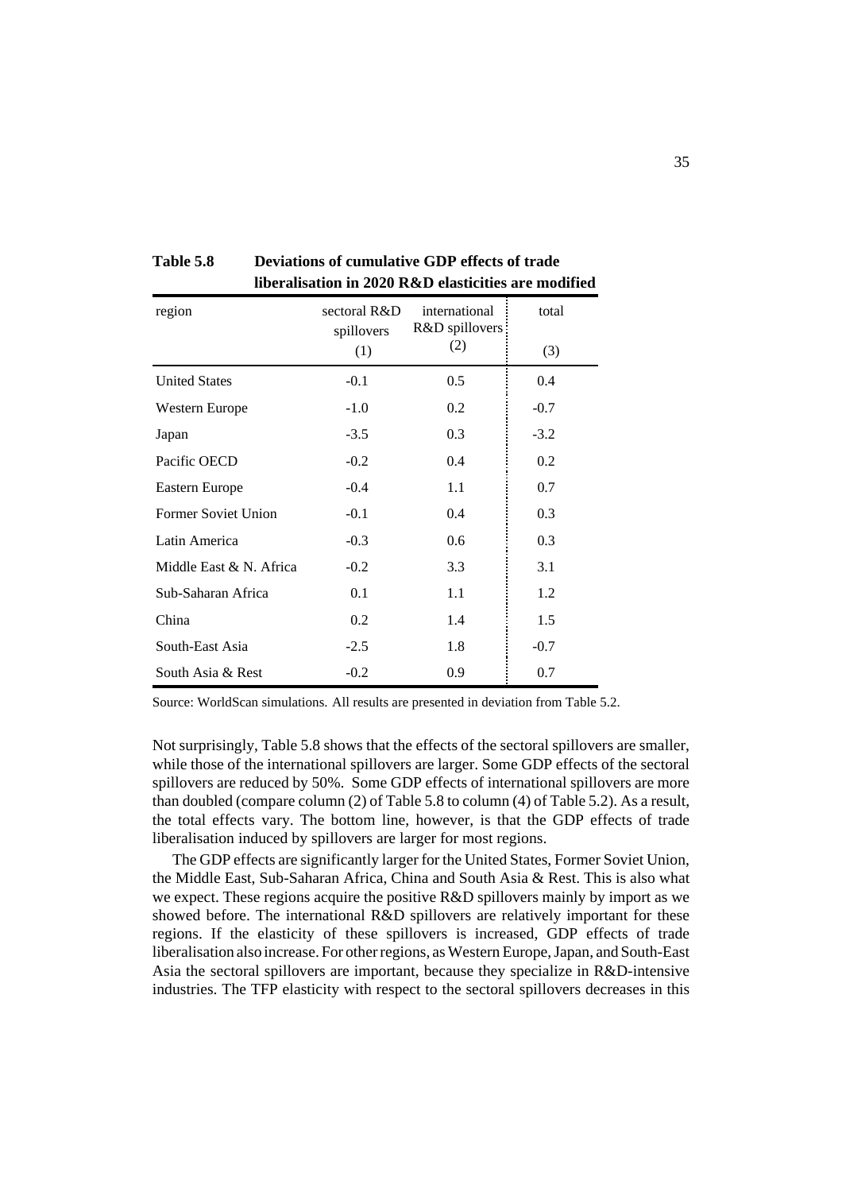**Table 5.8 Deviations of cumulative GDP effects of trade liberalisation in 2020 R&D elasticities are modified**

| region | sectoral R&D spillovers (1) | international R&D spillovers (2) | total (3) |
|---|---|---|---|
| United States | -0.1 | 0.5 | 0.4 |
| Western Europe | -1.0 | 0.2 | -0.7 |
| Japan | -3.5 | 0.3 | -3.2 |
| Pacific OECD | -0.2 | 0.4 | 0.2 |
| Eastern Europe | -0.4 | 1.1 | 0.7 |
| Former Soviet Union | -0.1 | 0.4 | 0.3 |
| Latin America | -0.3 | 0.6 | 0.3 |
| Middle East & N. Africa | -0.2 | 3.3 | 3.1 |
| Sub-Saharan Africa | 0.1 | 1.1 | 1.2 |
| China | 0.2 | 1.4 | 1.5 |
| South-East Asia | -2.5 | 1.8 | -0.7 |
| South Asia & Rest | -0.2 | 0.9 | 0.7 |

Source: WorldScan simulations. All results are presented in deviation from Table 5.2.

Not surprisingly, Table 5.8 shows that the effects of the sectoral spillovers are smaller, while those of the international spillovers are larger. Some GDP effects of the sectoral spillovers are reduced by 50%. Some GDP effects of international spillovers are more than doubled (compare column (2) of Table 5.8 to column (4) of Table 5.2). As a result, the total effects vary. The bottom line, however, is that the GDP effects of trade liberalisation induced by spillovers are larger for most regions.

The GDP effects are significantly larger for the United States, Former Soviet Union, the Middle East, Sub-Saharan Africa, China and South Asia & Rest. This is also what we expect. These regions acquire the positive R&D spillovers mainly by import as we showed before. The international R&D spillovers are relatively important for these regions. If the elasticity of these spillovers is increased, GDP effects of trade liberalisation also increase. For other regions, as Western Europe, Japan, and South-East Asia the sectoral spillovers are important, because they specialize in R&D-intensive industries. The TFP elasticity with respect to the sectoral spillovers decreases in this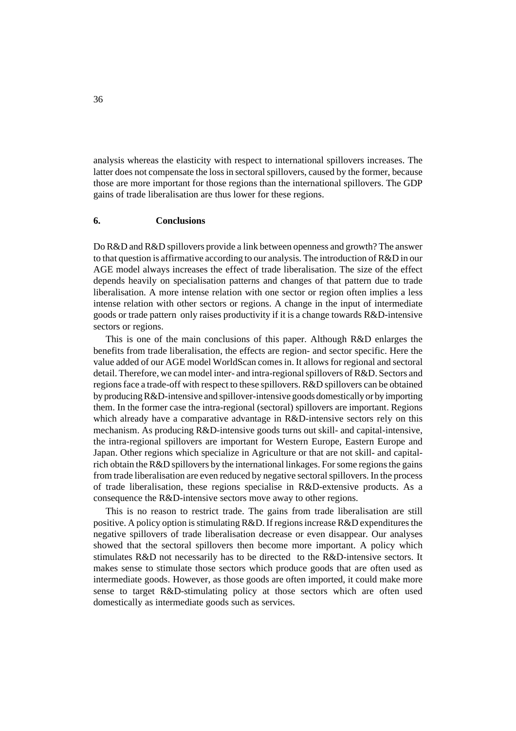analysis whereas the elasticity with respect to international spillovers increases. The latter does not compensate the loss in sectoral spillovers, caused by the former, because those are more important for those regions than the international spillovers. The GDP gains of trade liberalisation are thus lower for these regions.

## 6. Conclusions

Do R&D and R&D spillovers provide a link between openness and growth? The answer to that question is affirmative according to our analysis. The introduction of R&D in our AGE model always increases the effect of trade liberalisation. The size of the effect depends heavily on specialisation patterns and changes of that pattern due to trade liberalisation. A more intense relation with one sector or region often implies a less intense relation with other sectors or regions. A change in the input of intermediate goods or trade pattern only raises productivity if it is a change towards R&D-intensive sectors or regions.

This is one of the main conclusions of this paper. Although R&D enlarges the benefits from trade liberalisation, the effects are region- and sector specific. Here the value added of our AGE model WorldScan comes in. It allows for regional and sectoral detail. Therefore, we can model inter- and intra-regional spillovers of R&D. Sectors and regions face a trade-off with respect to these spillovers. R&D spillovers can be obtained by producing R&D-intensive and spillover-intensive goods domestically or by importing them. In the former case the intra-regional (sectoral) spillovers are important. Regions which already have a comparative advantage in R&D-intensive sectors rely on this mechanism. As producing R&D-intensive goods turns out skill- and capital-intensive, the intra-regional spillovers are important for Western Europe, Eastern Europe and Japan. Other regions which specialize in Agriculture or that are not skill- and capital-rich obtain the R&D spillovers by the international linkages. For some regions the gains from trade liberalisation are even reduced by negative sectoral spillovers. In the process of trade liberalisation, these regions specialise in R&D-extensive products. As a consequence the R&D-intensive sectors move away to other regions.

This is no reason to restrict trade. The gains from trade liberalisation are still positive. A policy option is stimulating R&D. If regions increase R&D expenditures the negative spillovers of trade liberalisation decrease or even disappear. Our analyses showed that the sectoral spillovers then become more important. A policy which stimulates R&D not necessarily has to be directed to the R&D-intensive sectors. It makes sense to stimulate those sectors which produce goods that are often used as intermediate goods. However, as those goods are often imported, it could make more sense to target R&D-stimulating policy at those sectors which are often used domestically as intermediate goods such as services.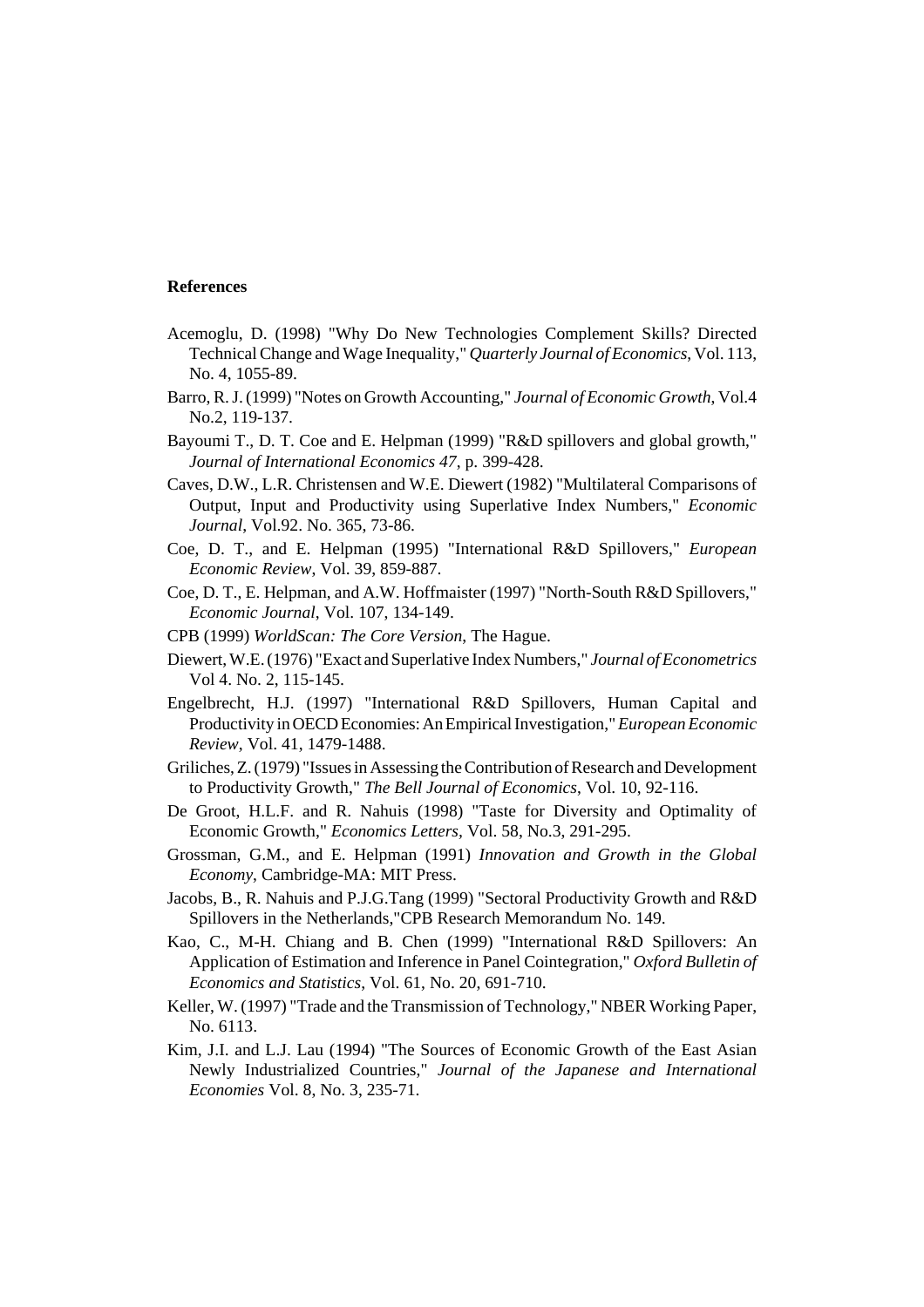**References**

Acemoglu, D. (1998) "Why Do New Technologies Complement Skills? Directed Technical Change and Wage Inequality," *Quarterly Journal of Economics*, Vol. 113, No. 4, 1055-89.

Barro, R. J. (1999) "Notes on Growth Accounting," *Journal of Economic Growth*, Vol.4 No.2, 119-137.

Bayoumi T., D. T. Coe and E. Helpman (1999) "R&D spillovers and global growth," *Journal of International Economics 47*, p. 399-428.

Caves, D.W., L.R. Christensen and W.E. Diewert (1982) "Multilateral Comparisons of Output, Input and Productivity using Superlative Index Numbers," *Economic Journal*, Vol.92. No. 365, 73-86.

Coe, D. T., and E. Helpman (1995) "International R&D Spillovers," *European Economic Review*, Vol. 39, 859-887.

Coe, D. T., E. Helpman, and A.W. Hoffmaister (1997) "North-South R&D Spillovers," *Economic Journal*, Vol. 107, 134-149.

CPB (1999) *WorldScan: The Core Version*, The Hague.

Diewert, W.E. (1976) "Exact and Superlative Index Numbers," *Journal of Econometrics* Vol 4. No. 2, 115-145.

Engelbrecht, H.J. (1997) "International R&D Spillovers, Human Capital and Productivity in OECD Economies: An Empirical Investigation," *European Economic Review*, Vol. 41, 1479-1488.

Griliches, Z. (1979) "Issues in Assessing the Contribution of Research and Development to Productivity Growth," *The Bell Journal of Economics*, Vol. 10, 92-116.

De Groot, H.L.F. and R. Nahuis (1998) "Taste for Diversity and Optimality of Economic Growth," *Economics Letters,* Vol. 58, No.3, 291-295.

Grossman, G.M., and E. Helpman (1991) *Innovation and Growth in the Global Economy*, Cambridge-MA: MIT Press.

Jacobs, B., R. Nahuis and P.J.G.Tang (1999) "Sectoral Productivity Growth and R&D Spillovers in the Netherlands,"CPB Research Memorandum No. 149.

Kao, C., M-H. Chiang and B. Chen (1999) "International R&D Spillovers: An Application of Estimation and Inference in Panel Cointegration," *Oxford Bulletin of Economics and Statistics*, Vol. 61, No. 20, 691-710.

Keller, W. (1997) "Trade and the Transmission of Technology," NBER Working Paper, No. 6113.

Kim, J.I. and L.J. Lau (1994) "The Sources of Economic Growth of the East Asian Newly Industrialized Countries," *Journal of the Japanese and International Economies* Vol. 8, No. 3, 235-71.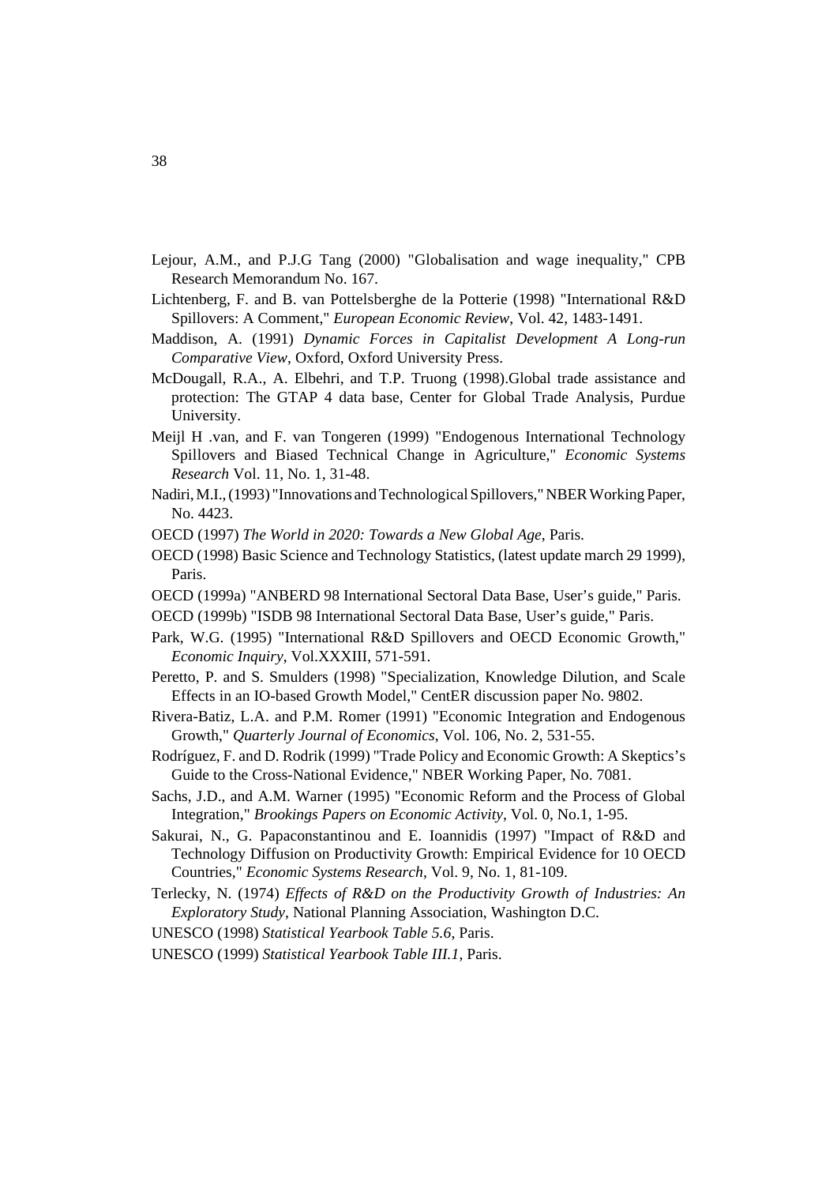Lejour, A.M., and P.J.G Tang (2000) "Globalisation and wage inequality," CPB Research Memorandum No. 167.

Lichtenberg, F. and B. van Pottelsberghe de la Potterie (1998) "International R&D Spillovers: A Comment," *European Economic Review*, Vol. 42, 1483-1491.

Maddison, A. (1991) *Dynamic Forces in Capitalist Development A Long-run Comparative View*, Oxford, Oxford University Press.

McDougall, R.A., A. Elbehri, and T.P. Truong (1998).Global trade assistance and protection: The GTAP 4 data base, Center for Global Trade Analysis, Purdue University.

Meijl H .van, and F. van Tongeren (1999) "Endogenous International Technology Spillovers and Biased Technical Change in Agriculture," *Economic Systems Research* Vol. 11, No. 1, 31-48.

Nadiri, M.I., (1993) "Innovations and Technological Spillovers," NBER Working Paper, No. 4423.

OECD (1997) *The World in 2020: Towards a New Global Age*, Paris.

OECD (1998) Basic Science and Technology Statistics, (latest update march 29 1999), Paris.

OECD (1999a) "ANBERD 98 International Sectoral Data Base, User's guide," Paris.

OECD (1999b) "ISDB 98 International Sectoral Data Base, User's guide," Paris.

Park, W.G. (1995) "International R&D Spillovers and OECD Economic Growth," *Economic Inquiry*, Vol.XXXIII, 571-591.

Peretto, P. and S. Smulders (1998) "Specialization, Knowledge Dilution, and Scale Effects in an IO-based Growth Model," CentER discussion paper No. 9802.

Rivera-Batiz, L.A. and P.M. Romer (1991) "Economic Integration and Endogenous Growth," *Quarterly Journal of Economics*, Vol. 106, No. 2, 531-55.

Rodríguez, F. and D. Rodrik (1999) "Trade Policy and Economic Growth: A Skeptics's Guide to the Cross-National Evidence," NBER Working Paper, No. 7081.

Sachs, J.D., and A.M. Warner (1995) "Economic Reform and the Process of Global Integration," *Brookings Papers on Economic Activity*, Vol. 0, No.1, 1-95.

Sakurai, N., G. Papaconstantinou and E. Ioannidis (1997) "Impact of R&D and Technology Diffusion on Productivity Growth: Empirical Evidence for 10 OECD Countries," *Economic Systems Research*, Vol. 9, No. 1, 81-109.

Terlecky, N. (1974) *Effects of R&D on the Productivity Growth of Industries: An Exploratory Study*, National Planning Association, Washington D.C.

UNESCO (1998) *Statistical Yearbook Table 5.6*, Paris.

UNESCO (1999) *Statistical Yearbook Table III.1*, Paris.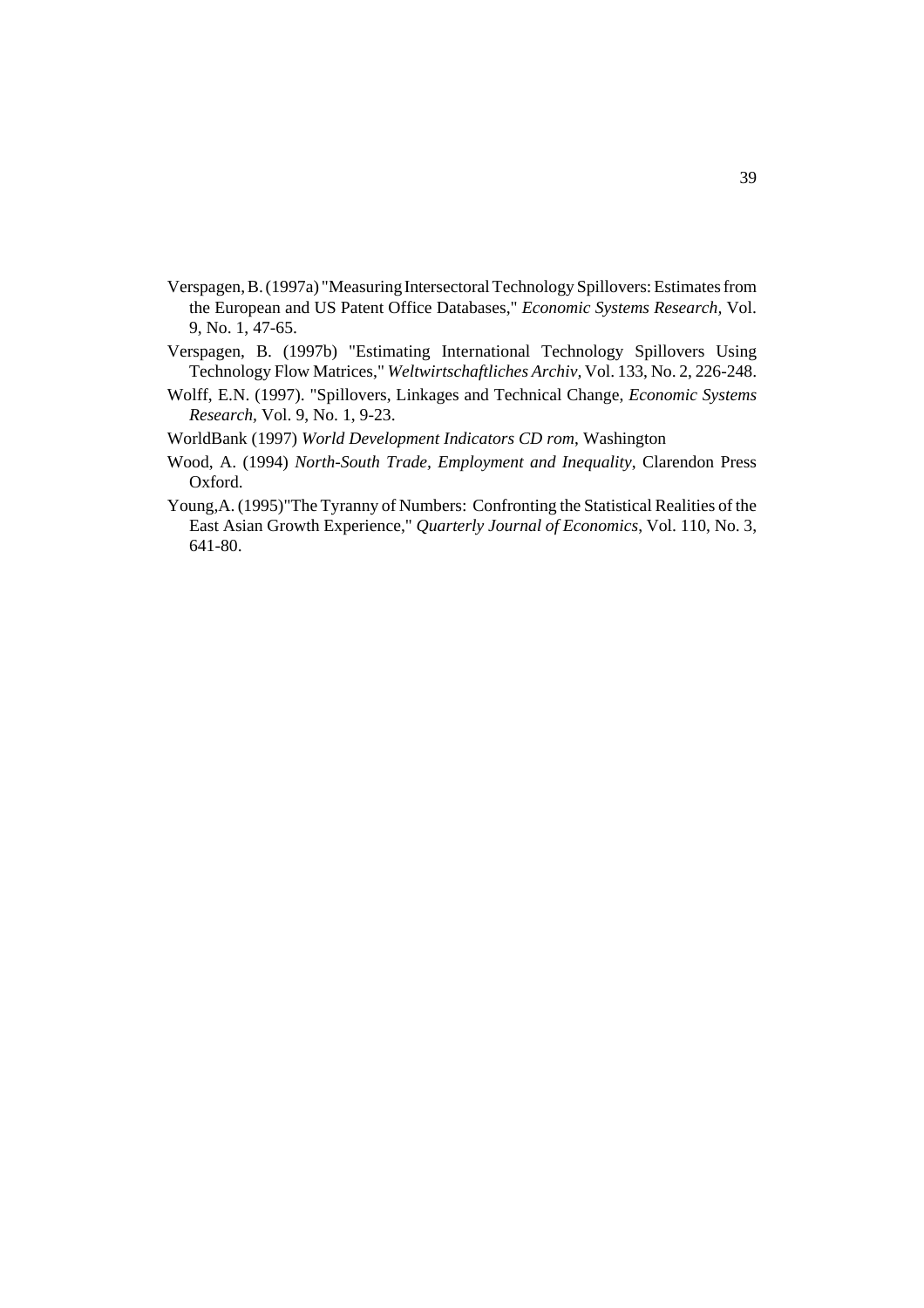Verspagen, B. (1997a) "Measuring Intersectoral Technology Spillovers: Estimates from the European and US Patent Office Databases," *Economic Systems Research*, Vol. 9, No. 1, 47-65.

Verspagen, B. (1997b) "Estimating International Technology Spillovers Using Technology Flow Matrices," *Weltwirtschaftliches Archiv*, Vol. 133, No. 2, 226-248.

Wolff, E.N. (1997). "Spillovers, Linkages and Technical Change, *Economic Systems Research*, Vol. 9, No. 1, 9-23.

WorldBank (1997) *World Development Indicators CD rom*, Washington

Wood, A. (1994) *North-South Trade, Employment and Inequality*, Clarendon Press Oxford.

Young,A. (1995)"The Tyranny of Numbers: Confronting the Statistical Realities of the East Asian Growth Experience," *Quarterly Journal of Economics*, Vol. 110, No. 3, 641-80.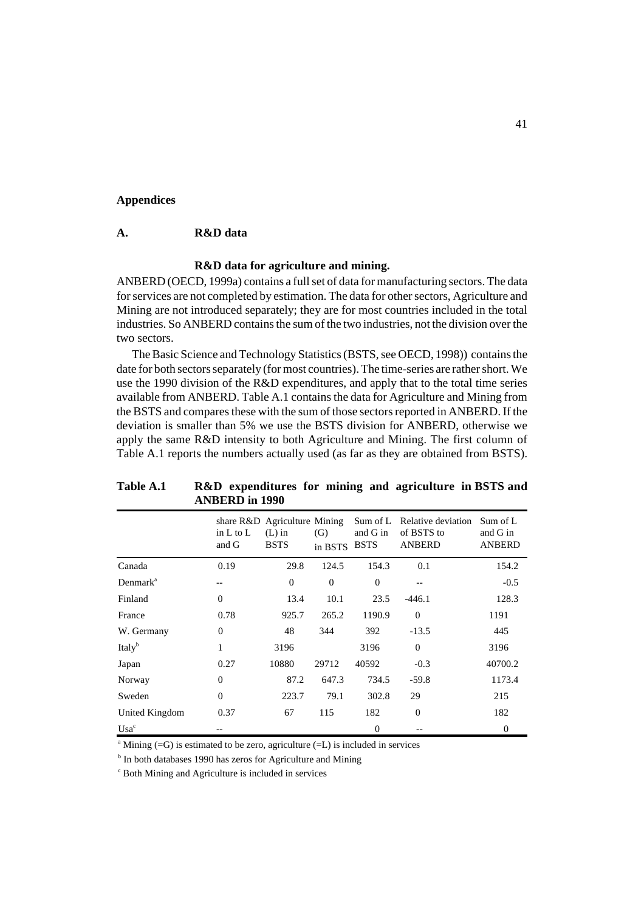## Appendices

### A. R&D data

#### R&D data for agriculture and mining.

ANBERD (OECD, 1999a) contains a full set of data for manufacturing sectors. The data for services are not completed by estimation. The data for other sectors, Agriculture and Mining are not introduced separately; they are for most countries included in the total industries. So ANBERD contains the sum of the two industries, not the division over the two sectors.

The Basic Science and Technology Statistics (BSTS, see OECD, 1998)) contains the date for both sectors separately (for most countries). The time-series are rather short. We use the 1990 division of the R&D expenditures, and apply that to the total time series available from ANBERD. Table A.1 contains the data for Agriculture and Mining from the BSTS and compares these with the sum of those sectors reported in ANBERD. If the deviation is smaller than 5% we use the BSTS division for ANBERD, otherwise we apply the same R&D intensity to both Agriculture and Mining. The first column of Table A.1 reports the numbers actually used (as far as they are obtained from BSTS).

**Table A.1 R&D expenditures for mining and agriculture in BSTS and ANBERD in 1990**

| | share R&D in L to L and G | Agriculture (L) in BSTS | Mining (G) in BSTS | Sum of L and G in BSTS | Relative deviation of BSTS to ANBERD | Sum of L and G in ANBERD |
|---|---|---|---|---|---|---|
| Canada | 0.19 | 29.8 | 124.5 | 154.3 | 0.1 | 154.2 |
| Denmark[a] | -- | 0 | 0 | 0 | -- | -0.5 |
| Finland | 0 | 13.4 | 10.1 | 23.5 | -446.1 | 128.3 |
| France | 0.78 | 925.7 | 265.2 | 1190.9 | 0 | 1191 |
| W. Germany | 0 | 48 | 344 | 392 | -13.5 | 445 |
| Italy[b] | 1 | 3196 | | 3196 | 0 | 3196 |
| Japan | 0.27 | 10880 | 29712 | 40592 | -0.3 | 40700.2 |
| Norway | 0 | 87.2 | 647.3 | 734.5 | -59.8 | 1173.4 |
| Sweden | 0 | 223.7 | 79.1 | 302.8 | 29 | 215 |
| United Kingdom | 0.37 | 67 | 115 | 182 | 0 | 182 |
| Usa[c] | -- | | | 0 | -- | 0 |

[a] Mining (=G) is estimated to be zero, agriculture (=L) is included in services

[b] In both databases 1990 has zeros for Agriculture and Mining

[c] Both Mining and Agriculture is included in services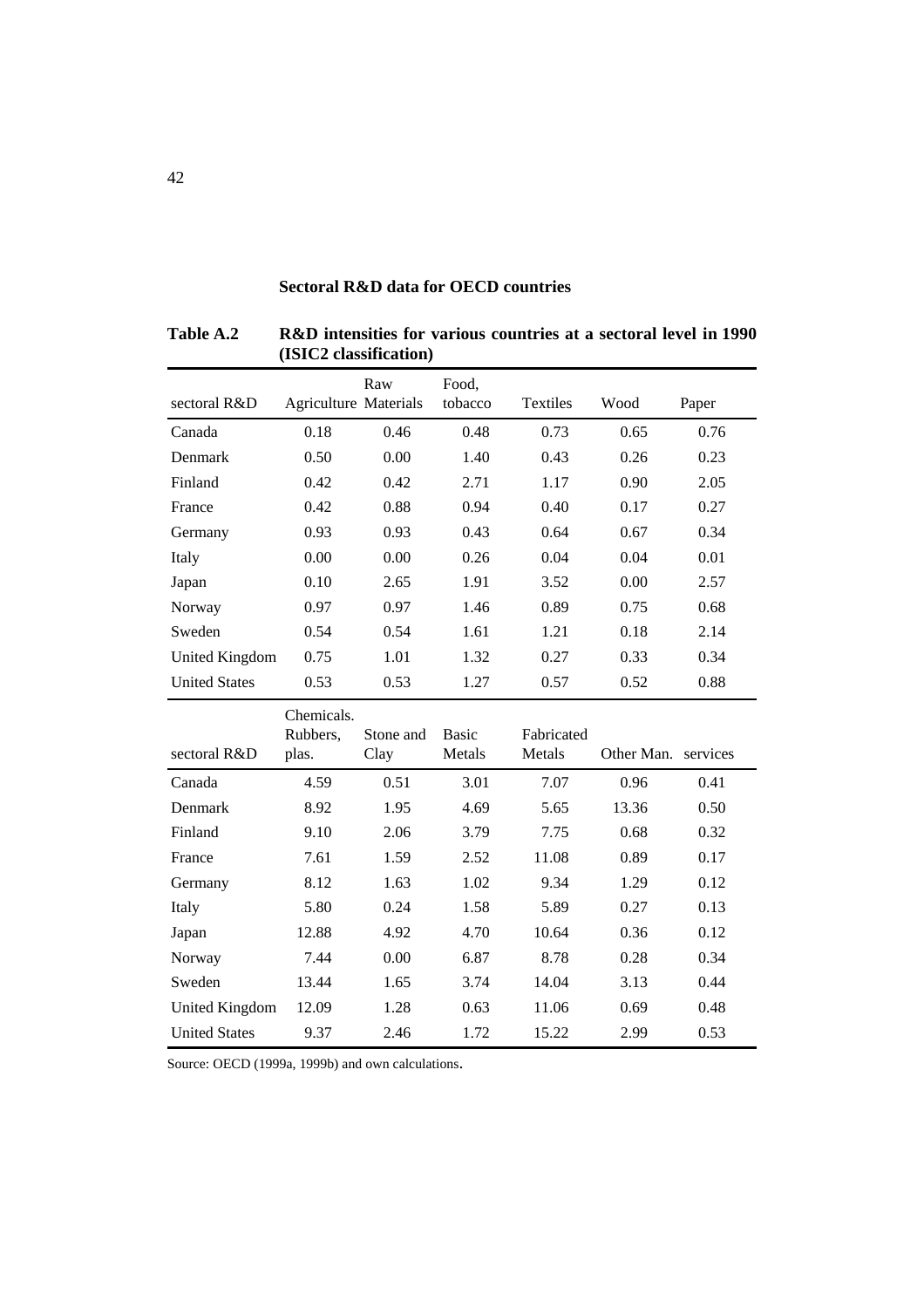**Sectoral R&D data for OECD countries**

**Table A.2 R&D intensities for various countries at a sectoral level in 1990 (ISIC2 classification)**

| sectoral R&D | Agriculture | Raw Materials | Food, tobacco | Textiles | Wood | Paper |
|---|---|---|---|---|---|---|
| Canada | 0.18 | 0.46 | 0.48 | 0.73 | 0.65 | 0.76 |
| Denmark | 0.50 | 0.00 | 1.40 | 0.43 | 0.26 | 0.23 |
| Finland | 0.42 | 0.42 | 2.71 | 1.17 | 0.90 | 2.05 |
| France | 0.42 | 0.88 | 0.94 | 0.40 | 0.17 | 0.27 |
| Germany | 0.93 | 0.93 | 0.43 | 0.64 | 0.67 | 0.34 |
| Italy | 0.00 | 0.00 | 0.26 | 0.04 | 0.04 | 0.01 |
| Japan | 0.10 | 2.65 | 1.91 | 3.52 | 0.00 | 2.57 |
| Norway | 0.97 | 0.97 | 1.46 | 0.89 | 0.75 | 0.68 |
| Sweden | 0.54 | 0.54 | 1.61 | 1.21 | 0.18 | 2.14 |
| United Kingdom | 0.75 | 1.01 | 1.32 | 0.27 | 0.33 | 0.34 |
| United States | 0.53 | 0.53 | 1.27 | 0.57 | 0.52 | 0.88 |
| **sectoral R&D** | **Chemicals. Rubbers, plas.** | **Stone and Clay** | **Basic Metals** | **Fabricated Metals** | **Other Man.** | **services** |
| Canada | 4.59 | 0.51 | 3.01 | 7.07 | 0.96 | 0.41 |
| Denmark | 8.92 | 1.95 | 4.69 | 5.65 | 13.36 | 0.50 |
| Finland | 9.10 | 2.06 | 3.79 | 7.75 | 0.68 | 0.32 |
| France | 7.61 | 1.59 | 2.52 | 11.08 | 0.89 | 0.17 |
| Germany | 8.12 | 1.63 | 1.02 | 9.34 | 1.29 | 0.12 |
| Italy | 5.80 | 0.24 | 1.58 | 5.89 | 0.27 | 0.13 |
| Japan | 12.88 | 4.92 | 4.70 | 10.64 | 0.36 | 0.12 |
| Norway | 7.44 | 0.00 | 6.87 | 8.78 | 0.28 | 0.34 |
| Sweden | 13.44 | 1.65 | 3.74 | 14.04 | 3.13 | 0.44 |
| United Kingdom | 12.09 | 1.28 | 0.63 | 11.06 | 0.69 | 0.48 |
| United States | 9.37 | 2.46 | 1.72 | 15.22 | 2.99 | 0.53 |

Source: OECD (1999a, 1999b) and own calculations.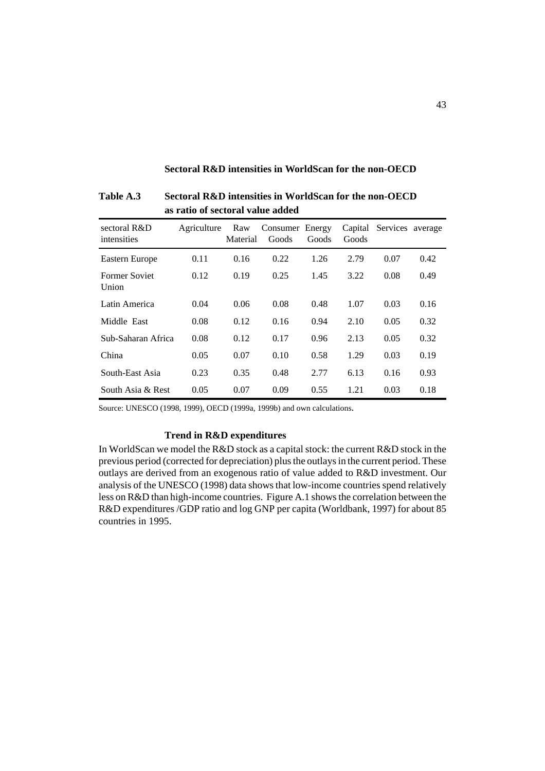### Sectoral R&D intensities in WorldScan for the non-OECD

**Table A.3 Sectoral R&D intensities in WorldScan for the non-OECD as ratio of sectoral value added**

| sectoral R&D intensities | Agriculture | Raw Material | Consumer Goods | Energy Goods | Capital Goods | Services | average |
|---|---|---|---|---|---|---|---|
| Eastern Europe | 0.11 | 0.16 | 0.22 | 1.26 | 2.79 | 0.07 | 0.42 |
| Former Soviet Union | 0.12 | 0.19 | 0.25 | 1.45 | 3.22 | 0.08 | 0.49 |
| Latin America | 0.04 | 0.06 | 0.08 | 0.48 | 1.07 | 0.03 | 0.16 |
| Middle East | 0.08 | 0.12 | 0.16 | 0.94 | 2.10 | 0.05 | 0.32 |
| Sub-Saharan Africa | 0.08 | 0.12 | 0.17 | 0.96 | 2.13 | 0.05 | 0.32 |
| China | 0.05 | 0.07 | 0.10 | 0.58 | 1.29 | 0.03 | 0.19 |
| South-East Asia | 0.23 | 0.35 | 0.48 | 2.77 | 6.13 | 0.16 | 0.93 |
| South Asia & Rest | 0.05 | 0.07 | 0.09 | 0.55 | 1.21 | 0.03 | 0.18 |

Source: UNESCO (1998, 1999), OECD (1999a, 1999b) and own calculations.

### Trend in R&D expenditures

In WorldScan we model the R&D stock as a capital stock: the current R&D stock in the previous period (corrected for depreciation) plus the outlays in the current period. These outlays are derived from an exogenous ratio of value added to R&D investment. Our analysis of the UNESCO (1998) data shows that low-income countries spend relatively less on R&D than high-income countries. Figure A.1 shows the correlation between the R&D expenditures /GDP ratio and log GNP per capita (Worldbank, 1997) for about 85 countries in 1995.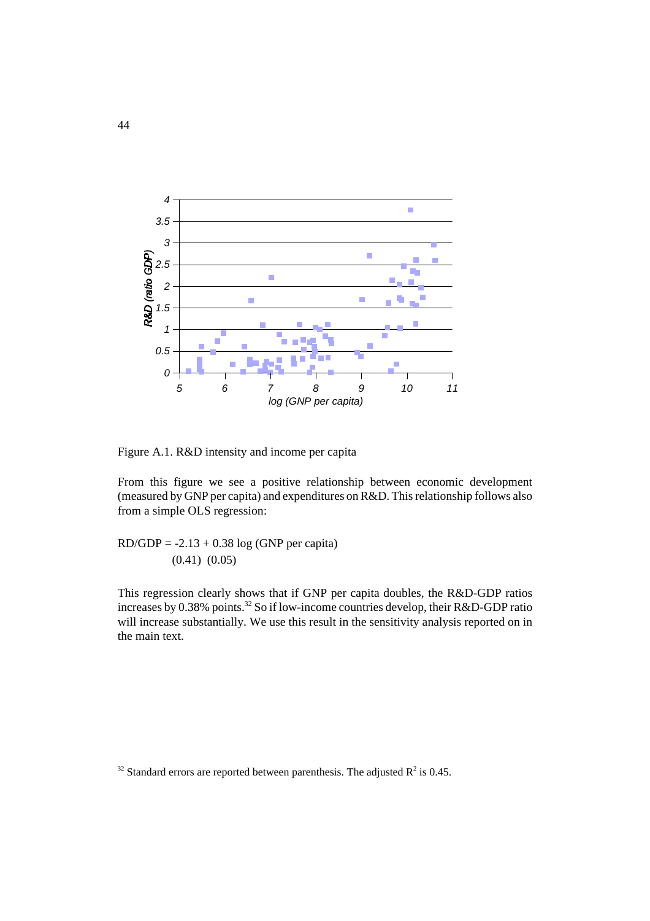Figure A.1. R&D intensity and income per capita

From this figure we see a positive relationship between economic development (measured by GNP per capita) and expenditures on R&D. This relationship follows also from a simple OLS regression:

$$
\begin{aligned}
RD/GDP &= -2.13 + 0.38 \log(\text{GNP per capita}) \\
&\quad\;\; (0.41) \quad\; (0.05)
\end{aligned}
$$

This regression clearly shows that if GNP per capita doubles, the R&D-GDP ratios increases by 0.38% points.[32] So if low-income countries develop, their R&D-GDP ratio will increase substantially. We use this result in the sensitivity analysis reported on in the main text.

[32] Standard errors are reported between parenthesis. The adjusted $R^2$ is 0.45.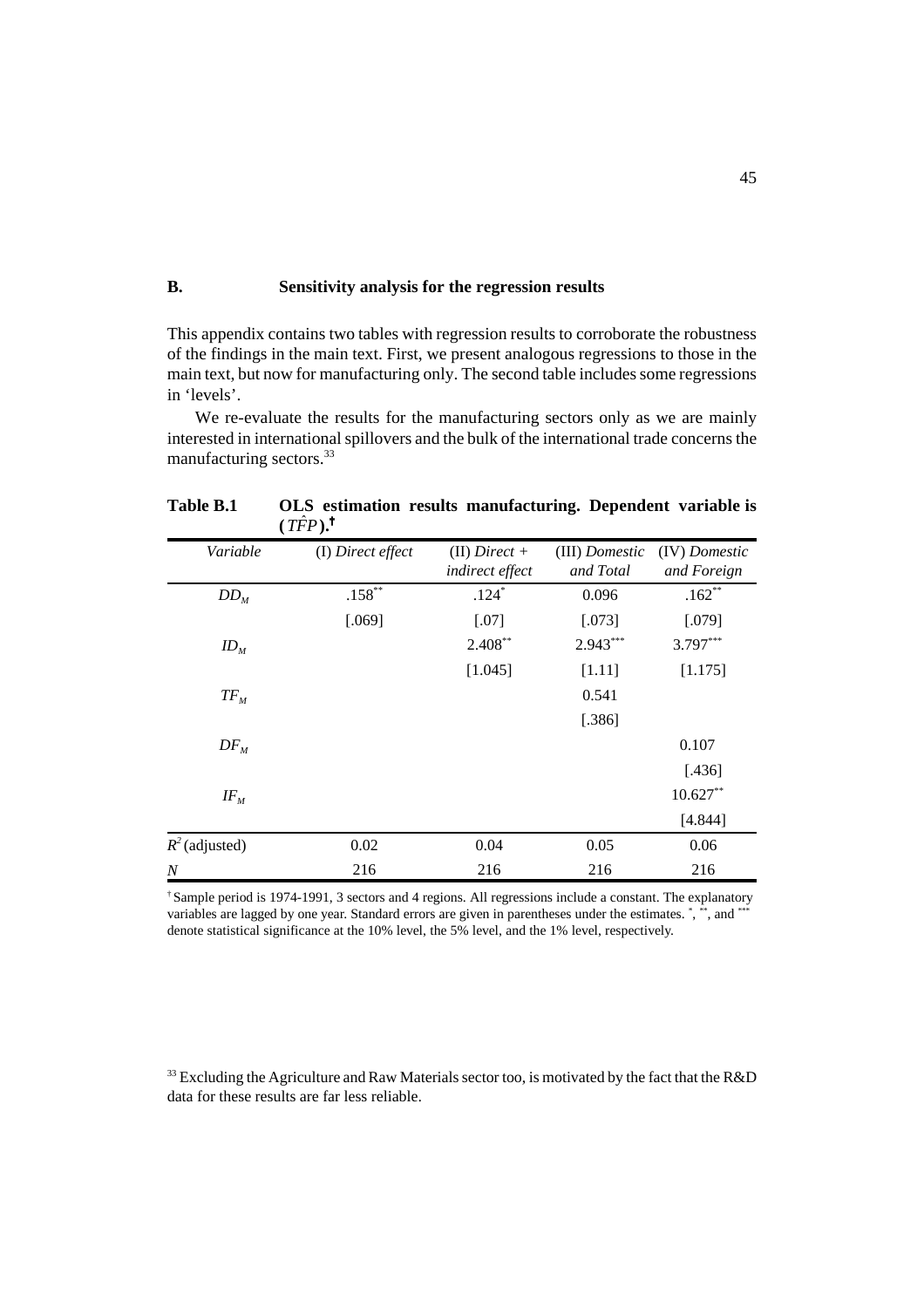## B. Sensitivity analysis for the regression results

This appendix contains two tables with regression results to corroborate the robustness of the findings in the main text. First, we present analogous regressions to those in the main text, but now for manufacturing only. The second table includes some regressions in 'levels'.

We re-evaluate the results for the manufacturing sectors only as we are mainly interested in international spillovers and the bulk of the international trade concerns the manufacturing sectors.[33]

**Table B.1 OLS estimation results manufacturing. Dependent variable is ($\hat{TFP}$).†**

| *Variable* | (I) *Direct effect* | (II) *Direct + indirect effect* | (III) *Domestic and Total* | (IV) *Domestic and Foreign* |
|---|---|---|---|---|
| $DD_M$ | .158** | .124* | 0.096 | .162** |
| | [.069] | [.07] | [.073] | [.079] |
| $ID_M$ | | 2.408** | 2.943*** | 3.797*** |
| | | [1.045] | [1.11] | [1.175] |
| $TF_M$ | | | 0.541 | |
| | | | [.386] | |
| $DF_M$ | | | | 0.107 |
| | | | | [.436] |
| $IF_M$ | | | | 10.627** |
| | | | | [4.844] |
| $R^2$ (adjusted) | 0.02 | 0.04 | 0.05 | 0.06 |
| $N$ | 216 | 216 | 216 | 216 |

† Sample period is 1974-1991, 3 sectors and 4 regions. All regressions include a constant. The explanatory variables are lagged by one year. Standard errors are given in parentheses under the estimates. *, **, and *** denote statistical significance at the 10% level, the 5% level, and the 1% level, respectively.

[33] Excluding the Agriculture and Raw Materials sector too, is motivated by the fact that the R&D data for these results are far less reliable.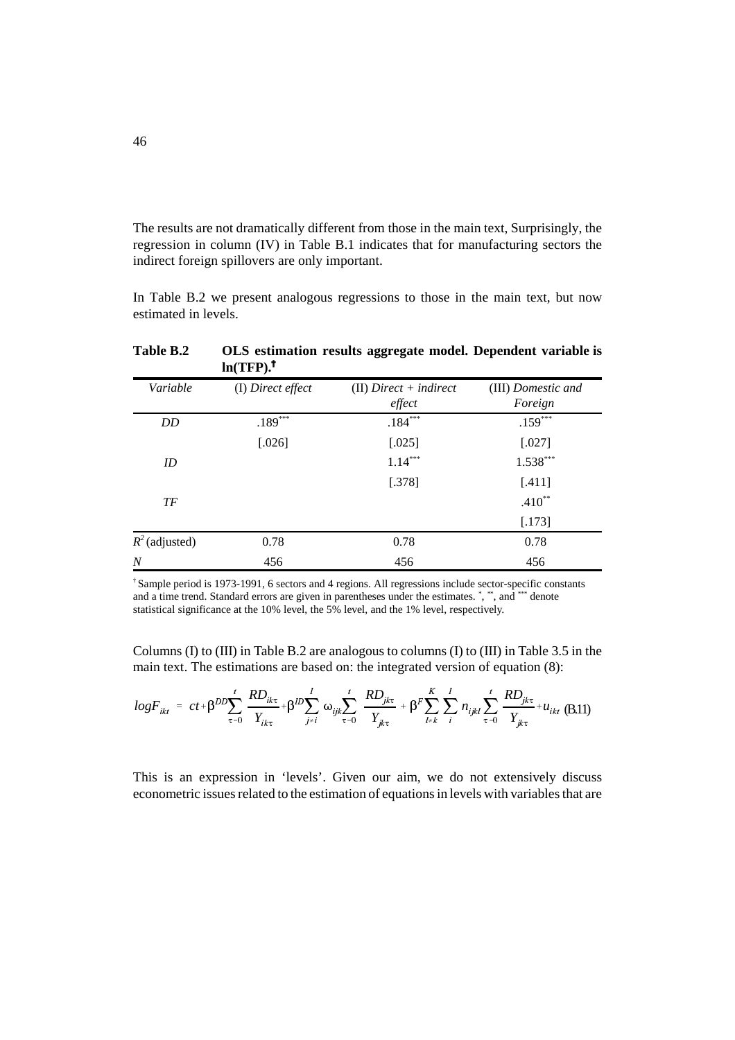The results are not dramatically different from those in the main text, Surprisingly, the regression in column (IV) in Table B.1 indicates that for manufacturing sectors the indirect foreign spillovers are only important.

In Table B.2 we present analogous regressions to those in the main text, but now estimated in levels.

**Table B.2 OLS estimation results aggregate model. Dependent variable is ln(TFP).†**

| *Variable* | (I) *Direct effect* | (II) *Direct + indirect effect* | (III) *Domestic and Foreign* |
|---|---|---|---|
| *DD* | .189*** | .184*** | .159*** |
| | [.026] | [.025] | [.027] |
| *ID* | | 1.14*** | 1.538*** |
| | | [.378] | [.411] |
| *TF* | | | .410** |
| | | | [.173] |
| $R^2$ (adjusted) | 0.78 | 0.78 | 0.78 |
| *N* | 456 | 456 | 456 |

† Sample period is 1973-1991, 6 sectors and 4 regions. All regressions include sector-specific constants and a time trend. Standard errors are given in parentheses under the estimates. *, **, and *** denote statistical significance at the 10% level, the 5% level, and the 1% level, respectively.

Columns (I) to (III) in Table B.2 are analogous to columns (I) to (III) in Table 3.5 in the main text. The estimations are based on: the integrated version of equation (8):

$$logF_{ikt} = ct + \beta^{DD}\sum_{\tau=0}^{t}\frac{RD_{ik\tau}}{Y_{ik\tau}} + \beta^{ID}\sum_{j\neq i}^{I}\omega_{ijk}\sum_{\tau=0}^{t}\frac{RD_{jk\tau}}{Y_{jk\tau}} + \beta^{F}\sum_{l\neq k}^{K}\sum_{i}^{I}n_{ijkl}\sum_{\tau=0}^{t}\frac{RD_{jk\tau}}{Y_{jk\tau}} + u_{ikt} \quad \text{(B.11)}$$

This is an expression in 'levels'. Given our aim, we do not extensively discuss econometric issues related to the estimation of equations in levels with variables that are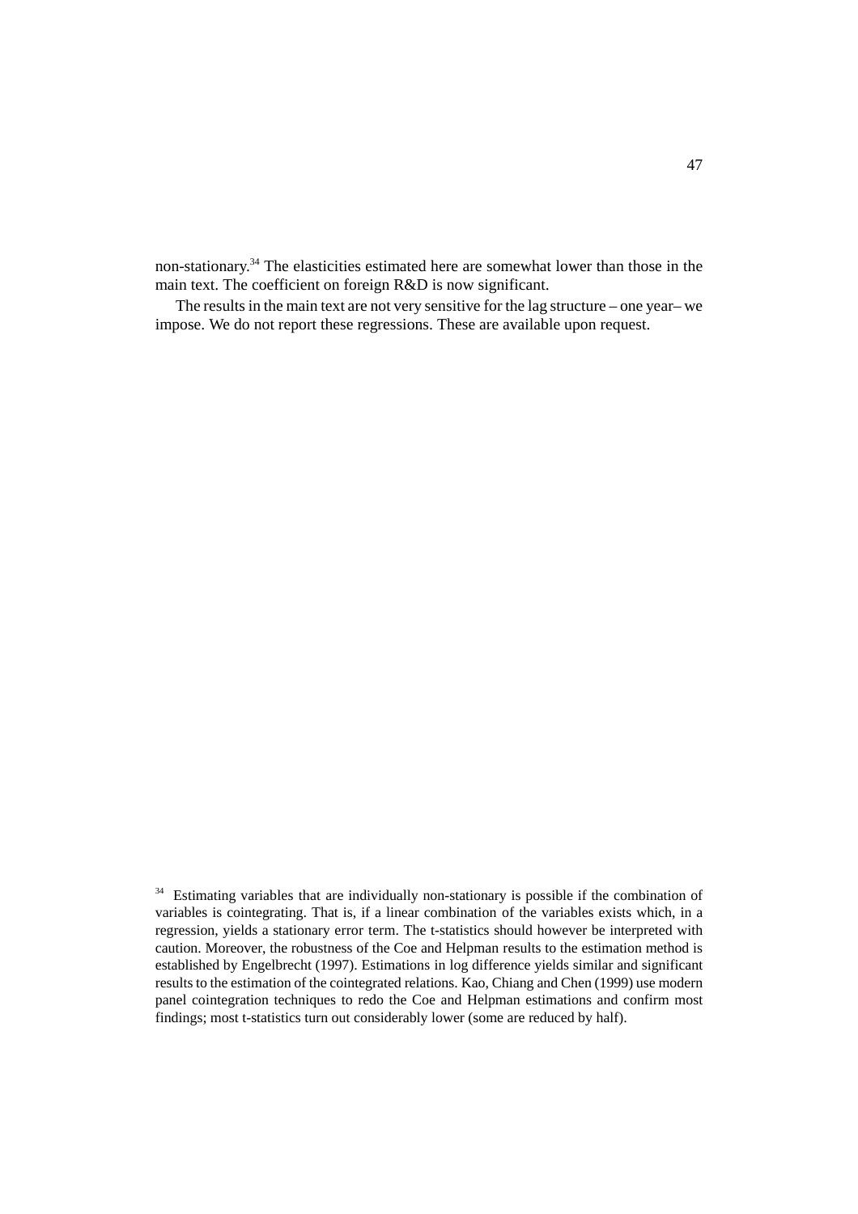non-stationary.[34] The elasticities estimated here are somewhat lower than those in the main text. The coefficient on foreign R&D is now significant.

The results in the main text are not very sensitive for the lag structure – one year– we impose. We do not report these regressions. These are available upon request.

[34] Estimating variables that are individually non-stationary is possible if the combination of variables is cointegrating. That is, if a linear combination of the variables exists which, in a regression, yields a stationary error term. The t-statistics should however be interpreted with caution. Moreover, the robustness of the Coe and Helpman results to the estimation method is established by Engelbrecht (1997). Estimations in log difference yields similar and significant results to the estimation of the cointegrated relations. Kao, Chiang and Chen (1999) use modern panel cointegration techniques to redo the Coe and Helpman estimations and confirm most findings; most t-statistics turn out considerably lower (some are reduced by half).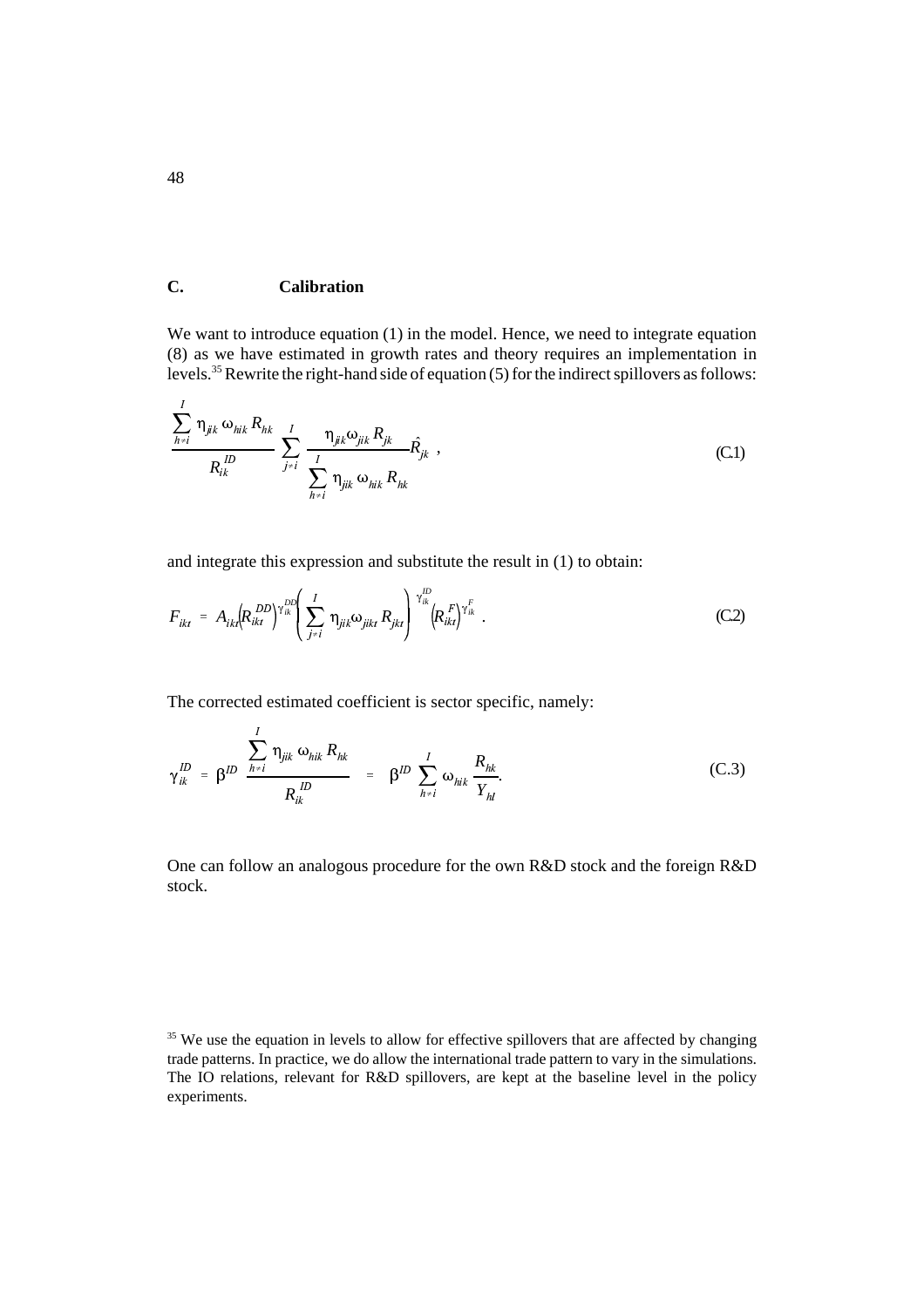## C. Calibration

We want to introduce equation (1) in the model. Hence, we need to integrate equation (8) as we have estimated in growth rates and theory requires an implementation in levels.[35] Rewrite the right-hand side of equation (5) for the indirect spillovers as follows:

$$\frac{\sum_{h \neq i}^{I} \eta_{jik}\, \omega_{hik}\, R_{hk}}{R_{ik}^{ID}} \sum_{j \neq i}^{I} \frac{\eta_{jik} \omega_{jik}\, R_{jk}}{\sum_{h \neq i}^{I} \eta_{jik}\, \omega_{hik}\, R_{hk}} \hat{R}_{jk} \,, \tag{C.1}$$

and integrate this expression and substitute the result in (1) to obtain:

$$F_{ikt} = A_{ikt} \left( R_{ikt}^{DD} \right)^{\gamma_{ik}^{DD}} \left( \sum_{j \neq i}^{I} \eta_{jik} \omega_{jikt}\, R_{jkt} \right)^{\gamma_{ik}^{ID}} \left( R_{ikt}^{F} \right)^{\gamma_{ik}^{F}} . \tag{C.2}$$

The corrected estimated coefficient is sector specific, namely:

$$\gamma_{ik}^{ID} = \beta^{ID} \frac{\sum_{h \neq i}^{I} \eta_{jik}\, \omega_{hik}\, R_{hk}}{R_{ik}^{ID}} = \beta^{ID} \sum_{h \neq i}^{I} \omega_{hik} \frac{R_{hk}}{Y_{hl}}. \tag{C.3}$$

One can follow an analogous procedure for the own R&D stock and the foreign R&D stock.

[35] We use the equation in levels to allow for effective spillovers that are affected by changing trade patterns. In practice, we do allow the international trade pattern to vary in the simulations. The IO relations, relevant for R&D spillovers, are kept at the baseline level in the policy experiments.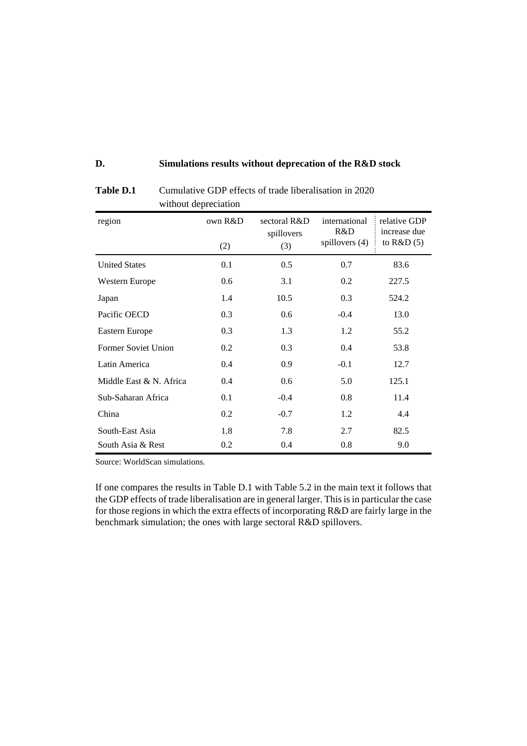# D. Simulations results without deprecation of the R&D stock

**Table D.1** Cumulative GDP effects of trade liberalisation in 2020 without depreciation

| region | own R&D (2) | sectoral R&D spillovers (3) | international R&D spillovers (4) | relative GDP increase due to R&D (5) |
|---|---|---|---|---|
| United States | 0.1 | 0.5 | 0.7 | 83.6 |
| Western Europe | 0.6 | 3.1 | 0.2 | 227.5 |
| Japan | 1.4 | 10.5 | 0.3 | 524.2 |
| Pacific OECD | 0.3 | 0.6 | -0.4 | 13.0 |
| Eastern Europe | 0.3 | 1.3 | 1.2 | 55.2 |
| Former Soviet Union | 0.2 | 0.3 | 0.4 | 53.8 |
| Latin America | 0.4 | 0.9 | -0.1 | 12.7 |
| Middle East & N. Africa | 0.4 | 0.6 | 5.0 | 125.1 |
| Sub-Saharan Africa | 0.1 | -0.4 | 0.8 | 11.4 |
| China | 0.2 | -0.7 | 1.2 | 4.4 |
| South-East Asia | 1.8 | 7.8 | 2.7 | 82.5 |
| South Asia & Rest | 0.2 | 0.4 | 0.8 | 9.0 |

Source: WorldScan simulations.

If one compares the results in Table D.1 with Table 5.2 in the main text it follows that the GDP effects of trade liberalisation are in general larger. This is in particular the case for those regions in which the extra effects of incorporating R&D are fairly large in the benchmark simulation; the ones with large sectoral R&D spillovers.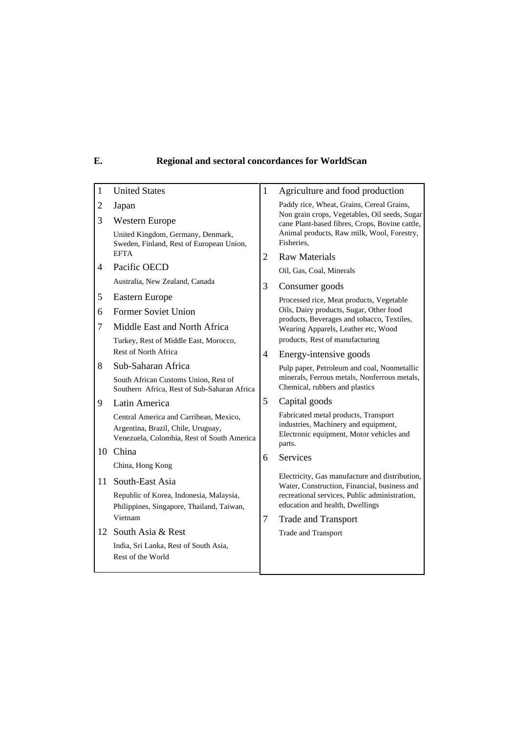## E. Regional and sectoral concordances for WorldScan

| Regions | |
|---|---|
| 1 | **United States** |
| 2 | **Japan** |
| 3 | **Western Europe**<br>United Kingdom, Germany, Denmark, Sweden, Finland, Rest of European Union, EFTA |
| 4 | **Pacific OECD**<br>Australia, New Zealand, Canada |
| 5 | **Eastern Europe** |
| 6 | **Former Soviet Union** |
| 7 | **Middle East and North Africa**<br>Turkey, Rest of Middle East, Morocco, Rest of North Africa |
| 8 | **Sub-Saharan Africa**<br>South African Customs Union, Rest of Southern Africa, Rest of Sub-Saharan Africa |
| 9 | **Latin America**<br>Central America and Carribean, Mexico, Argentina, Brazil, Chile, Uruguay, Venezuela, Colombia, Rest of South America |
| 10 | **China**<br>China, Hong Kong |
| 11 | **South-East Asia**<br>Republic of Korea, Indonesia, Malaysia, Philippines, Singapore, Thailand, Taiwan, Vietnam |
| 12 | **South Asia & Rest**<br>India, Sri Lanka, Rest of South Asia, Rest of the World |

| Sectors | |
|---|---|
| 1 | **Agriculture and food production**<br>Paddy rice, Wheat, Grains, Cereal Grains, Non grain crops, Vegetables, Oil seeds, Sugar cane Plant-based fibres, Crops, Bovine cattle, Animal products, Raw milk, Wool, Forestry, Fisheries, |
| 2 | **Raw Materials**<br>Oil, Gas, Coal, Minerals |
| 3 | **Consumer goods**<br>Processed rice, Meat products, Vegetable Oils, Dairy products, Sugar, Other food products, Beverages and tobacco, Textiles, Wearing Apparels, Leather etc, Wood products, Rest of manufacturing |
| 4 | **Energy-intensive goods**<br>Pulp paper, Petroleum and coal, Nonmetallic minerals, Ferrous metals, Nonferrous metals, Chemical, rubbers and plastics |
| 5 | **Capital goods**<br>Fabricated metal products, Transport industries, Machinery and equipment, Electronic equipment, Motor vehicles and parts. |
| 6 | **Services**<br>Electricity, Gas manufacture and distribution, Water, Construction, Financial, business and recreational services, Public administration, education and health, Dwellings |
| 7 | **Trade and Transport**<br>Trade and Transport |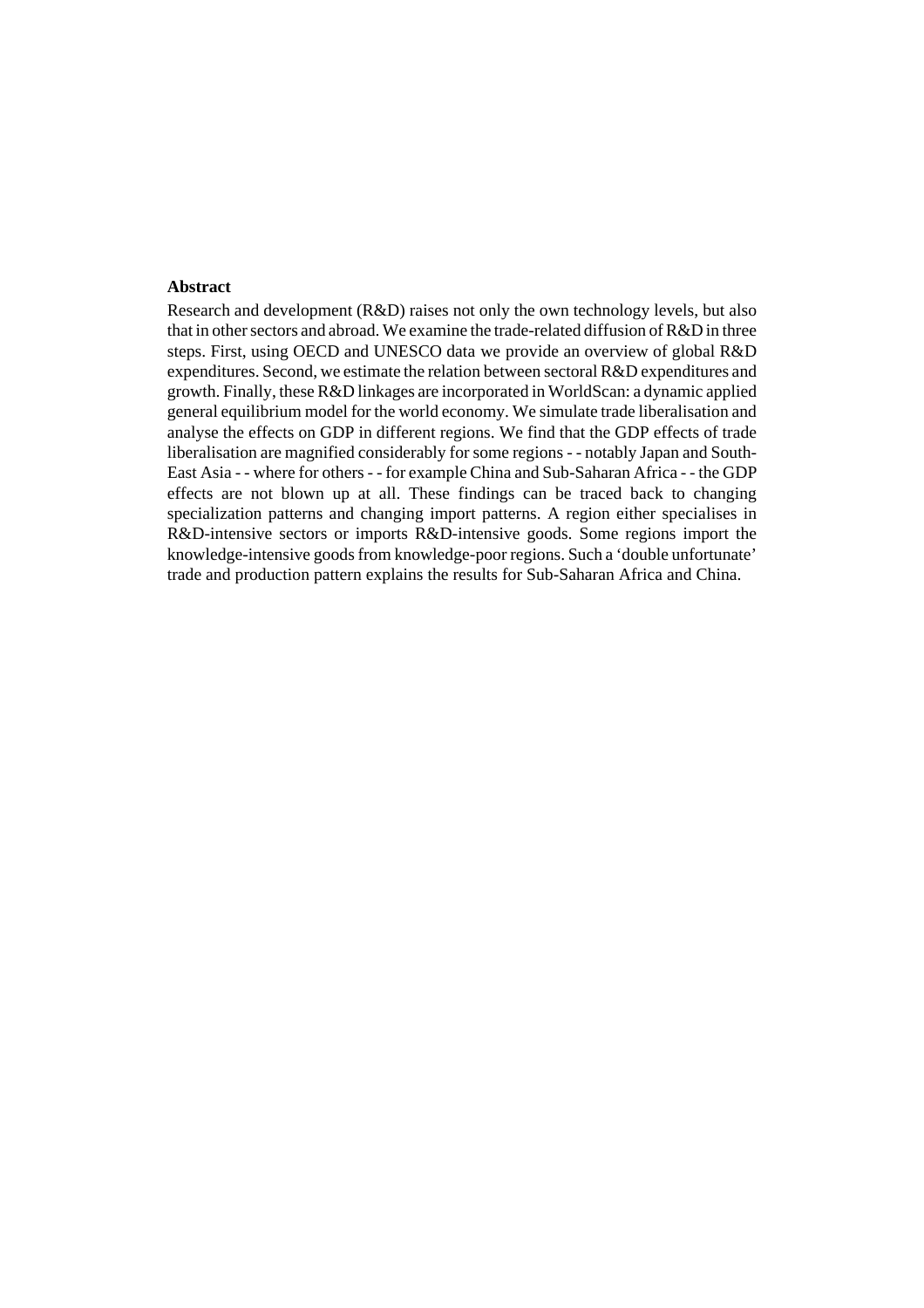**Abstract**

Research and development (R&D) raises not only the own technology levels, but also that in other sectors and abroad. We examine the trade-related diffusion of R&D in three steps. First, using OECD and UNESCO data we provide an overview of global R&D expenditures. Second, we estimate the relation between sectoral R&D expenditures and growth. Finally, these R&D linkages are incorporated in WorldScan: a dynamic applied general equilibrium model for the world economy. We simulate trade liberalisation and analyse the effects on GDP in different regions. We find that the GDP effects of trade liberalisation are magnified considerably for some regions - - notably Japan and South-East Asia - - where for others - - for example China and Sub-Saharan Africa - - the GDP effects are not blown up at all. These findings can be traced back to changing specialization patterns and changing import patterns. A region either specialises in R&D-intensive sectors or imports R&D-intensive goods. Some regions import the knowledge-intensive goods from knowledge-poor regions. Such a 'double unfortunate' trade and production pattern explains the results for Sub-Saharan Africa and China.